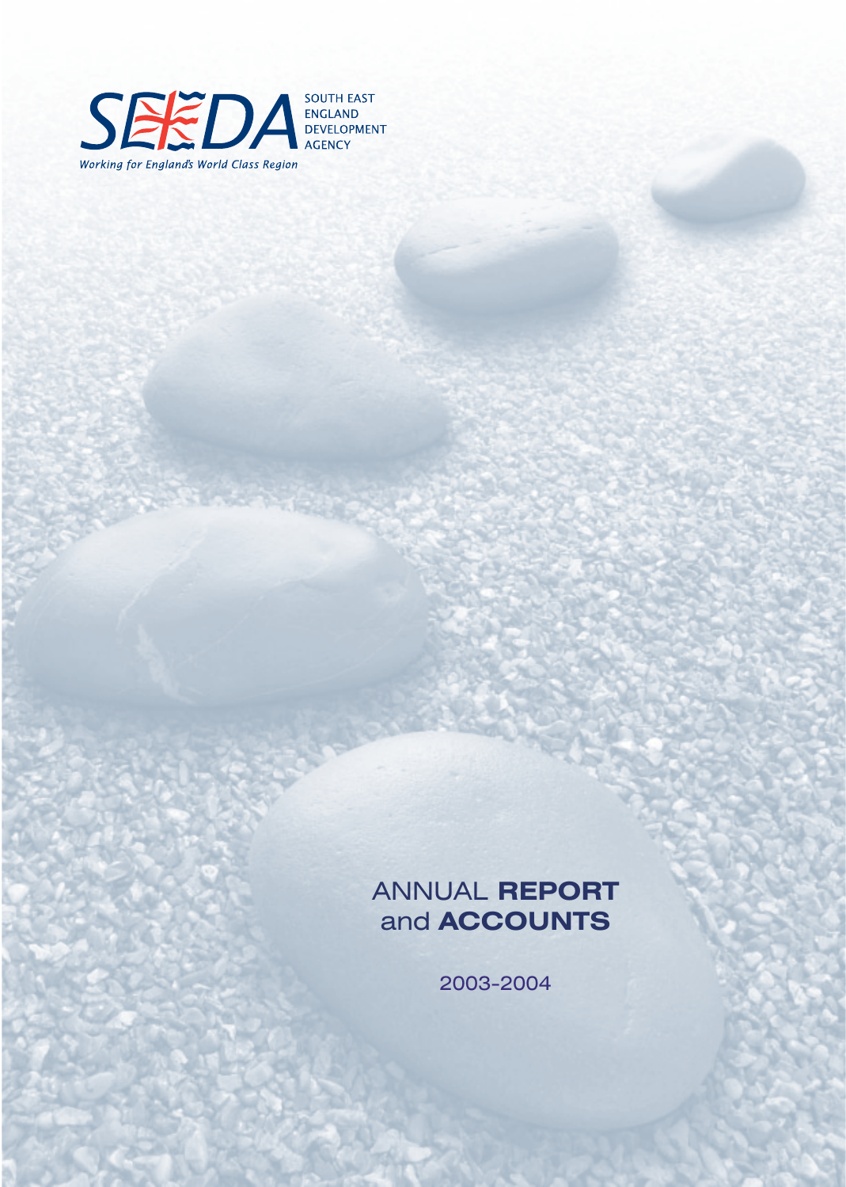SEEDA

SOUTH EAST ENGLAND DEVELOPMENT AGENCY

*Working for England's World Class Region*

# ANNUAL **REPORT** and **ACCOUNTS**

2003-2004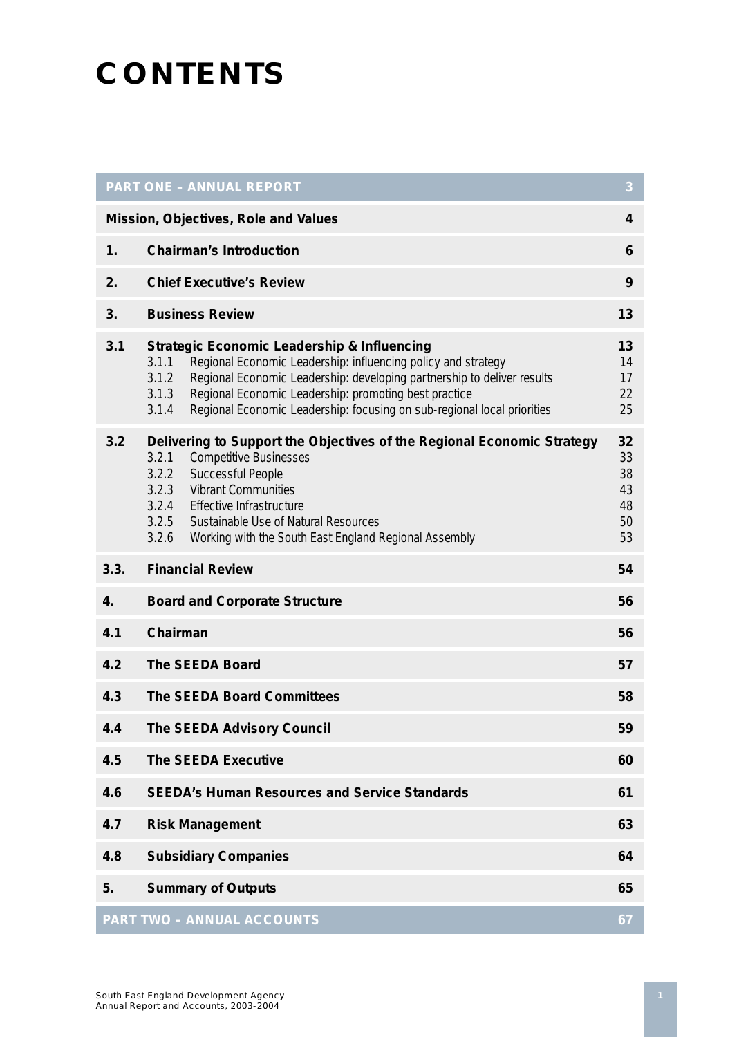# CONTENTS

| PART ONE – ANNUAL REPORT | | 3 |
|---|---|---|
| Mission, Objectives, Role and Values | | 4 |
| 1. | Chairman's Introduction | 6 |
| 2. | Chief Executive's Review | 9 |
| 3. | Business Review | 13 |
| 3.1 | **Strategic Economic Leadership & Influencing** | **13** |
| | 3.1.1 Regional Economic Leadership: influencing policy and strategy | 14 |
| | 3.1.2 Regional Economic Leadership: developing partnership to deliver results | 17 |
| | 3.1.3 Regional Economic Leadership: promoting best practice | 22 |
| | 3.1.4 Regional Economic Leadership: focusing on sub-regional local priorities | 25 |
| 3.2 | **Delivering to Support the Objectives of the Regional Economic Strategy** | **32** |
| | 3.2.1 Competitive Businesses | 33 |
| | 3.2.2 Successful People | 38 |
| | 3.2.3 Vibrant Communities | 43 |
| | 3.2.4 Effective Infrastructure | 48 |
| | 3.2.5 Sustainable Use of Natural Resources | 50 |
| | 3.2.6 Working with the South East England Regional Assembly | 53 |
| 3.3. | Financial Review | 54 |
| 4. | Board and Corporate Structure | 56 |
| 4.1 | Chairman | 56 |
| 4.2 | The SEEDA Board | 57 |
| 4.3 | The SEEDA Board Committees | 58 |
| 4.4 | The SEEDA Advisory Council | 59 |
| 4.5 | The SEEDA Executive | 60 |
| 4.6 | SEEDA's Human Resources and Service Standards | 61 |
| 4.7 | Risk Management | 63 |
| 4.8 | Subsidiary Companies | 64 |
| 5. | Summary of Outputs | 65 |
| PART TWO – ANNUAL ACCOUNTS | | 67 |

South East England Development Agency
Annual Report and Accounts, 2003-2004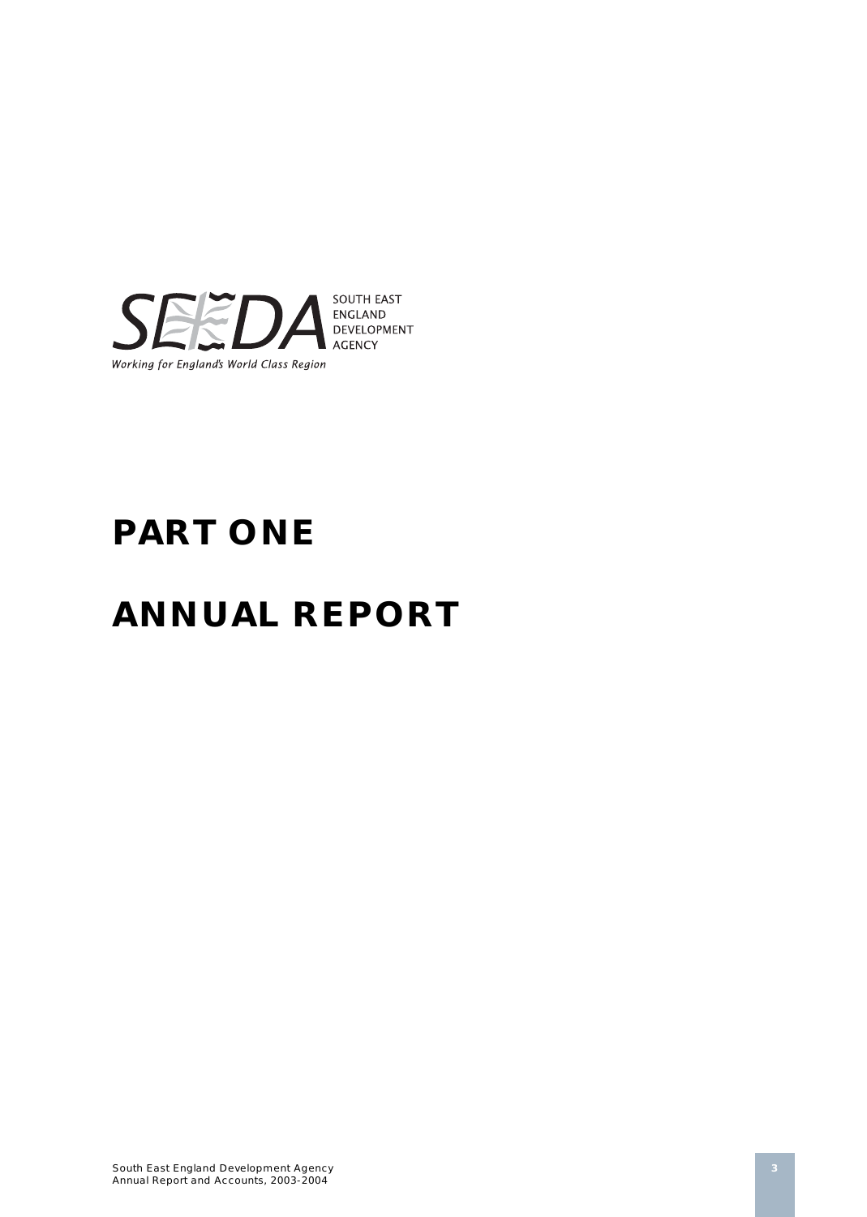SOUTH EAST ENGLAND DEVELOPMENT AGENCY

*Working for England's World Class Region*

# PART ONE

# ANNUAL REPORT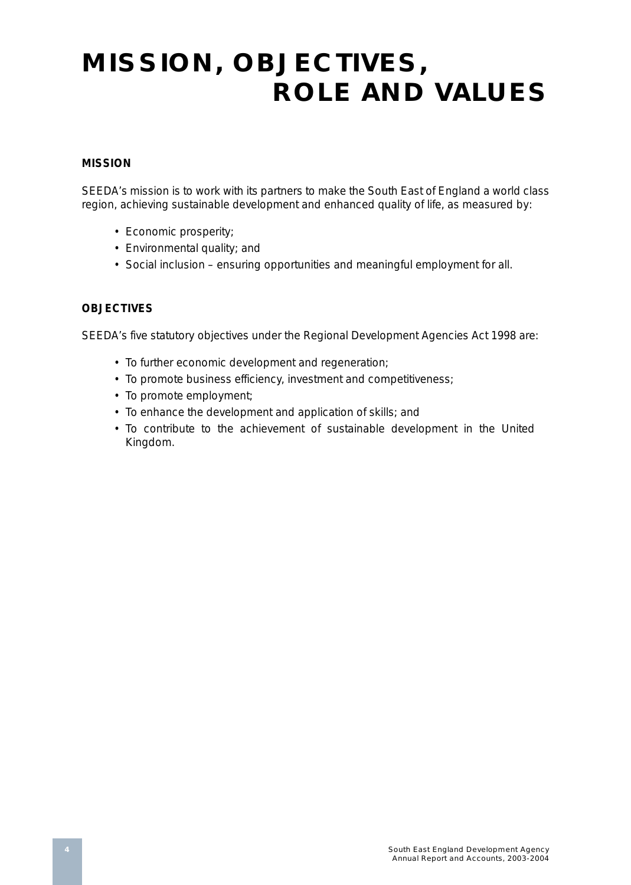# MISSION, OBJECTIVES, ROLE AND VALUES

## MISSION

SEEDA's mission is to work with its partners to make the South East of England a world class region, achieving sustainable development and enhanced quality of life, as measured by:

- Economic prosperity;
- Environmental quality; and
- Social inclusion – ensuring opportunities and meaningful employment for all.

## OBJECTIVES

SEEDA's five statutory objectives under the Regional Development Agencies Act 1998 are:

- To further economic development and regeneration;
- To promote business efficiency, investment and competitiveness;
- To promote employment;
- To enhance the development and application of skills; and
- To contribute to the achievement of sustainable development in the United Kingdom.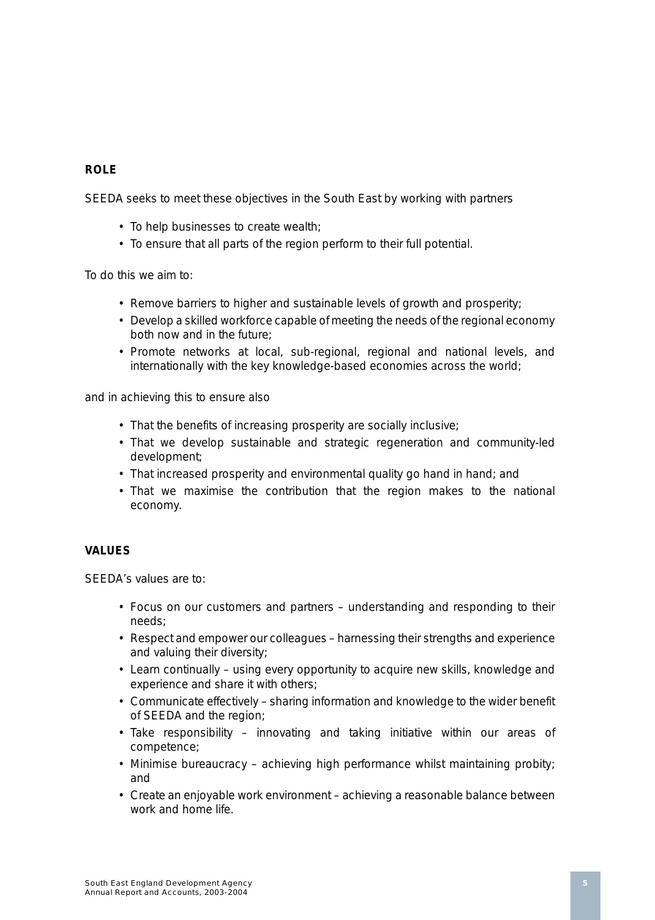## ROLE

SEEDA seeks to meet these objectives in the South East by working with partners

- To help businesses to create wealth;
- To ensure that all parts of the region perform to their full potential.

To do this we aim to:

- Remove barriers to higher and sustainable levels of growth and prosperity;
- Develop a skilled workforce capable of meeting the needs of the regional economy both now and in the future;
- Promote networks at local, sub-regional, regional and national levels, and internationally with the key knowledge-based economies across the world;

and in achieving this to ensure also

- That the benefits of increasing prosperity are socially inclusive;
- That we develop sustainable and strategic regeneration and community-led development;
- That increased prosperity and environmental quality go hand in hand; and
- That we maximise the contribution that the region makes to the national economy.

## VALUES

SEEDA's values are to:

- Focus on our customers and partners – understanding and responding to their needs;
- Respect and empower our colleagues – harnessing their strengths and experience and valuing their diversity;
- Learn continually – using every opportunity to acquire new skills, knowledge and experience and share it with others;
- Communicate effectively – sharing information and knowledge to the wider benefit of SEEDA and the region;
- Take responsibility – innovating and taking initiative within our areas of competence;
- Minimise bureaucracy – achieving high performance whilst maintaining probity; and
- Create an enjoyable work environment – achieving a reasonable balance between work and home life.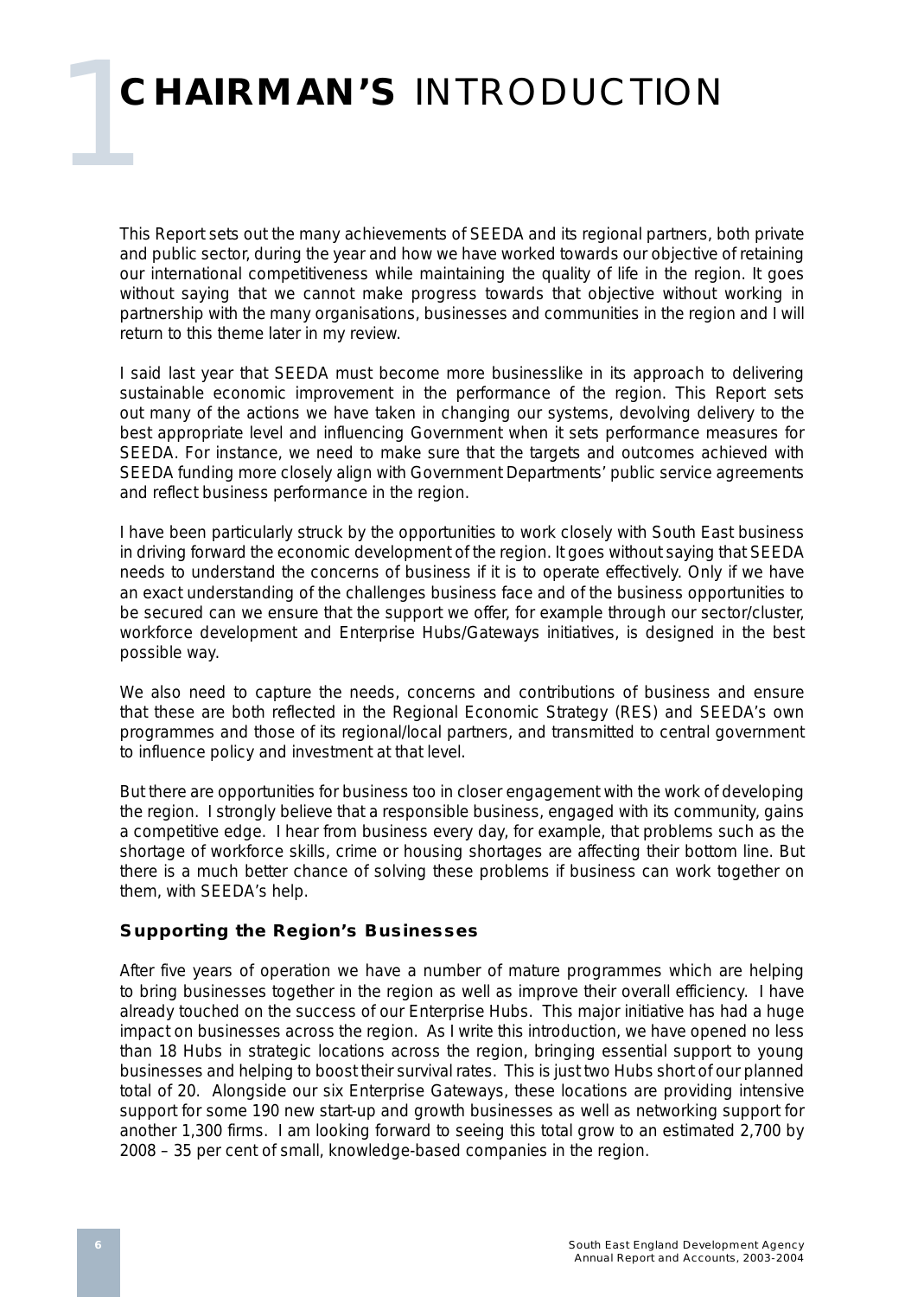# 1 CHAIRMAN'S INTRODUCTION

This Report sets out the many achievements of SEEDA and its regional partners, both private and public sector, during the year and how we have worked towards our objective of retaining our international competitiveness while maintaining the quality of life in the region. It goes without saying that we cannot make progress towards that objective without working in partnership with the many organisations, businesses and communities in the region and I will return to this theme later in my review.

I said last year that SEEDA must become more businesslike in its approach to delivering sustainable economic improvement in the performance of the region. This Report sets out many of the actions we have taken in changing our systems, devolving delivery to the best appropriate level and influencing Government when it sets performance measures for SEEDA. For instance, we need to make sure that the targets and outcomes achieved with SEEDA funding more closely align with Government Departments' public service agreements and reflect business performance in the region.

I have been particularly struck by the opportunities to work closely with South East business in driving forward the economic development of the region. It goes without saying that SEEDA needs to understand the concerns of business if it is to operate effectively. Only if we have an exact understanding of the challenges business face and of the business opportunities to be secured can we ensure that the support we offer, for example through our sector/cluster, workforce development and Enterprise Hubs/Gateways initiatives, is designed in the best possible way.

We also need to capture the needs, concerns and contributions of business and ensure that these are both reflected in the Regional Economic Strategy (RES) and SEEDA's own programmes and those of its regional/local partners, and transmitted to central government to influence policy and investment at that level.

But there are opportunities for business too in closer engagement with the work of developing the region. I strongly believe that a responsible business, engaged with its community, gains a competitive edge. I hear from business every day, for example, that problems such as the shortage of workforce skills, crime or housing shortages are affecting their bottom line. But there is a much better chance of solving these problems if business can work together on them, with SEEDA's help.

### Supporting the Region's Businesses

After five years of operation we have a number of mature programmes which are helping to bring businesses together in the region as well as improve their overall efficiency. I have already touched on the success of our Enterprise Hubs. This major initiative has had a huge impact on businesses across the region. As I write this introduction, we have opened no less than 18 Hubs in strategic locations across the region, bringing essential support to young businesses and helping to boost their survival rates. This is just two Hubs short of our planned total of 20. Alongside our six Enterprise Gateways, these locations are providing intensive support for some 190 new start-up and growth businesses as well as networking support for another 1,300 firms. I am looking forward to seeing this total grow to an estimated 2,700 by 2008 – 35 per cent of small, knowledge-based companies in the region.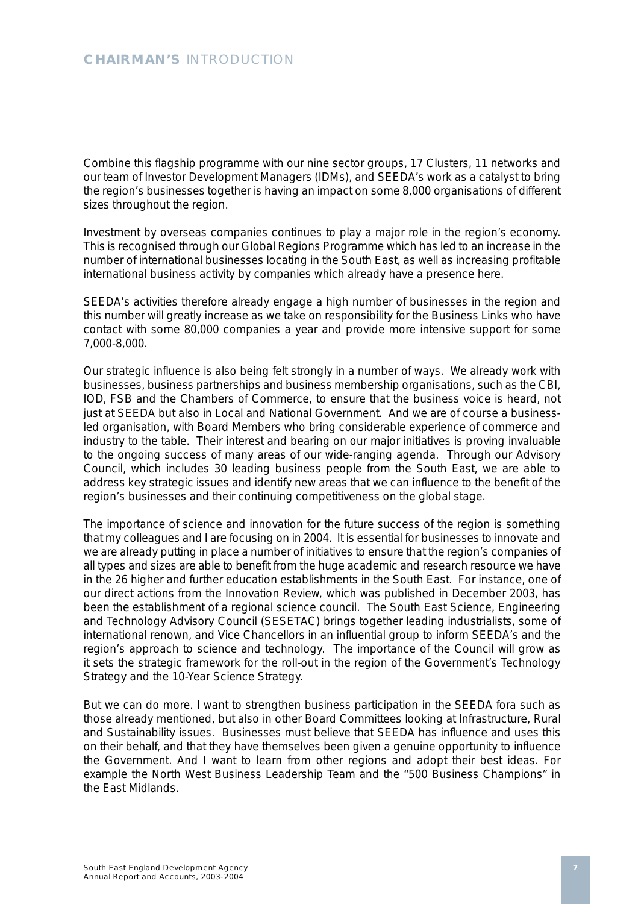## **CHAIRMAN'S** INTRODUCTION

Combine this flagship programme with our nine sector groups, 17 Clusters, 11 networks and our team of Investor Development Managers (IDMs), and SEEDA's work as a catalyst to bring the region's businesses together is having an impact on some 8,000 organisations of different sizes throughout the region.

Investment by overseas companies continues to play a major role in the region's economy. This is recognised through our Global Regions Programme which has led to an increase in the number of international businesses locating in the South East, as well as increasing profitable international business activity by companies which already have a presence here.

SEEDA's activities therefore already engage a high number of businesses in the region and this number will greatly increase as we take on responsibility for the Business Links who have contact with some 80,000 companies a year and provide more intensive support for some 7,000-8,000.

Our strategic influence is also being felt strongly in a number of ways. We already work with businesses, business partnerships and business membership organisations, such as the CBI, IOD, FSB and the Chambers of Commerce, to ensure that the business voice is heard, not just at SEEDA but also in Local and National Government. And we are of course a business-led organisation, with Board Members who bring considerable experience of commerce and industry to the table. Their interest and bearing on our major initiatives is proving invaluable to the ongoing success of many areas of our wide-ranging agenda. Through our Advisory Council, which includes 30 leading business people from the South East, we are able to address key strategic issues and identify new areas that we can influence to the benefit of the region's businesses and their continuing competitiveness on the global stage.

The importance of science and innovation for the future success of the region is something that my colleagues and I are focusing on in 2004. It is essential for businesses to innovate and we are already putting in place a number of initiatives to ensure that the region's companies of all types and sizes are able to benefit from the huge academic and research resource we have in the 26 higher and further education establishments in the South East. For instance, one of our direct actions from the Innovation Review, which was published in December 2003, has been the establishment of a regional science council. The South East Science, Engineering and Technology Advisory Council (SESETAC) brings together leading industrialists, some of international renown, and Vice Chancellors in an influential group to inform SEEDA's and the region's approach to science and technology. The importance of the Council will grow as it sets the strategic framework for the roll-out in the region of the Government's Technology Strategy and the 10-Year Science Strategy.

But we can do more. I want to strengthen business participation in the SEEDA fora such as those already mentioned, but also in other Board Committees looking at Infrastructure, Rural and Sustainability issues. Businesses must believe that SEEDA has influence and uses this on their behalf, and that they have themselves been given a genuine opportunity to influence the Government. And I want to learn from other regions and adopt their best ideas. For example the North West Business Leadership Team and the "500 Business Champions" in the East Midlands.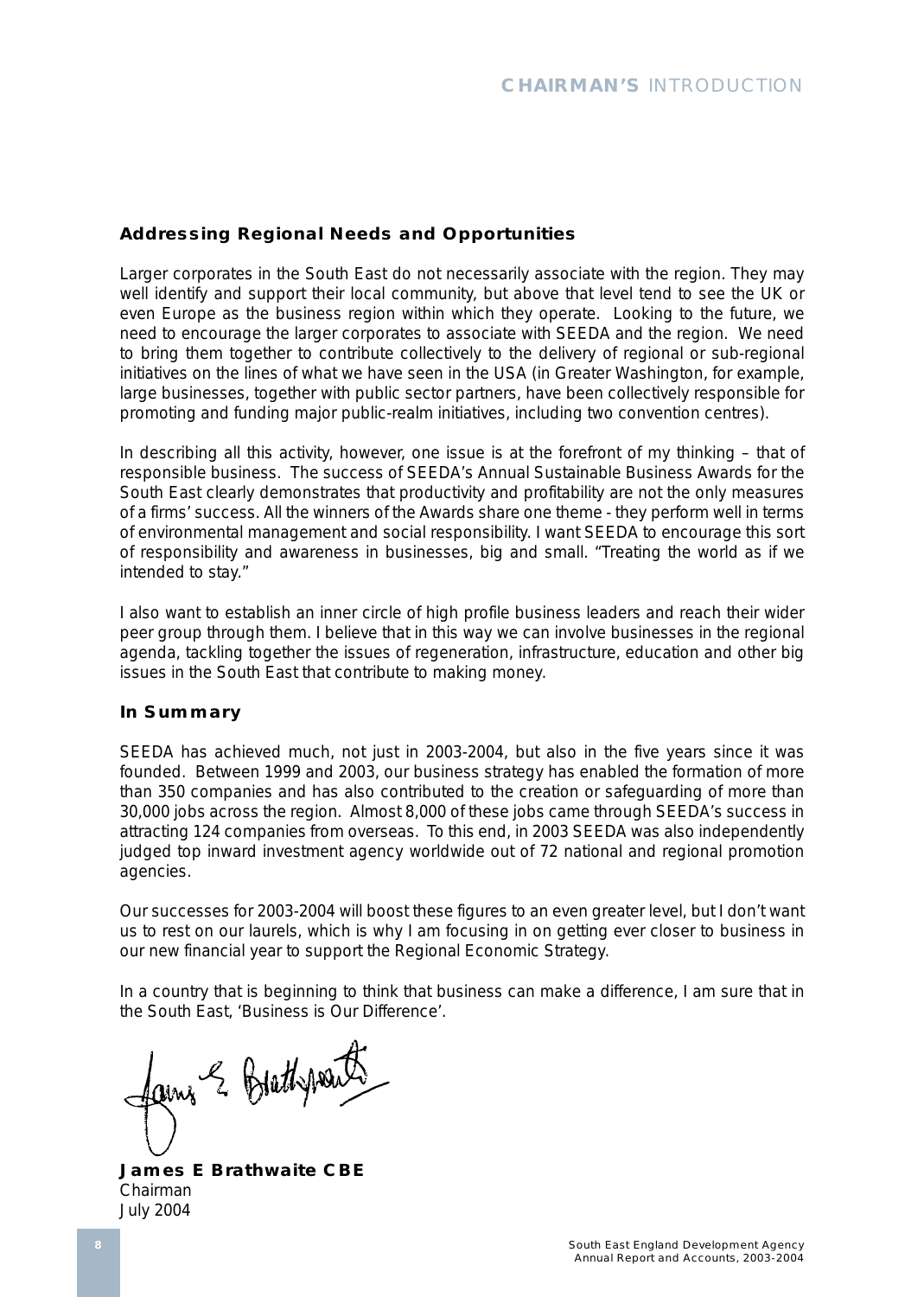## Addressing Regional Needs and Opportunities

Larger corporates in the South East do not necessarily associate with the region. They may well identify and support their local community, but above that level tend to see the UK or even Europe as the business region within which they operate. Looking to the future, we need to encourage the larger corporates to associate with SEEDA and the region. We need to bring them together to contribute collectively to the delivery of regional or sub-regional initiatives on the lines of what we have seen in the USA (in Greater Washington, for example, large businesses, together with public sector partners, have been collectively responsible for promoting and funding major public-realm initiatives, including two convention centres).

In describing all this activity, however, one issue is at the forefront of my thinking – that of responsible business. The success of SEEDA's Annual Sustainable Business Awards for the South East clearly demonstrates that productivity and profitability are not the only measures of a firms' success. All the winners of the Awards share one theme - they perform well in terms of environmental management and social responsibility. I want SEEDA to encourage this sort of responsibility and awareness in businesses, big and small. "Treating the world as if we intended to stay."

I also want to establish an inner circle of high profile business leaders and reach their wider peer group through them. I believe that in this way we can involve businesses in the regional agenda, tackling together the issues of regeneration, infrastructure, education and other big issues in the South East that contribute to making money.

## In Summary

SEEDA has achieved much, not just in 2003-2004, but also in the five years since it was founded. Between 1999 and 2003, our business strategy has enabled the formation of more than 350 companies and has also contributed to the creation or safeguarding of more than 30,000 jobs across the region. Almost 8,000 of these jobs came through SEEDA's success in attracting 124 companies from overseas. To this end, in 2003 SEEDA was also independently judged top inward investment agency worldwide out of 72 national and regional promotion agencies.

Our successes for 2003-2004 will boost these figures to an even greater level, but I don't want us to rest on our laurels, which is why I am focusing in on getting ever closer to business in our new financial year to support the Regional Economic Strategy.

In a country that is beginning to think that business can make a difference, I am sure that in the South East, 'Business is Our Difference'.

**James E Brathwaite CBE**
Chairman
July 2004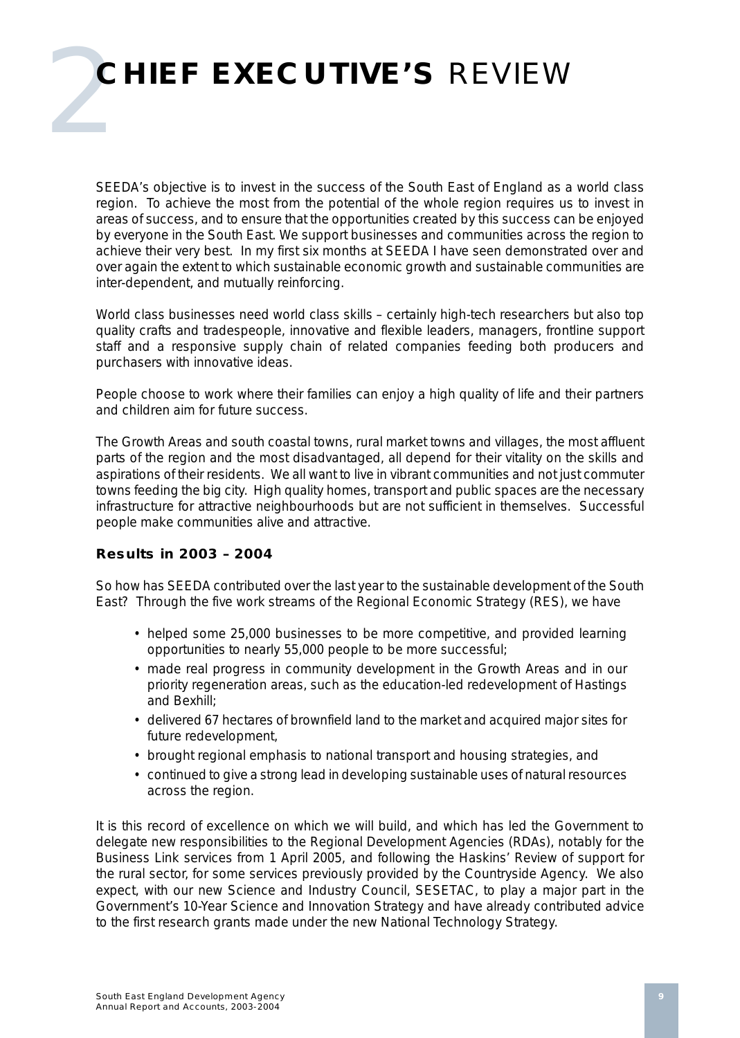# 2 CHIEF EXECUTIVE'S REVIEW

SEEDA's objective is to invest in the success of the South East of England as a world class region. To achieve the most from the potential of the whole region requires us to invest in areas of success, and to ensure that the opportunities created by this success can be enjoyed by everyone in the South East. We support businesses and communities across the region to achieve their very best. In my first six months at SEEDA I have seen demonstrated over and over again the extent to which sustainable economic growth and sustainable communities are inter-dependent, and mutually reinforcing.

World class businesses need world class skills – certainly high-tech researchers but also top quality crafts and tradespeople, innovative and flexible leaders, managers, frontline support staff and a responsive supply chain of related companies feeding both producers and purchasers with innovative ideas.

People choose to work where their families can enjoy a high quality of life and their partners and children aim for future success.

The Growth Areas and south coastal towns, rural market towns and villages, the most affluent parts of the region and the most disadvantaged, all depend for their vitality on the skills and aspirations of their residents. We all want to live in vibrant communities and not just commuter towns feeding the big city. High quality homes, transport and public spaces are the necessary infrastructure for attractive neighbourhoods but are not sufficient in themselves. Successful people make communities alive and attractive.

### Results in 2003 – 2004

So how has SEEDA contributed over the last year to the sustainable development of the South East? Through the five work streams of the Regional Economic Strategy (RES), we have

- helped some 25,000 businesses to be more competitive, and provided learning opportunities to nearly 55,000 people to be more successful;
- made real progress in community development in the Growth Areas and in our priority regeneration areas, such as the education-led redevelopment of Hastings and Bexhill;
- delivered 67 hectares of brownfield land to the market and acquired major sites for future redevelopment,
- brought regional emphasis to national transport and housing strategies, and
- continued to give a strong lead in developing sustainable uses of natural resources across the region.

It is this record of excellence on which we will build, and which has led the Government to delegate new responsibilities to the Regional Development Agencies (RDAs), notably for the Business Link services from 1 April 2005, and following the Haskins' Review of support for the rural sector, for some services previously provided by the Countryside Agency. We also expect, with our new Science and Industry Council, SESETAC, to play a major part in the Government's 10-Year Science and Innovation Strategy and have already contributed advice to the first research grants made under the new National Technology Strategy.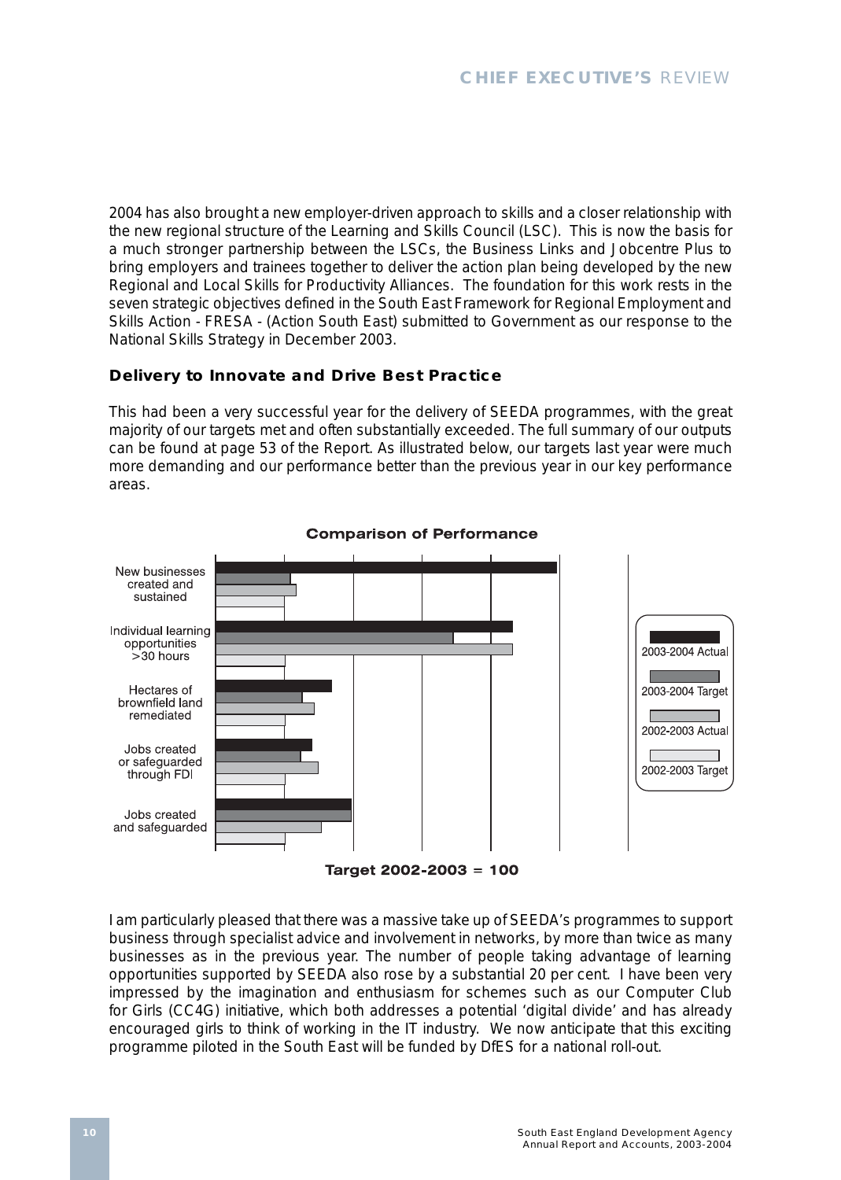2004 has also brought a new employer-driven approach to skills and a closer relationship with the new regional structure of the Learning and Skills Council (LSC). This is now the basis for a much stronger partnership between the LSCs, the Business Links and Jobcentre Plus to bring employers and trainees together to deliver the action plan being developed by the new Regional and Local Skills for Productivity Alliances. The foundation for this work rests in the seven strategic objectives defined in the South East Framework for Regional Employment and Skills Action - FRESA - (Action South East) submitted to Government as our response to the National Skills Strategy in December 2003.

### Delivery to Innovate and Drive Best Practice

This had been a very successful year for the delivery of SEEDA programmes, with the great majority of our targets met and often substantially exceeded. The full summary of our outputs can be found at page 53 of the Report. As illustrated below, our targets last year were much more demanding and our performance better than the previous year in our key performance areas.

**Comparison of Performance**

Categories: New businesses created and sustained; Individual learning opportunities >30 hours; Hectares of brownfield land remediated; Jobs created or safeguarded through FDI; Jobs created and safeguarded

Legend: 2003-2004 Actual; 2003-2004 Target; 2002-2003 Actual; 2002-2003 Target

**Target 2002-2003 = 100**

I am particularly pleased that there was a massive take up of SEEDA's programmes to support business through specialist advice and involvement in networks, by more than twice as many businesses as in the previous year. The number of people taking advantage of learning opportunities supported by SEEDA also rose by a substantial 20 per cent. I have been very impressed by the imagination and enthusiasm for schemes such as our Computer Club for Girls (CC4G) initiative, which both addresses a potential 'digital divide' and has already encouraged girls to think of working in the IT industry. We now anticipate that this exciting programme piloted in the South East will be funded by DfES for a national roll-out.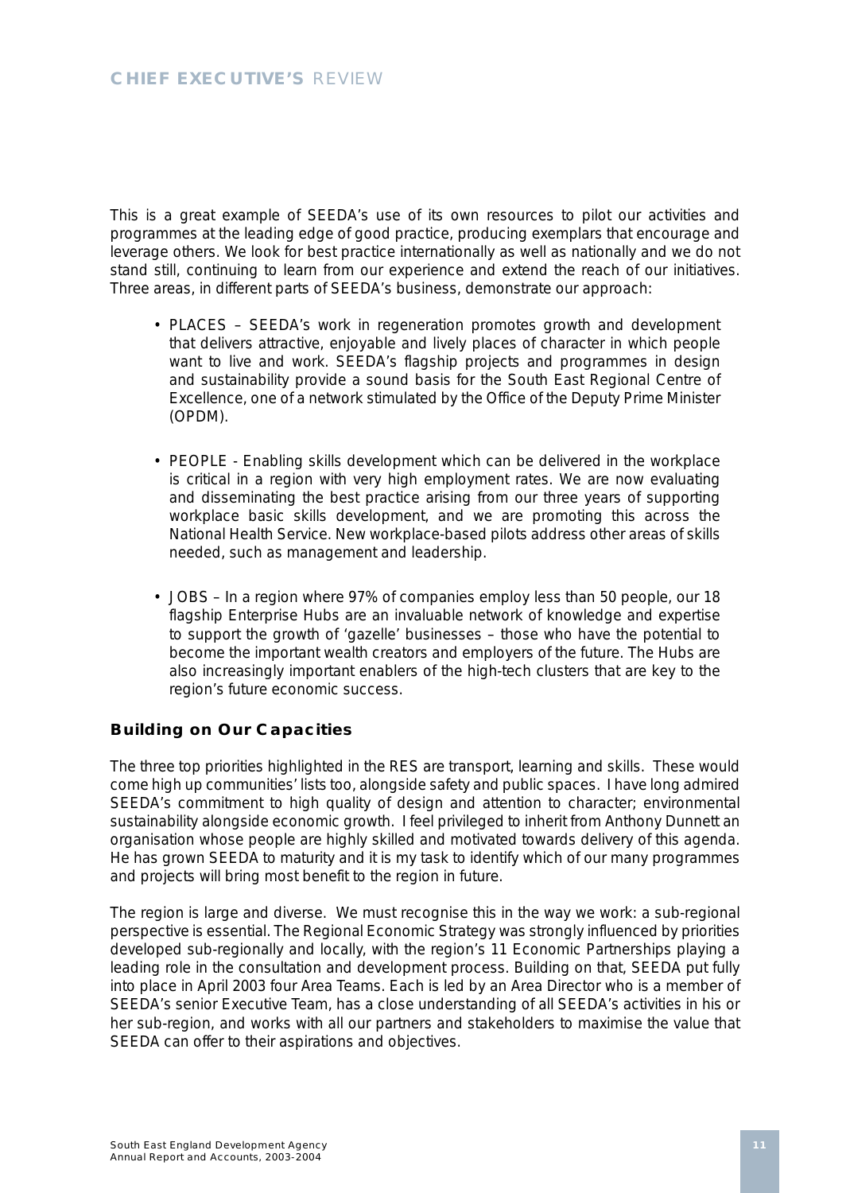This is a great example of SEEDA's use of its own resources to pilot our activities and programmes at the leading edge of good practice, producing exemplars that encourage and leverage others. We look for best practice internationally as well as nationally and we do not stand still, continuing to learn from our experience and extend the reach of our initiatives. Three areas, in different parts of SEEDA's business, demonstrate our approach:

- PLACES – SEEDA's work in regeneration promotes growth and development that delivers attractive, enjoyable and lively places of character in which people want to live and work. SEEDA's flagship projects and programmes in design and sustainability provide a sound basis for the South East Regional Centre of Excellence, one of a network stimulated by the Office of the Deputy Prime Minister (OPDM).

- PEOPLE - Enabling skills development which can be delivered in the workplace is critical in a region with very high employment rates. We are now evaluating and disseminating the best practice arising from our three years of supporting workplace basic skills development, and we are promoting this across the National Health Service. New workplace-based pilots address other areas of skills needed, such as management and leadership.

- JOBS – In a region where 97% of companies employ less than 50 people, our 18 flagship Enterprise Hubs are an invaluable network of knowledge and expertise to support the growth of 'gazelle' businesses – those who have the potential to become the important wealth creators and employers of the future. The Hubs are also increasingly important enablers of the high-tech clusters that are key to the region's future economic success.

### Building on Our Capacities

The three top priorities highlighted in the RES are transport, learning and skills. These would come high up communities' lists too, alongside safety and public spaces. I have long admired SEEDA's commitment to high quality of design and attention to character; environmental sustainability alongside economic growth. I feel privileged to inherit from Anthony Dunnett an organisation whose people are highly skilled and motivated towards delivery of this agenda. He has grown SEEDA to maturity and it is my task to identify which of our many programmes and projects will bring most benefit to the region in future.

The region is large and diverse. We must recognise this in the way we work: a sub-regional perspective is essential. The Regional Economic Strategy was strongly influenced by priorities developed sub-regionally and locally, with the region's 11 Economic Partnerships playing a leading role in the consultation and development process. Building on that, SEEDA put fully into place in April 2003 four Area Teams. Each is led by an Area Director who is a member of SEEDA's senior Executive Team, has a close understanding of all SEEDA's activities in his or her sub-region, and works with all our partners and stakeholders to maximise the value that SEEDA can offer to their aspirations and objectives.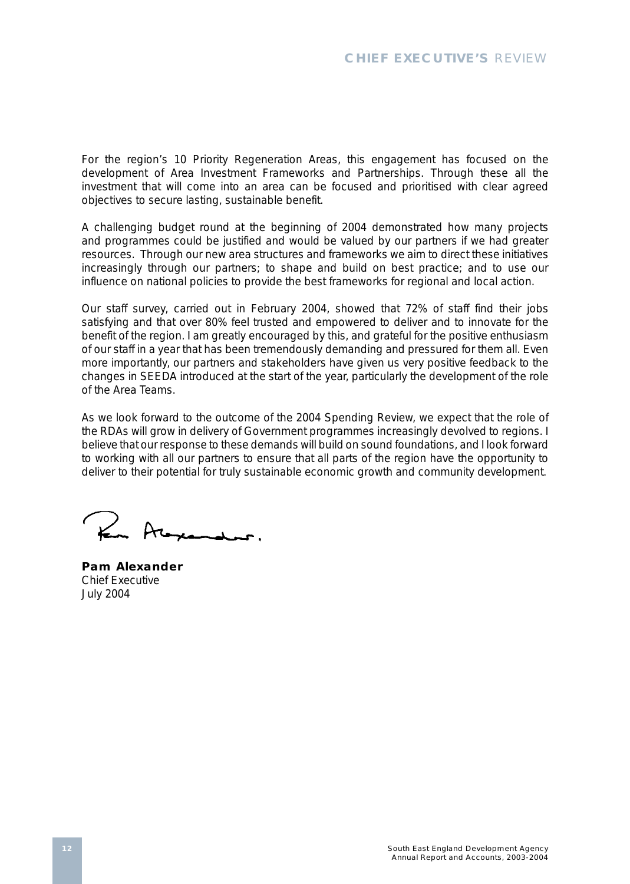For the region's 10 Priority Regeneration Areas, this engagement has focused on the development of Area Investment Frameworks and Partnerships. Through these all the investment that will come into an area can be focused and prioritised with clear agreed objectives to secure lasting, sustainable benefit.

A challenging budget round at the beginning of 2004 demonstrated how many projects and programmes could be justified and would be valued by our partners if we had greater resources. Through our new area structures and frameworks we aim to direct these initiatives increasingly through our partners; to shape and build on best practice; and to use our influence on national policies to provide the best frameworks for regional and local action.

Our staff survey, carried out in February 2004, showed that 72% of staff find their jobs satisfying and that over 80% feel trusted and empowered to deliver and to innovate for the benefit of the region. I am greatly encouraged by this, and grateful for the positive enthusiasm of our staff in a year that has been tremendously demanding and pressured for them all. Even more importantly, our partners and stakeholders have given us very positive feedback to the changes in SEEDA introduced at the start of the year, particularly the development of the role of the Area Teams.

As we look forward to the outcome of the 2004 Spending Review, we expect that the role of the RDAs will grow in delivery of Government programmes increasingly devolved to regions. I believe that our response to these demands will build on sound foundations, and I look forward to working with all our partners to ensure that all parts of the region have the opportunity to deliver to their potential for truly sustainable economic growth and community development.

**Pam Alexander**
Chief Executive
July 2004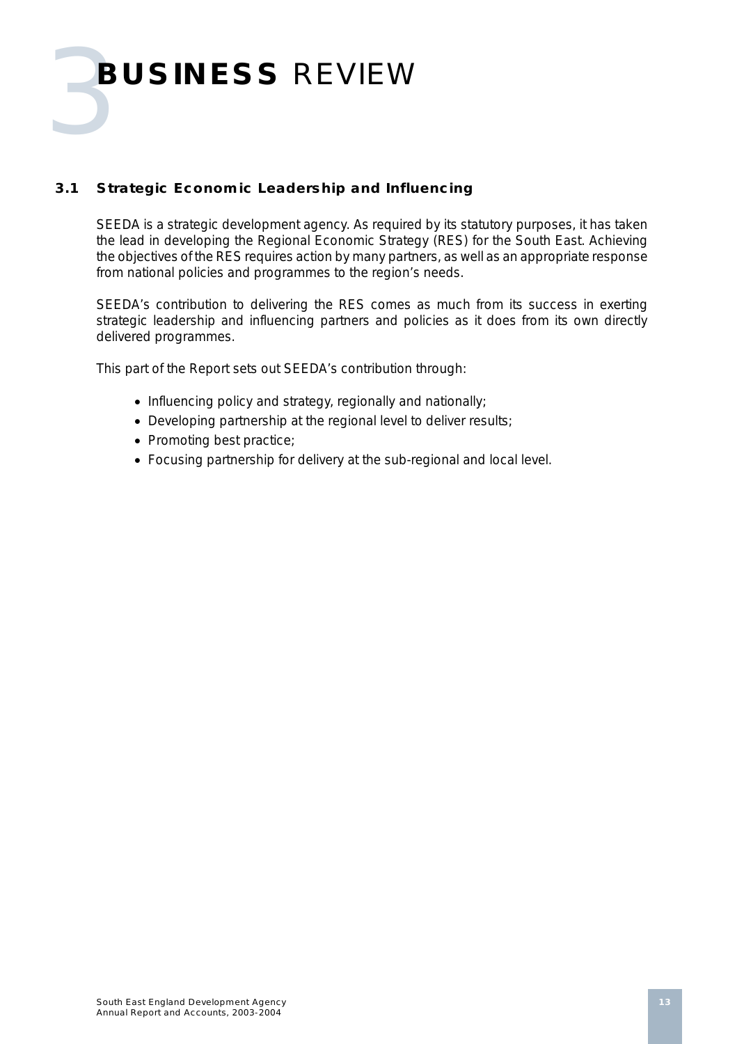# 3 BUSINESS REVIEW

## 3.1 Strategic Economic Leadership and Influencing

SEEDA is a strategic development agency. As required by its statutory purposes, it has taken the lead in developing the Regional Economic Strategy (RES) for the South East. Achieving the objectives of the RES requires action by many partners, as well as an appropriate response from national policies and programmes to the region's needs.

SEEDA's contribution to delivering the RES comes as much from its success in exerting strategic leadership and influencing partners and policies as it does from its own directly delivered programmes.

This part of the Report sets out SEEDA's contribution through:

- Influencing policy and strategy, regionally and nationally;
- Developing partnership at the regional level to deliver results;
- Promoting best practice;
- Focusing partnership for delivery at the sub-regional and local level.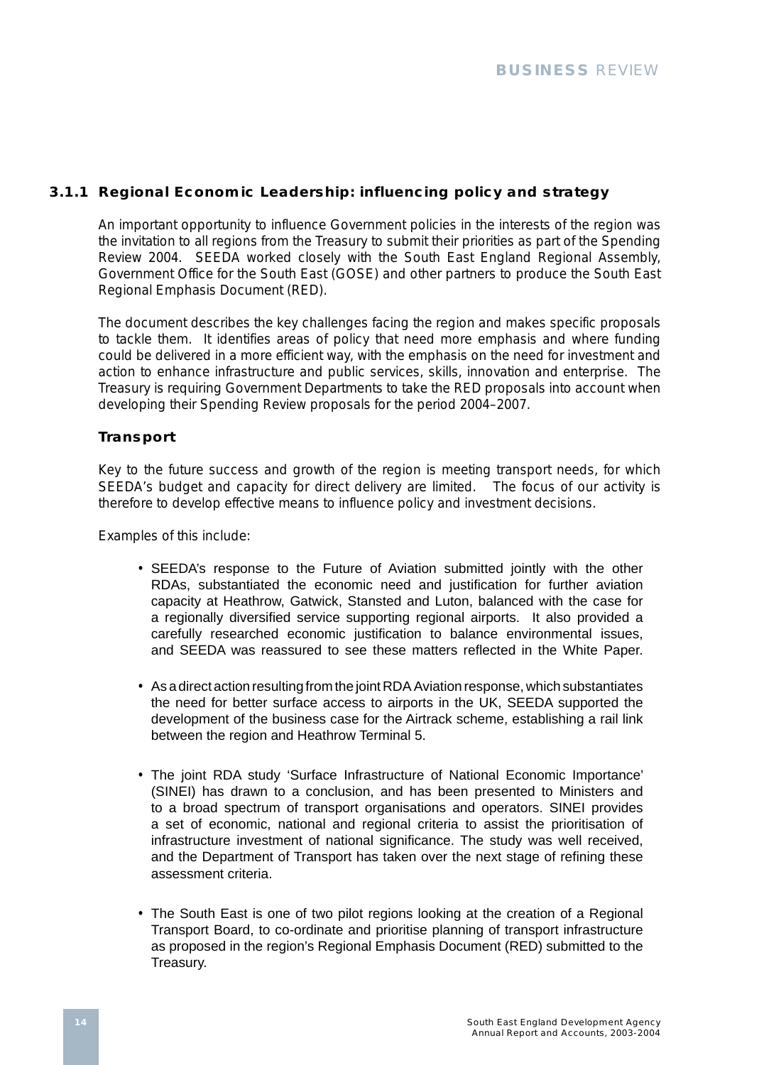### 3.1.1 Regional Economic Leadership: influencing policy and strategy

An important opportunity to influence Government policies in the interests of the region was the invitation to all regions from the Treasury to submit their priorities as part of the Spending Review 2004. SEEDA worked closely with the South East England Regional Assembly, Government Office for the South East (GOSE) and other partners to produce the South East Regional Emphasis Document (RED).

The document describes the key challenges facing the region and makes specific proposals to tackle them. It identifies areas of policy that need more emphasis and where funding could be delivered in a more efficient way, with the emphasis on the need for investment and action to enhance infrastructure and public services, skills, innovation and enterprise. The Treasury is requiring Government Departments to take the RED proposals into account when developing their Spending Review proposals for the period 2004–2007.

#### Transport

Key to the future success and growth of the region is meeting transport needs, for which SEEDA's budget and capacity for direct delivery are limited. The focus of our activity is therefore to develop effective means to influence policy and investment decisions.

Examples of this include:

- SEEDA's response to the Future of Aviation submitted jointly with the other RDAs, substantiated the economic need and justification for further aviation capacity at Heathrow, Gatwick, Stansted and Luton, balanced with the case for a regionally diversified service supporting regional airports. It also provided a carefully researched economic justification to balance environmental issues, and SEEDA was reassured to see these matters reflected in the White Paper.

- As a direct action resulting from the joint RDA Aviation response, which substantiates the need for better surface access to airports in the UK, SEEDA supported the development of the business case for the Airtrack scheme, establishing a rail link between the region and Heathrow Terminal 5.

- The joint RDA study 'Surface Infrastructure of National Economic Importance' (SINEI) has drawn to a conclusion, and has been presented to Ministers and to a broad spectrum of transport organisations and operators. SINEI provides a set of economic, national and regional criteria to assist the prioritisation of infrastructure investment of national significance. The study was well received, and the Department of Transport has taken over the next stage of refining these assessment criteria.

- The South East is one of two pilot regions looking at the creation of a Regional Transport Board, to co-ordinate and prioritise planning of transport infrastructure as proposed in the region's Regional Emphasis Document (RED) submitted to the Treasury.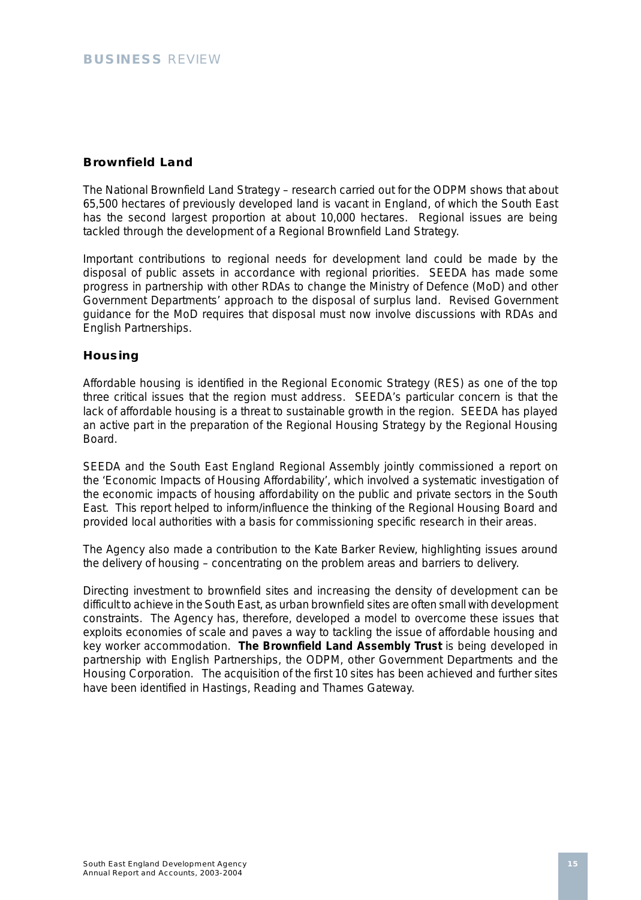## Brownfield Land

The National Brownfield Land Strategy – research carried out for the ODPM shows that about 65,500 hectares of previously developed land is vacant in England, of which the South East has the second largest proportion at about 10,000 hectares. Regional issues are being tackled through the development of a Regional Brownfield Land Strategy.

Important contributions to regional needs for development land could be made by the disposal of public assets in accordance with regional priorities. SEEDA has made some progress in partnership with other RDAs to change the Ministry of Defence (MoD) and other Government Departments' approach to the disposal of surplus land. Revised Government guidance for the MoD requires that disposal must now involve discussions with RDAs and English Partnerships.

## Housing

Affordable housing is identified in the Regional Economic Strategy (RES) as one of the top three critical issues that the region must address. SEEDA's particular concern is that the lack of affordable housing is a threat to sustainable growth in the region. SEEDA has played an active part in the preparation of the Regional Housing Strategy by the Regional Housing Board.

SEEDA and the South East England Regional Assembly jointly commissioned a report on the 'Economic Impacts of Housing Affordability', which involved a systematic investigation of the economic impacts of housing affordability on the public and private sectors in the South East. This report helped to inform/influence the thinking of the Regional Housing Board and provided local authorities with a basis for commissioning specific research in their areas.

The Agency also made a contribution to the Kate Barker Review, highlighting issues around the delivery of housing – concentrating on the problem areas and barriers to delivery.

Directing investment to brownfield sites and increasing the density of development can be difficult to achieve in the South East, as urban brownfield sites are often small with development constraints. The Agency has, therefore, developed a model to overcome these issues that exploits economies of scale and paves a way to tackling the issue of affordable housing and key worker accommodation. **The Brownfield Land Assembly Trust** is being developed in partnership with English Partnerships, the ODPM, other Government Departments and the Housing Corporation. The acquisition of the first 10 sites has been achieved and further sites have been identified in Hastings, Reading and Thames Gateway.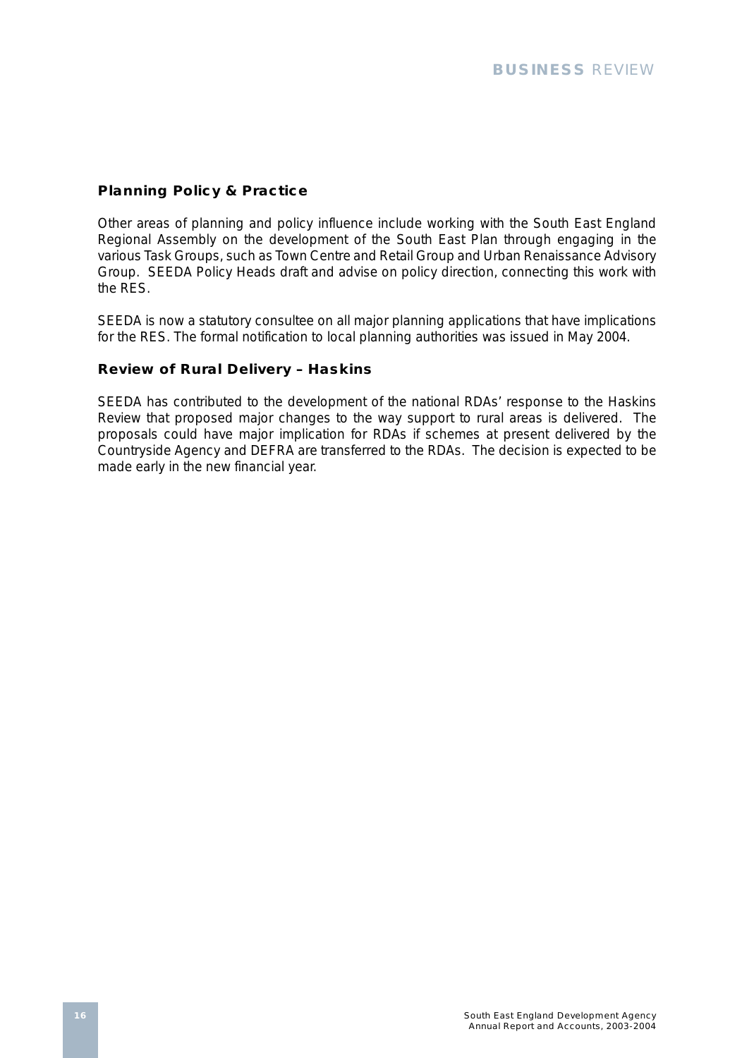### Planning Policy & Practice

Other areas of planning and policy influence include working with the South East England Regional Assembly on the development of the South East Plan through engaging in the various Task Groups, such as Town Centre and Retail Group and Urban Renaissance Advisory Group. SEEDA Policy Heads draft and advise on policy direction, connecting this work with the RES.

SEEDA is now a statutory consultee on all major planning applications that have implications for the RES. The formal notification to local planning authorities was issued in May 2004.

### Review of Rural Delivery – Haskins

SEEDA has contributed to the development of the national RDAs' response to the Haskins Review that proposed major changes to the way support to rural areas is delivered. The proposals could have major implication for RDAs if schemes at present delivered by the Countryside Agency and DEFRA are transferred to the RDAs. The decision is expected to be made early in the new financial year.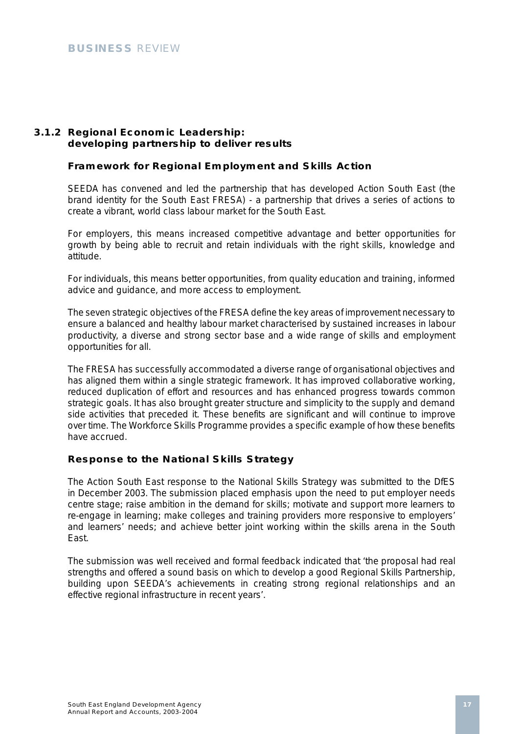### 3.1.2 Regional Economic Leadership: developing partnership to deliver results

#### Framework for Regional Employment and Skills Action

SEEDA has convened and led the partnership that has developed Action South East (the brand identity for the South East FRESA) - a partnership that drives a series of actions to create a vibrant, world class labour market for the South East.

For employers, this means increased competitive advantage and better opportunities for growth by being able to recruit and retain individuals with the right skills, knowledge and attitude.

For individuals, this means better opportunities, from quality education and training, informed advice and guidance, and more access to employment.

The seven strategic objectives of the FRESA define the key areas of improvement necessary to ensure a balanced and healthy labour market characterised by sustained increases in labour productivity, a diverse and strong sector base and a wide range of skills and employment opportunities for all.

The FRESA has successfully accommodated a diverse range of organisational objectives and has aligned them within a single strategic framework. It has improved collaborative working, reduced duplication of effort and resources and has enhanced progress towards common strategic goals. It has also brought greater structure and simplicity to the supply and demand side activities that preceded it. These benefits are significant and will continue to improve over time. The Workforce Skills Programme provides a specific example of how these benefits have accrued.

#### Response to the National Skills Strategy

The Action South East response to the National Skills Strategy was submitted to the DfES in December 2003. The submission placed emphasis upon the need to put employer needs centre stage; raise ambition in the demand for skills; motivate and support more learners to re-engage in learning; make colleges and training providers more responsive to employers' and learners' needs; and achieve better joint working within the skills arena in the South East.

The submission was well received and formal feedback indicated that 'the proposal had real strengths and offered a sound basis on which to develop a good Regional Skills Partnership, building upon SEEDA's achievements in creating strong regional relationships and an effective regional infrastructure in recent years'.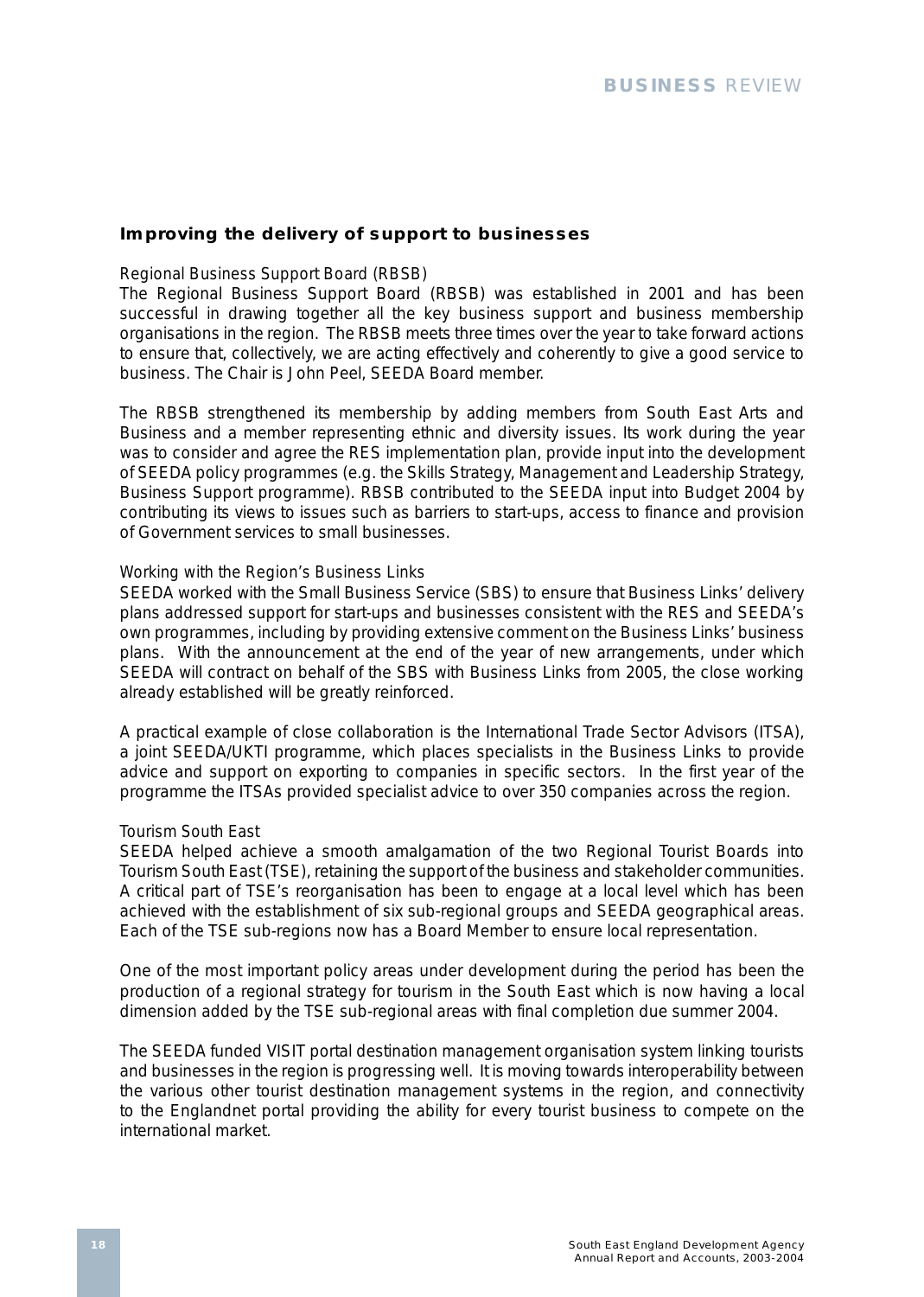## Improving the delivery of support to businesses

### Regional Business Support Board (RBSB)

The Regional Business Support Board (RBSB) was established in 2001 and has been successful in drawing together all the key business support and business membership organisations in the region. The RBSB meets three times over the year to take forward actions to ensure that, collectively, we are acting effectively and coherently to give a good service to business. The Chair is John Peel, SEEDA Board member.

The RBSB strengthened its membership by adding members from South East Arts and Business and a member representing ethnic and diversity issues. Its work during the year was to consider and agree the RES implementation plan, provide input into the development of SEEDA policy programmes (e.g. the Skills Strategy, Management and Leadership Strategy, Business Support programme). RBSB contributed to the SEEDA input into Budget 2004 by contributing its views to issues such as barriers to start-ups, access to finance and provision of Government services to small businesses.

### Working with the Region's Business Links

SEEDA worked with the Small Business Service (SBS) to ensure that Business Links' delivery plans addressed support for start-ups and businesses consistent with the RES and SEEDA's own programmes, including by providing extensive comment on the Business Links' business plans. With the announcement at the end of the year of new arrangements, under which SEEDA will contract on behalf of the SBS with Business Links from 2005, the close working already established will be greatly reinforced.

A practical example of close collaboration is the International Trade Sector Advisors (ITSA), a joint SEEDA/UKTI programme, which places specialists in the Business Links to provide advice and support on exporting to companies in specific sectors. In the first year of the programme the ITSAs provided specialist advice to over 350 companies across the region.

### Tourism South East

SEEDA helped achieve a smooth amalgamation of the two Regional Tourist Boards into Tourism South East (TSE), retaining the support of the business and stakeholder communities. A critical part of TSE's reorganisation has been to engage at a local level which has been achieved with the establishment of six sub-regional groups and SEEDA geographical areas. Each of the TSE sub-regions now has a Board Member to ensure local representation.

One of the most important policy areas under development during the period has been the production of a regional strategy for tourism in the South East which is now having a local dimension added by the TSE sub-regional areas with final completion due summer 2004.

The SEEDA funded VISIT portal destination management organisation system linking tourists and businesses in the region is progressing well. It is moving towards interoperability between the various other tourist destination management systems in the region, and connectivity to the Englandnet portal providing the ability for every tourist business to compete on the international market.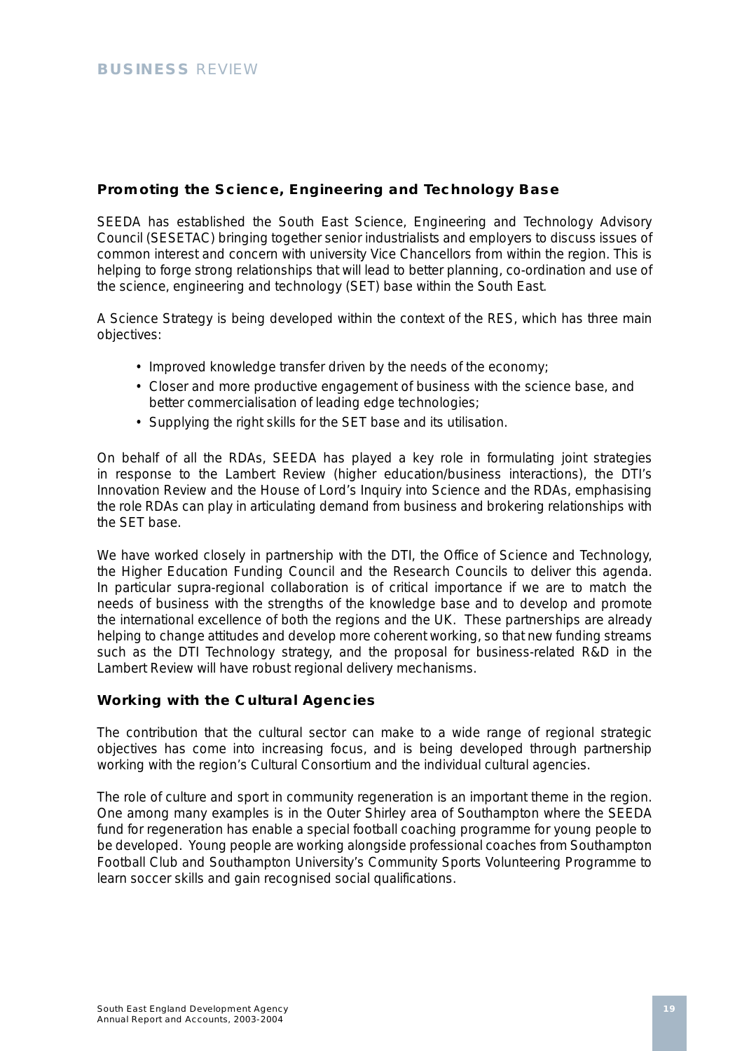## Promoting the Science, Engineering and Technology Base

SEEDA has established the South East Science, Engineering and Technology Advisory Council (SESETAC) bringing together senior industrialists and employers to discuss issues of common interest and concern with university Vice Chancellors from within the region. This is helping to forge strong relationships that will lead to better planning, co-ordination and use of the science, engineering and technology (SET) base within the South East.

A Science Strategy is being developed within the context of the RES, which has three main objectives:

- Improved knowledge transfer driven by the needs of the economy;
- Closer and more productive engagement of business with the science base, and better commercialisation of leading edge technologies;
- Supplying the right skills for the SET base and its utilisation.

On behalf of all the RDAs, SEEDA has played a key role in formulating joint strategies in response to the Lambert Review (higher education/business interactions), the DTI's Innovation Review and the House of Lord's Inquiry into Science and the RDAs, emphasising the role RDAs can play in articulating demand from business and brokering relationships with the SET base.

We have worked closely in partnership with the DTI, the Office of Science and Technology, the Higher Education Funding Council and the Research Councils to deliver this agenda. In particular supra-regional collaboration is of critical importance if we are to match the needs of business with the strengths of the knowledge base and to develop and promote the international excellence of both the regions and the UK. These partnerships are already helping to change attitudes and develop more coherent working, so that new funding streams such as the DTI Technology strategy, and the proposal for business-related R&D in the Lambert Review will have robust regional delivery mechanisms.

## Working with the Cultural Agencies

The contribution that the cultural sector can make to a wide range of regional strategic objectives has come into increasing focus, and is being developed through partnership working with the region's Cultural Consortium and the individual cultural agencies.

The role of culture and sport in community regeneration is an important theme in the region. One among many examples is in the Outer Shirley area of Southampton where the SEEDA fund for regeneration has enable a special football coaching programme for young people to be developed. Young people are working alongside professional coaches from Southampton Football Club and Southampton University's Community Sports Volunteering Programme to learn soccer skills and gain recognised social qualifications.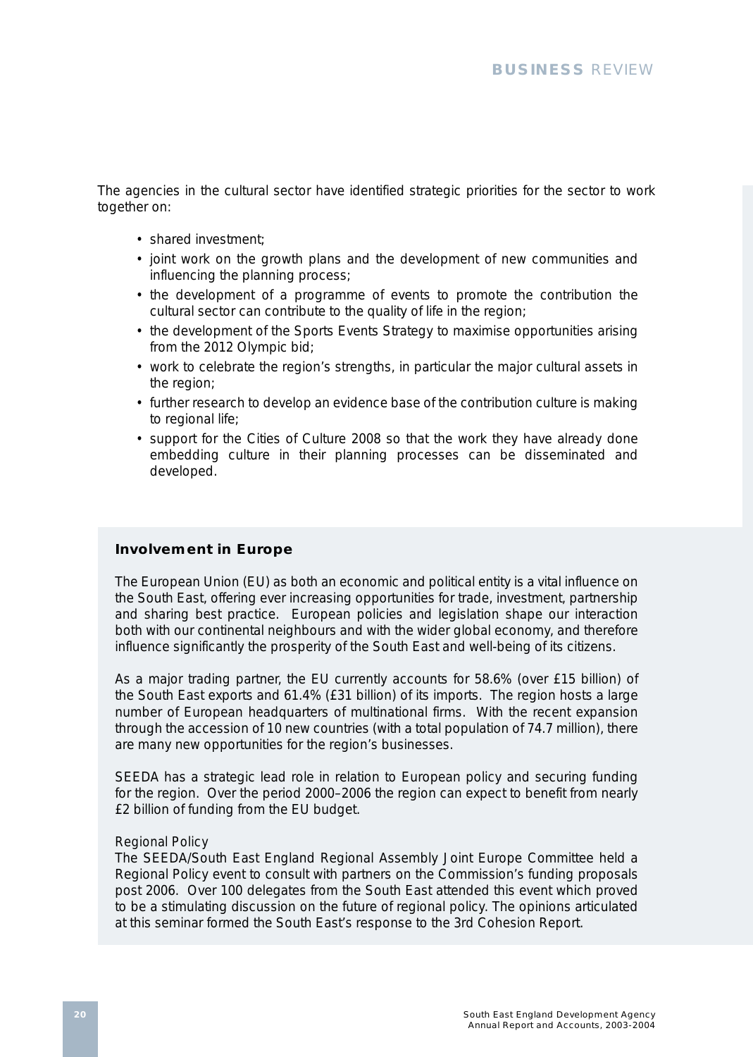The agencies in the cultural sector have identified strategic priorities for the sector to work together on:

- shared investment;
- joint work on the growth plans and the development of new communities and influencing the planning process;
- the development of a programme of events to promote the contribution the cultural sector can contribute to the quality of life in the region;
- the development of the Sports Events Strategy to maximise opportunities arising from the 2012 Olympic bid;
- work to celebrate the region's strengths, in particular the major cultural assets in the region;
- further research to develop an evidence base of the contribution culture is making to regional life;
- support for the Cities of Culture 2008 so that the work they have already done embedding culture in their planning processes can be disseminated and developed.

## Involvement in Europe

The European Union (EU) as both an economic and political entity is a vital influence on the South East, offering ever increasing opportunities for trade, investment, partnership and sharing best practice. European policies and legislation shape our interaction both with our continental neighbours and with the wider global economy, and therefore influence significantly the prosperity of the South East and well-being of its citizens.

As a major trading partner, the EU currently accounts for 58.6% (over £15 billion) of the South East exports and 61.4% (£31 billion) of its imports. The region hosts a large number of European headquarters of multinational firms. With the recent expansion through the accession of 10 new countries (with a total population of 74.7 million), there are many new opportunities for the region's businesses.

SEEDA has a strategic lead role in relation to European policy and securing funding for the region. Over the period 2000–2006 the region can expect to benefit from nearly £2 billion of funding from the EU budget.

Regional Policy

The SEEDA/South East England Regional Assembly Joint Europe Committee held a Regional Policy event to consult with partners on the Commission's funding proposals post 2006. Over 100 delegates from the South East attended this event which proved to be a stimulating discussion on the future of regional policy. The opinions articulated at this seminar formed the South East's response to the 3rd Cohesion Report.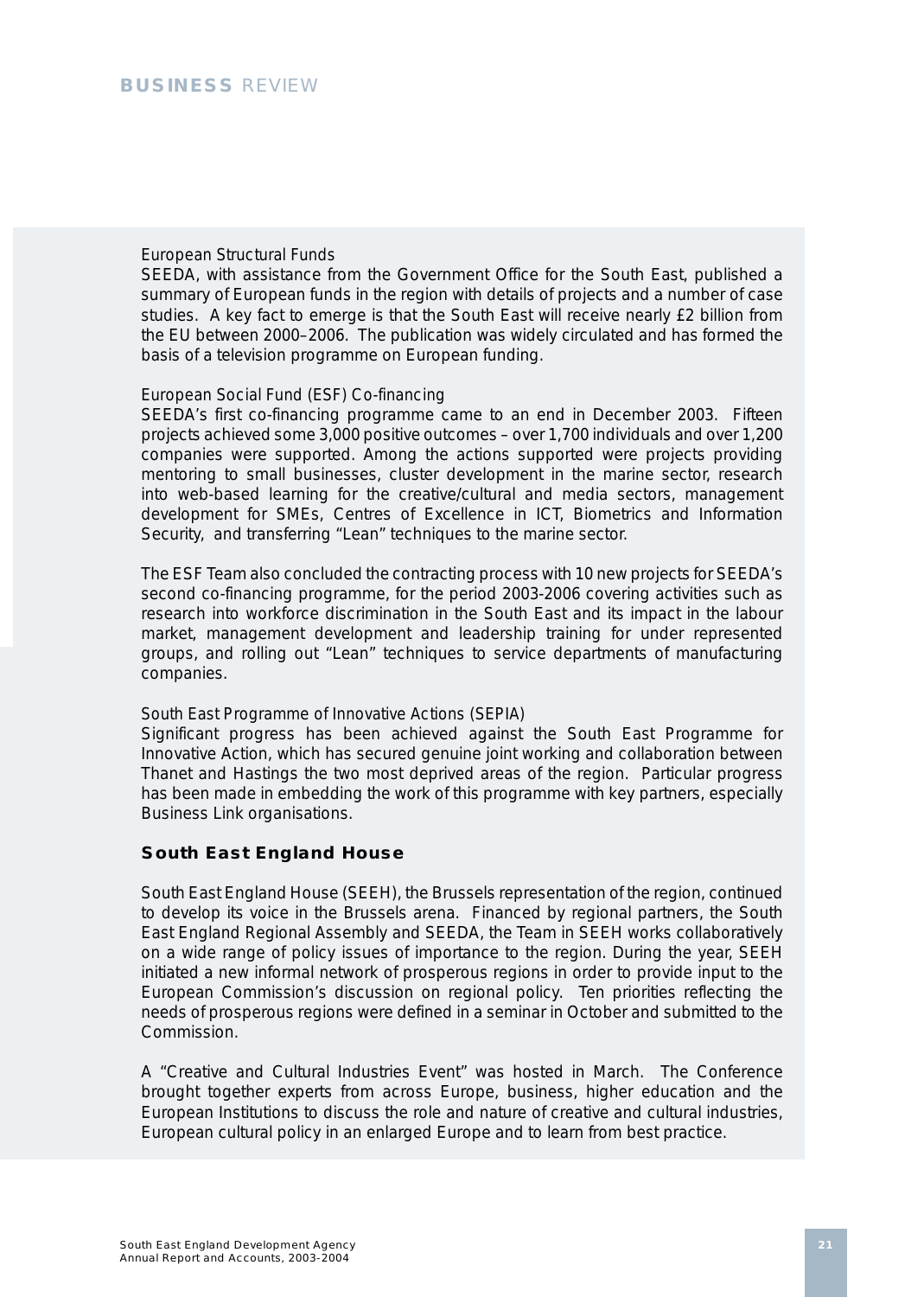European Structural Funds

SEEDA, with assistance from the Government Office for the South East, published a summary of European funds in the region with details of projects and a number of case studies. A key fact to emerge is that the South East will receive nearly £2 billion from the EU between 2000–2006. The publication was widely circulated and has formed the basis of a television programme on European funding.

European Social Fund (ESF) Co-financing

SEEDA's first co-financing programme came to an end in December 2003. Fifteen projects achieved some 3,000 positive outcomes – over 1,700 individuals and over 1,200 companies were supported. Among the actions supported were projects providing mentoring to small businesses, cluster development in the marine sector, research into web-based learning for the creative/cultural and media sectors, management development for SMEs, Centres of Excellence in ICT, Biometrics and Information Security, and transferring "Lean" techniques to the marine sector.

The ESF Team also concluded the contracting process with 10 new projects for SEEDA's second co-financing programme, for the period 2003-2006 covering activities such as research into workforce discrimination in the South East and its impact in the labour market, management development and leadership training for under represented groups, and rolling out "Lean" techniques to service departments of manufacturing companies.

South East Programme of Innovative Actions (SEPIA)

Significant progress has been achieved against the South East Programme for Innovative Action, which has secured genuine joint working and collaboration between Thanet and Hastings the two most deprived areas of the region. Particular progress has been made in embedding the work of this programme with key partners, especially Business Link organisations.

## South East England House

South East England House (SEEH), the Brussels representation of the region, continued to develop its voice in the Brussels arena. Financed by regional partners, the South East England Regional Assembly and SEEDA, the Team in SEEH works collaboratively on a wide range of policy issues of importance to the region. During the year, SEEH initiated a new informal network of prosperous regions in order to provide input to the European Commission's discussion on regional policy. Ten priorities reflecting the needs of prosperous regions were defined in a seminar in October and submitted to the Commission.

A "Creative and Cultural Industries Event" was hosted in March. The Conference brought together experts from across Europe, business, higher education and the European Institutions to discuss the role and nature of creative and cultural industries, European cultural policy in an enlarged Europe and to learn from best practice.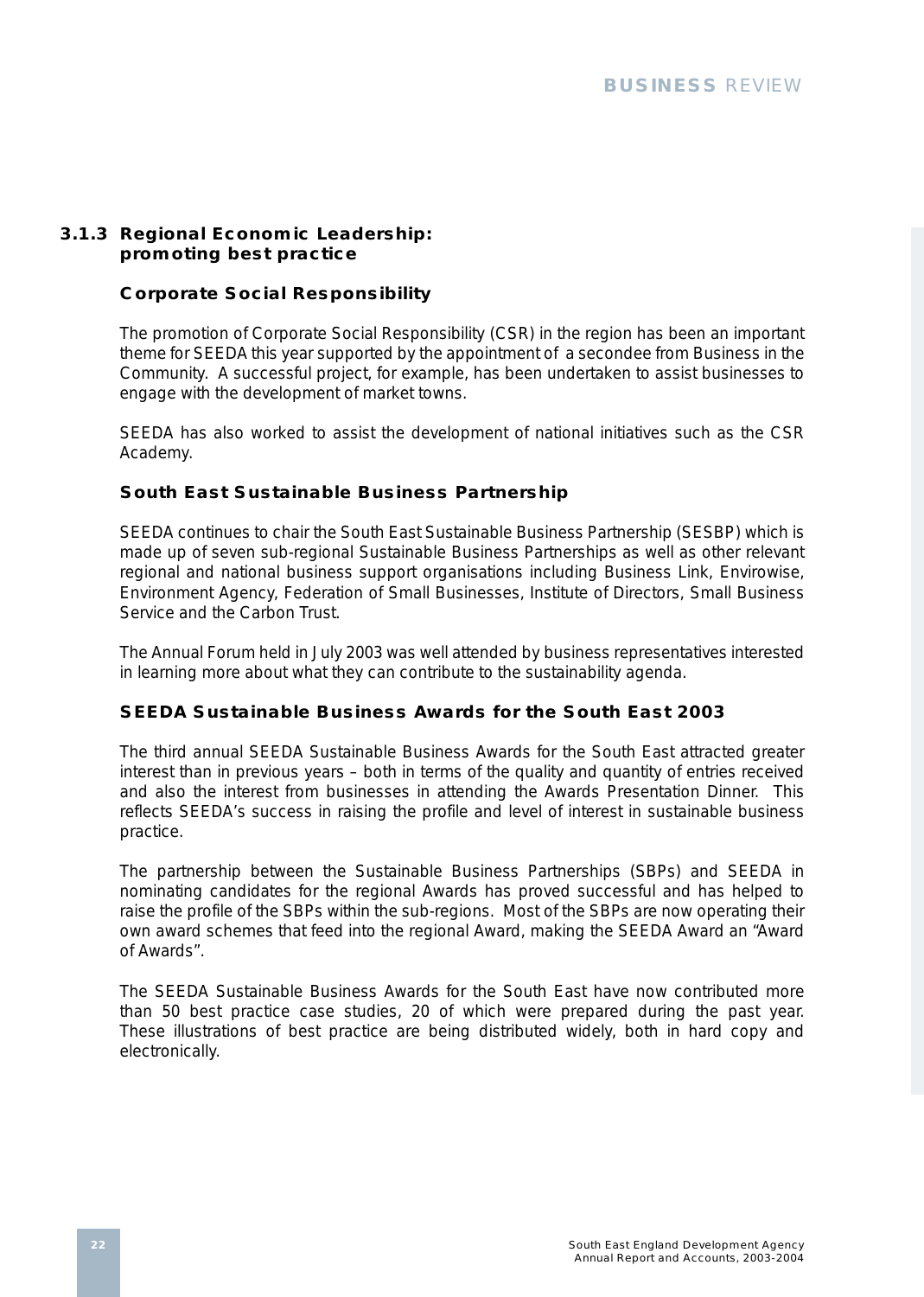### 3.1.3 Regional Economic Leadership: promoting best practice

#### Corporate Social Responsibility

The promotion of Corporate Social Responsibility (CSR) in the region has been an important theme for SEEDA this year supported by the appointment of a secondee from Business in the Community. A successful project, for example, has been undertaken to assist businesses to engage with the development of market towns.

SEEDA has also worked to assist the development of national initiatives such as the CSR Academy.

#### South East Sustainable Business Partnership

SEEDA continues to chair the South East Sustainable Business Partnership (SESBP) which is made up of seven sub-regional Sustainable Business Partnerships as well as other relevant regional and national business support organisations including Business Link, Envirowise, Environment Agency, Federation of Small Businesses, Institute of Directors, Small Business Service and the Carbon Trust.

The Annual Forum held in July 2003 was well attended by business representatives interested in learning more about what they can contribute to the sustainability agenda.

#### SEEDA Sustainable Business Awards for the South East 2003

The third annual SEEDA Sustainable Business Awards for the South East attracted greater interest than in previous years – both in terms of the quality and quantity of entries received and also the interest from businesses in attending the Awards Presentation Dinner. This reflects SEEDA's success in raising the profile and level of interest in sustainable business practice.

The partnership between the Sustainable Business Partnerships (SBPs) and SEEDA in nominating candidates for the regional Awards has proved successful and has helped to raise the profile of the SBPs within the sub-regions. Most of the SBPs are now operating their own award schemes that feed into the regional Award, making the SEEDA Award an "Award of Awards".

The SEEDA Sustainable Business Awards for the South East have now contributed more than 50 best practice case studies, 20 of which were prepared during the past year. These illustrations of best practice are being distributed widely, both in hard copy and electronically.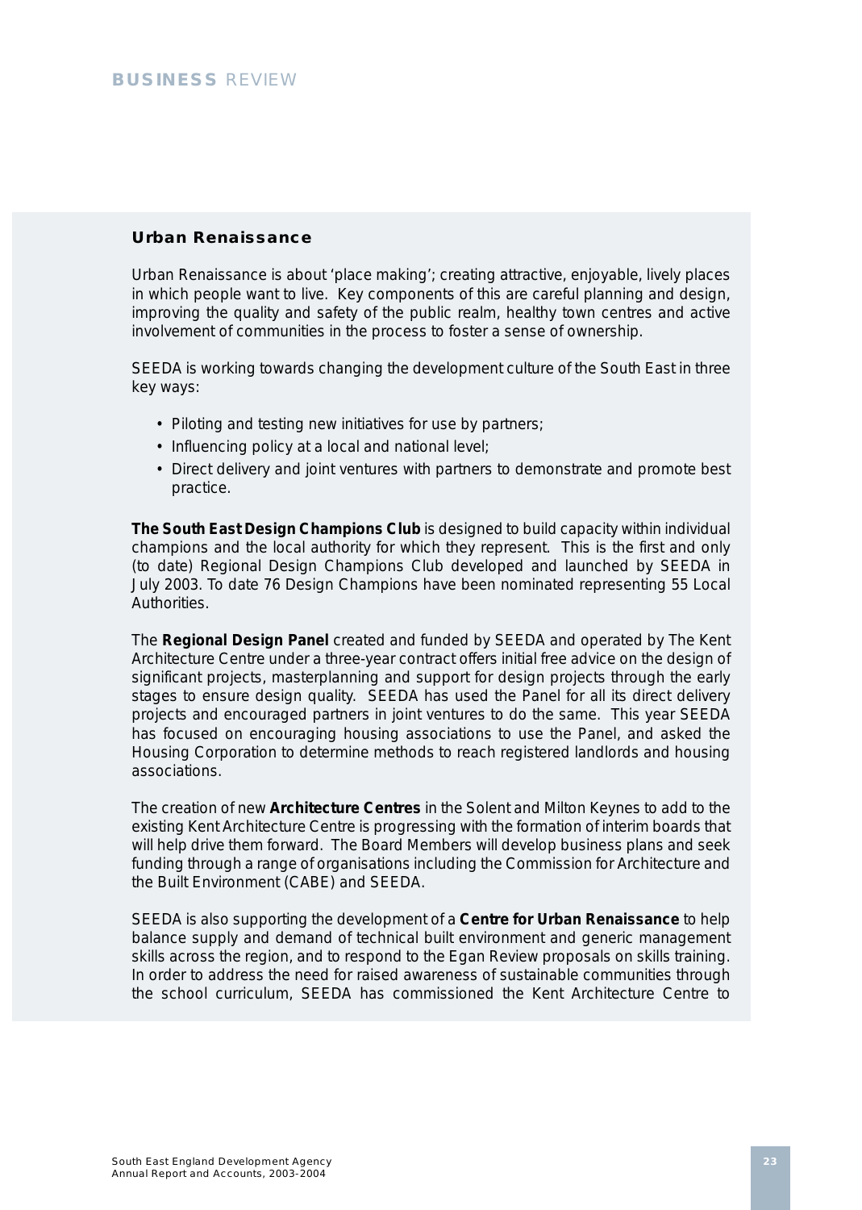## Urban Renaissance

Urban Renaissance is about 'place making'; creating attractive, enjoyable, lively places in which people want to live. Key components of this are careful planning and design, improving the quality and safety of the public realm, healthy town centres and active involvement of communities in the process to foster a sense of ownership.

SEEDA is working towards changing the development culture of the South East in three key ways:

- Piloting and testing new initiatives for use by partners;
- Influencing policy at a local and national level;
- Direct delivery and joint ventures with partners to demonstrate and promote best practice.

**The South East Design Champions Club** is designed to build capacity within individual champions and the local authority for which they represent. This is the first and only (to date) Regional Design Champions Club developed and launched by SEEDA in July 2003. To date 76 Design Champions have been nominated representing 55 Local Authorities.

The **Regional Design Panel** created and funded by SEEDA and operated by The Kent Architecture Centre under a three-year contract offers initial free advice on the design of significant projects, masterplanning and support for design projects through the early stages to ensure design quality. SEEDA has used the Panel for all its direct delivery projects and encouraged partners in joint ventures to do the same. This year SEEDA has focused on encouraging housing associations to use the Panel, and asked the Housing Corporation to determine methods to reach registered landlords and housing associations.

The creation of new **Architecture Centres** in the Solent and Milton Keynes to add to the existing Kent Architecture Centre is progressing with the formation of interim boards that will help drive them forward. The Board Members will develop business plans and seek funding through a range of organisations including the Commission for Architecture and the Built Environment (CABE) and SEEDA.

SEEDA is also supporting the development of a **Centre for Urban Renaissance** to help balance supply and demand of technical built environment and generic management skills across the region, and to respond to the Egan Review proposals on skills training. In order to address the need for raised awareness of sustainable communities through the school curriculum, SEEDA has commissioned the Kent Architecture Centre to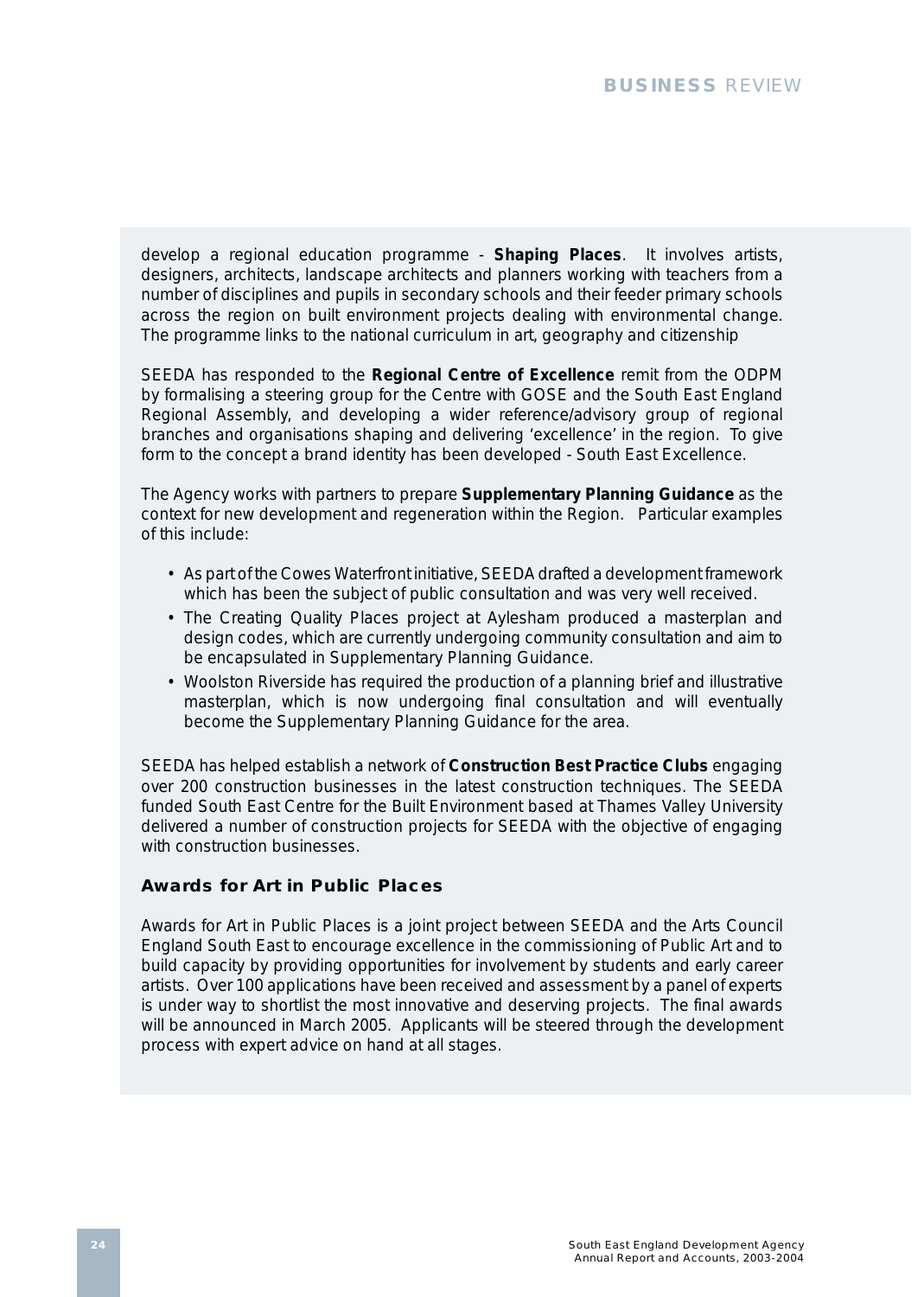develop a regional education programme - **Shaping Places**. It involves artists, designers, architects, landscape architects and planners working with teachers from a number of disciplines and pupils in secondary schools and their feeder primary schools across the region on built environment projects dealing with environmental change. The programme links to the national curriculum in art, geography and citizenship

SEEDA has responded to the **Regional Centre of Excellence** remit from the ODPM by formalising a steering group for the Centre with GOSE and the South East England Regional Assembly, and developing a wider reference/advisory group of regional branches and organisations shaping and delivering 'excellence' in the region. To give form to the concept a brand identity has been developed - South East Excellence.

The Agency works with partners to prepare **Supplementary Planning Guidance** as the context for new development and regeneration within the Region. Particular examples of this include:

- As part of the Cowes Waterfront initiative, SEEDA drafted a development framework which has been the subject of public consultation and was very well received.
- The Creating Quality Places project at Aylesham produced a masterplan and design codes, which are currently undergoing community consultation and aim to be encapsulated in Supplementary Planning Guidance.
- Woolston Riverside has required the production of a planning brief and illustrative masterplan, which is now undergoing final consultation and will eventually become the Supplementary Planning Guidance for the area.

SEEDA has helped establish a network of **Construction Best Practice Clubs** engaging over 200 construction businesses in the latest construction techniques. The SEEDA funded South East Centre for the Built Environment based at Thames Valley University delivered a number of construction projects for SEEDA with the objective of engaging with construction businesses.

### Awards for Art in Public Places

Awards for Art in Public Places is a joint project between SEEDA and the Arts Council England South East to encourage excellence in the commissioning of Public Art and to build capacity by providing opportunities for involvement by students and early career artists. Over 100 applications have been received and assessment by a panel of experts is under way to shortlist the most innovative and deserving projects. The final awards will be announced in March 2005. Applicants will be steered through the development process with expert advice on hand at all stages.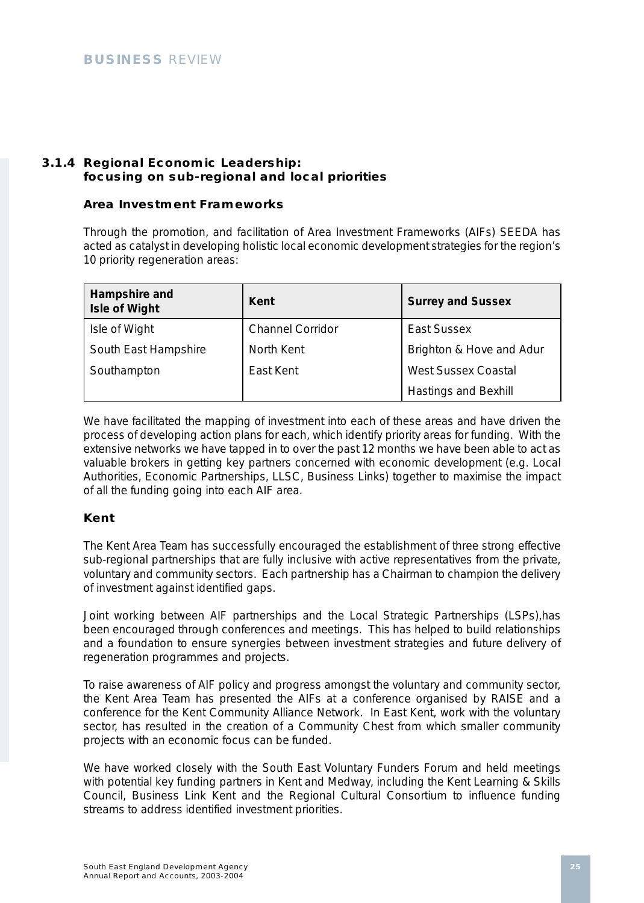### 3.1.4 Regional Economic Leadership: focusing on sub-regional and local priorities

#### Area Investment Frameworks

Through the promotion, and facilitation of Area Investment Frameworks (AIFs) SEEDA has acted as catalyst in developing holistic local economic development strategies for the region's 10 priority regeneration areas:

| Hampshire and Isle of Wight | Kent | Surrey and Sussex |
|---|---|---|
| Isle of Wight | Channel Corridor | East Sussex |
| South East Hampshire | North Kent | Brighton & Hove and Adur |
| Southampton | East Kent | West Sussex Coastal |
| | | Hastings and Bexhill |

We have facilitated the mapping of investment into each of these areas and have driven the process of developing action plans for each, which identify priority areas for funding. With the extensive networks we have tapped in to over the past 12 months we have been able to act as valuable brokers in getting key partners concerned with economic development (e.g. Local Authorities, Economic Partnerships, LLSC, Business Links) together to maximise the impact of all the funding going into each AIF area.

#### Kent

The Kent Area Team has successfully encouraged the establishment of three strong effective sub-regional partnerships that are fully inclusive with active representatives from the private, voluntary and community sectors. Each partnership has a Chairman to champion the delivery of investment against identified gaps.

Joint working between AIF partnerships and the Local Strategic Partnerships (LSPs),has been encouraged through conferences and meetings. This has helped to build relationships and a foundation to ensure synergies between investment strategies and future delivery of regeneration programmes and projects.

To raise awareness of AIF policy and progress amongst the voluntary and community sector, the Kent Area Team has presented the AIFs at a conference organised by RAISE and a conference for the Kent Community Alliance Network. In East Kent, work with the voluntary sector, has resulted in the creation of a Community Chest from which smaller community projects with an economic focus can be funded.

We have worked closely with the South East Voluntary Funders Forum and held meetings with potential key funding partners in Kent and Medway, including the Kent Learning & Skills Council, Business Link Kent and the Regional Cultural Consortium to influence funding streams to address identified investment priorities.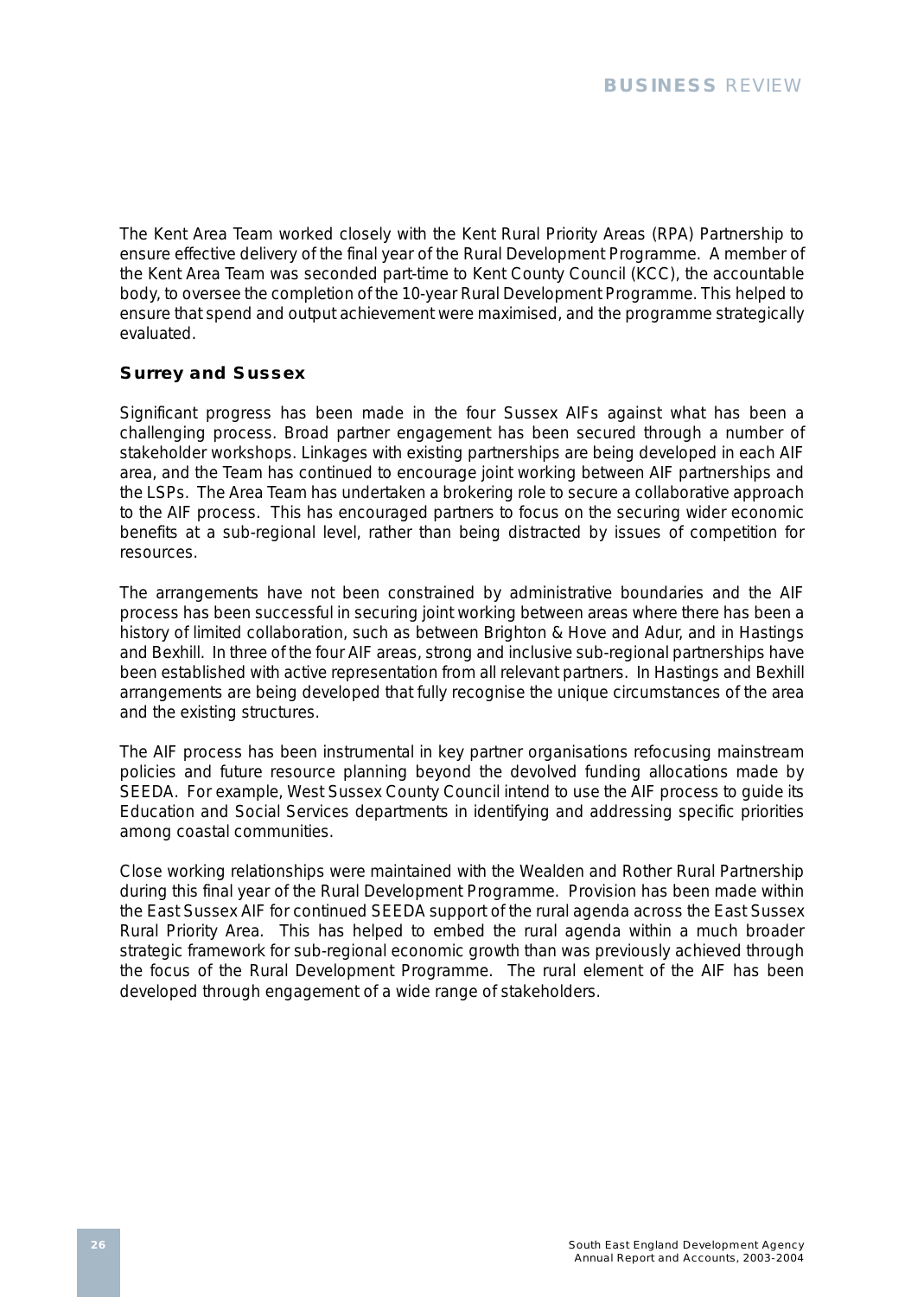The Kent Area Team worked closely with the Kent Rural Priority Areas (RPA) Partnership to ensure effective delivery of the final year of the Rural Development Programme. A member of the Kent Area Team was seconded part-time to Kent County Council (KCC), the accountable body, to oversee the completion of the 10-year Rural Development Programme. This helped to ensure that spend and output achievement were maximised, and the programme strategically evaluated.

### Surrey and Sussex

Significant progress has been made in the four Sussex AIFs against what has been a challenging process. Broad partner engagement has been secured through a number of stakeholder workshops. Linkages with existing partnerships are being developed in each AIF area, and the Team has continued to encourage joint working between AIF partnerships and the LSPs. The Area Team has undertaken a brokering role to secure a collaborative approach to the AIF process. This has encouraged partners to focus on the securing wider economic benefits at a sub-regional level, rather than being distracted by issues of competition for resources.

The arrangements have not been constrained by administrative boundaries and the AIF process has been successful in securing joint working between areas where there has been a history of limited collaboration, such as between Brighton & Hove and Adur, and in Hastings and Bexhill. In three of the four AIF areas, strong and inclusive sub-regional partnerships have been established with active representation from all relevant partners. In Hastings and Bexhill arrangements are being developed that fully recognise the unique circumstances of the area and the existing structures.

The AIF process has been instrumental in key partner organisations refocusing mainstream policies and future resource planning beyond the devolved funding allocations made by SEEDA. For example, West Sussex County Council intend to use the AIF process to guide its Education and Social Services departments in identifying and addressing specific priorities among coastal communities.

Close working relationships were maintained with the Wealden and Rother Rural Partnership during this final year of the Rural Development Programme. Provision has been made within the East Sussex AIF for continued SEEDA support of the rural agenda across the East Sussex Rural Priority Area. This has helped to embed the rural agenda within a much broader strategic framework for sub-regional economic growth than was previously achieved through the focus of the Rural Development Programme. The rural element of the AIF has been developed through engagement of a wide range of stakeholders.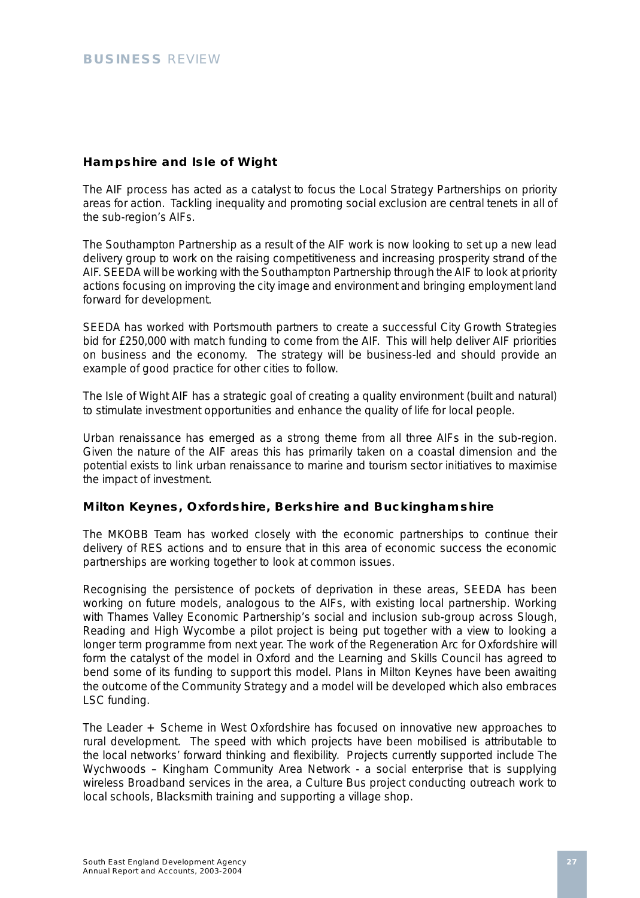## Hampshire and Isle of Wight

The AIF process has acted as a catalyst to focus the Local Strategy Partnerships on priority areas for action. Tackling inequality and promoting social exclusion are central tenets in all of the sub-region's AIFs.

The Southampton Partnership as a result of the AIF work is now looking to set up a new lead delivery group to work on the raising competitiveness and increasing prosperity strand of the AIF. SEEDA will be working with the Southampton Partnership through the AIF to look at priority actions focusing on improving the city image and environment and bringing employment land forward for development.

SEEDA has worked with Portsmouth partners to create a successful City Growth Strategies bid for £250,000 with match funding to come from the AIF. This will help deliver AIF priorities on business and the economy. The strategy will be business-led and should provide an example of good practice for other cities to follow.

The Isle of Wight AIF has a strategic goal of creating a quality environment (built and natural) to stimulate investment opportunities and enhance the quality of life for local people.

Urban renaissance has emerged as a strong theme from all three AIFs in the sub-region. Given the nature of the AIF areas this has primarily taken on a coastal dimension and the potential exists to link urban renaissance to marine and tourism sector initiatives to maximise the impact of investment.

## Milton Keynes, Oxfordshire, Berkshire and Buckinghamshire

The MKOBB Team has worked closely with the economic partnerships to continue their delivery of RES actions and to ensure that in this area of economic success the economic partnerships are working together to look at common issues.

Recognising the persistence of pockets of deprivation in these areas, SEEDA has been working on future models, analogous to the AIFs, with existing local partnership. Working with Thames Valley Economic Partnership's social and inclusion sub-group across Slough, Reading and High Wycombe a pilot project is being put together with a view to looking a longer term programme from next year. The work of the Regeneration Arc for Oxfordshire will form the catalyst of the model in Oxford and the Learning and Skills Council has agreed to bend some of its funding to support this model. Plans in Milton Keynes have been awaiting the outcome of the Community Strategy and a model will be developed which also embraces LSC funding.

The Leader + Scheme in West Oxfordshire has focused on innovative new approaches to rural development. The speed with which projects have been mobilised is attributable to the local networks' forward thinking and flexibility. Projects currently supported include The Wychwoods – Kingham Community Area Network - a social enterprise that is supplying wireless Broadband services in the area, a Culture Bus project conducting outreach work to local schools, Blacksmith training and supporting a village shop.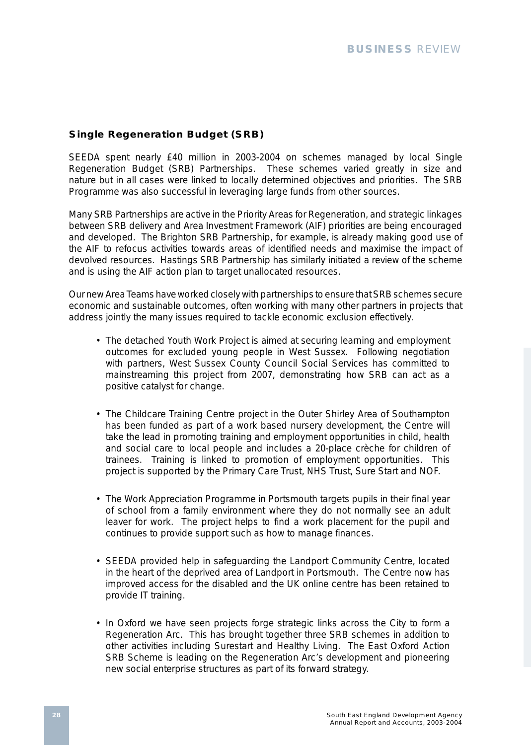## Single Regeneration Budget (SRB)

SEEDA spent nearly £40 million in 2003-2004 on schemes managed by local Single Regeneration Budget (SRB) Partnerships. These schemes varied greatly in size and nature but in all cases were linked to locally determined objectives and priorities. The SRB Programme was also successful in leveraging large funds from other sources.

Many SRB Partnerships are active in the Priority Areas for Regeneration, and strategic linkages between SRB delivery and Area Investment Framework (AIF) priorities are being encouraged and developed. The Brighton SRB Partnership, for example, is already making good use of the AIF to refocus activities towards areas of identified needs and maximise the impact of devolved resources. Hastings SRB Partnership has similarly initiated a review of the scheme and is using the AIF action plan to target unallocated resources.

Our new Area Teams have worked closely with partnerships to ensure that SRB schemes secure economic and sustainable outcomes, often working with many other partners in projects that address jointly the many issues required to tackle economic exclusion effectively.

- The detached Youth Work Project is aimed at securing learning and employment outcomes for excluded young people in West Sussex. Following negotiation with partners, West Sussex County Council Social Services has committed to mainstreaming this project from 2007, demonstrating how SRB can act as a positive catalyst for change.

- The Childcare Training Centre project in the Outer Shirley Area of Southampton has been funded as part of a work based nursery development, the Centre will take the lead in promoting training and employment opportunities in child, health and social care to local people and includes a 20-place crèche for children of trainees. Training is linked to promotion of employment opportunities. This project is supported by the Primary Care Trust, NHS Trust, Sure Start and NOF.

- The Work Appreciation Programme in Portsmouth targets pupils in their final year of school from a family environment where they do not normally see an adult leaver for work. The project helps to find a work placement for the pupil and continues to provide support such as how to manage finances.

- SEEDA provided help in safeguarding the Landport Community Centre, located in the heart of the deprived area of Landport in Portsmouth. The Centre now has improved access for the disabled and the UK online centre has been retained to provide IT training.

- In Oxford we have seen projects forge strategic links across the City to form a Regeneration Arc. This has brought together three SRB schemes in addition to other activities including Surestart and Healthy Living. The East Oxford Action SRB Scheme is leading on the Regeneration Arc's development and pioneering new social enterprise structures as part of its forward strategy.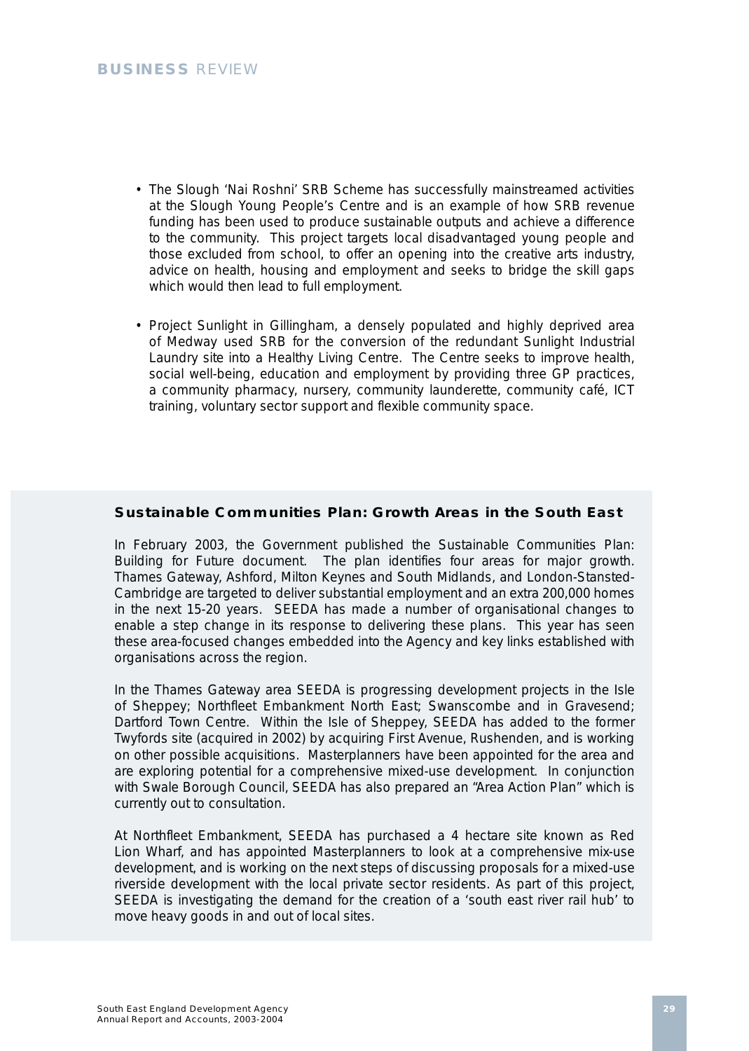- The Slough 'Nai Roshni' SRB Scheme has successfully mainstreamed activities at the Slough Young People's Centre and is an example of how SRB revenue funding has been used to produce sustainable outputs and achieve a difference to the community. This project targets local disadvantaged young people and those excluded from school, to offer an opening into the creative arts industry, advice on health, housing and employment and seeks to bridge the skill gaps which would then lead to full employment.

- Project Sunlight in Gillingham, a densely populated and highly deprived area of Medway used SRB for the conversion of the redundant Sunlight Industrial Laundry site into a Healthy Living Centre. The Centre seeks to improve health, social well-being, education and employment by providing three GP practices, a community pharmacy, nursery, community launderette, community café, ICT training, voluntary sector support and flexible community space.

### Sustainable Communities Plan: Growth Areas in the South East

In February 2003, the Government published the Sustainable Communities Plan: Building for Future document. The plan identifies four areas for major growth. Thames Gateway, Ashford, Milton Keynes and South Midlands, and London-Stansted-Cambridge are targeted to deliver substantial employment and an extra 200,000 homes in the next 15-20 years. SEEDA has made a number of organisational changes to enable a step change in its response to delivering these plans. This year has seen these area-focused changes embedded into the Agency and key links established with organisations across the region.

In the Thames Gateway area SEEDA is progressing development projects in the Isle of Sheppey; Northfleet Embankment North East; Swanscombe and in Gravesend; Dartford Town Centre. Within the Isle of Sheppey, SEEDA has added to the former Twyfords site (acquired in 2002) by acquiring First Avenue, Rushenden, and is working on other possible acquisitions. Masterplanners have been appointed for the area and are exploring potential for a comprehensive mixed-use development. In conjunction with Swale Borough Council, SEEDA has also prepared an "Area Action Plan" which is currently out to consultation.

At Northfleet Embankment, SEEDA has purchased a 4 hectare site known as Red Lion Wharf, and has appointed Masterplanners to look at a comprehensive mix-use development, and is working on the next steps of discussing proposals for a mixed-use riverside development with the local private sector residents. As part of this project, SEEDA is investigating the demand for the creation of a 'south east river rail hub' to move heavy goods in and out of local sites.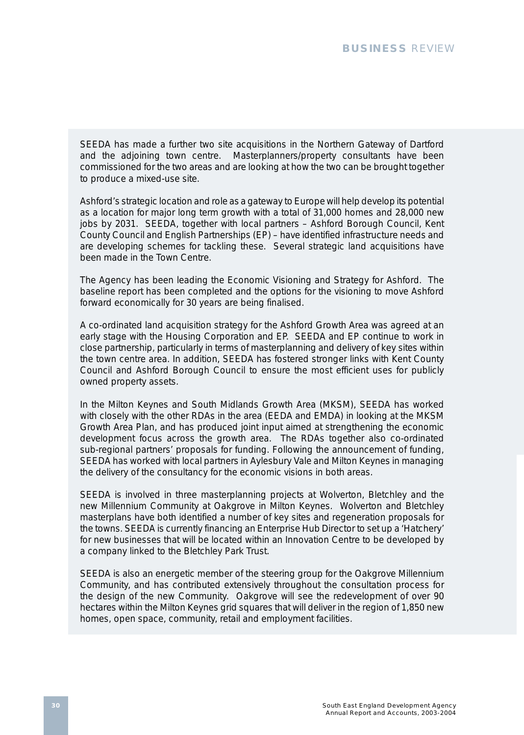SEEDA has made a further two site acquisitions in the Northern Gateway of Dartford and the adjoining town centre. Masterplanners/property consultants have been commissioned for the two areas and are looking at how the two can be brought together to produce a mixed-use site.

Ashford's strategic location and role as a gateway to Europe will help develop its potential as a location for major long term growth with a total of 31,000 homes and 28,000 new jobs by 2031. SEEDA, together with local partners – Ashford Borough Council, Kent County Council and English Partnerships (EP) – have identified infrastructure needs and are developing schemes for tackling these. Several strategic land acquisitions have been made in the Town Centre.

The Agency has been leading the Economic Visioning and Strategy for Ashford. The baseline report has been completed and the options for the visioning to move Ashford forward economically for 30 years are being finalised.

A co-ordinated land acquisition strategy for the Ashford Growth Area was agreed at an early stage with the Housing Corporation and EP. SEEDA and EP continue to work in close partnership, particularly in terms of masterplanning and delivery of key sites within the town centre area. In addition, SEEDA has fostered stronger links with Kent County Council and Ashford Borough Council to ensure the most efficient uses for publicly owned property assets.

In the Milton Keynes and South Midlands Growth Area (MKSM), SEEDA has worked with closely with the other RDAs in the area (EEDA and EMDA) in looking at the MKSM Growth Area Plan, and has produced joint input aimed at strengthening the economic development focus across the growth area. The RDAs together also co-ordinated sub-regional partners' proposals for funding. Following the announcement of funding, SEEDA has worked with local partners in Aylesbury Vale and Milton Keynes in managing the delivery of the consultancy for the economic visions in both areas.

SEEDA is involved in three masterplanning projects at Wolverton, Bletchley and the new Millennium Community at Oakgrove in Milton Keynes. Wolverton and Bletchley masterplans have both identified a number of key sites and regeneration proposals for the towns. SEEDA is currently financing an Enterprise Hub Director to set up a 'Hatchery' for new businesses that will be located within an Innovation Centre to be developed by a company linked to the Bletchley Park Trust.

SEEDA is also an energetic member of the steering group for the Oakgrove Millennium Community, and has contributed extensively throughout the consultation process for the design of the new Community. Oakgrove will see the redevelopment of over 90 hectares within the Milton Keynes grid squares that will deliver in the region of 1,850 new homes, open space, community, retail and employment facilities.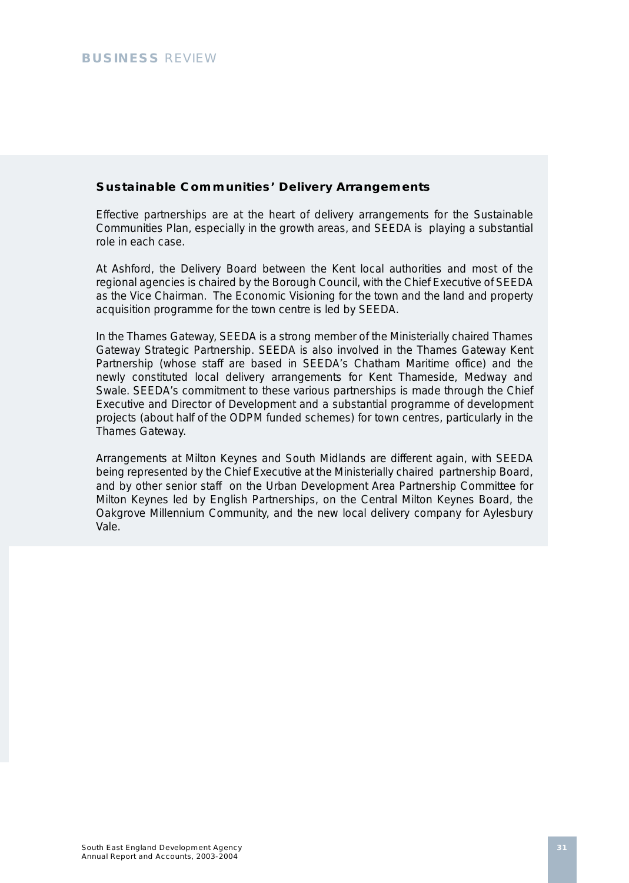## Sustainable Communities' Delivery Arrangements

Effective partnerships are at the heart of delivery arrangements for the Sustainable Communities Plan, especially in the growth areas, and SEEDA is playing a substantial role in each case.

At Ashford, the Delivery Board between the Kent local authorities and most of the regional agencies is chaired by the Borough Council, with the Chief Executive of SEEDA as the Vice Chairman. The Economic Visioning for the town and the land and property acquisition programme for the town centre is led by SEEDA.

In the Thames Gateway, SEEDA is a strong member of the Ministerially chaired Thames Gateway Strategic Partnership. SEEDA is also involved in the Thames Gateway Kent Partnership (whose staff are based in SEEDA's Chatham Maritime office) and the newly constituted local delivery arrangements for Kent Thameside, Medway and Swale. SEEDA's commitment to these various partnerships is made through the Chief Executive and Director of Development and a substantial programme of development projects (about half of the ODPM funded schemes) for town centres, particularly in the Thames Gateway.

Arrangements at Milton Keynes and South Midlands are different again, with SEEDA being represented by the Chief Executive at the Ministerially chaired partnership Board, and by other senior staff on the Urban Development Area Partnership Committee for Milton Keynes led by English Partnerships, on the Central Milton Keynes Board, the Oakgrove Millennium Community, and the new local delivery company for Aylesbury Vale.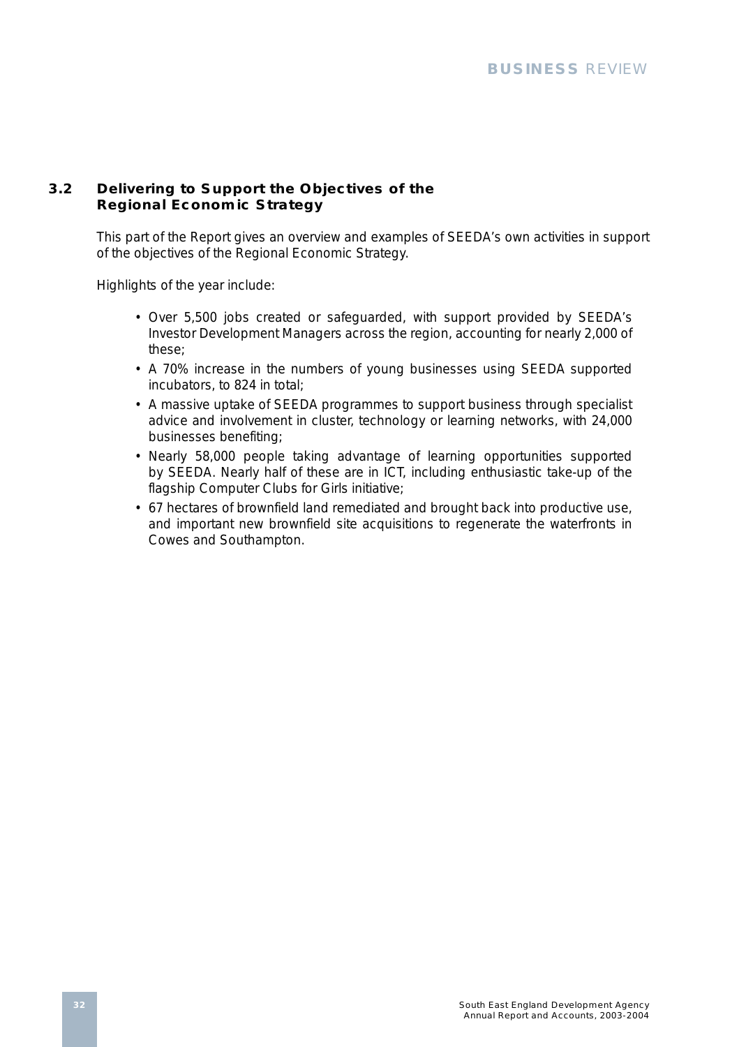## 3.2 Delivering to Support the Objectives of the Regional Economic Strategy

This part of the Report gives an overview and examples of SEEDA's own activities in support of the objectives of the Regional Economic Strategy.

Highlights of the year include:

- Over 5,500 jobs created or safeguarded, with support provided by SEEDA's Investor Development Managers across the region, accounting for nearly 2,000 of these;
- A 70% increase in the numbers of young businesses using SEEDA supported incubators, to 824 in total;
- A massive uptake of SEEDA programmes to support business through specialist advice and involvement in cluster, technology or learning networks, with 24,000 businesses benefiting;
- Nearly 58,000 people taking advantage of learning opportunities supported by SEEDA. Nearly half of these are in ICT, including enthusiastic take-up of the flagship Computer Clubs for Girls initiative;
- 67 hectares of brownfield land remediated and brought back into productive use, and important new brownfield site acquisitions to regenerate the waterfronts in Cowes and Southampton.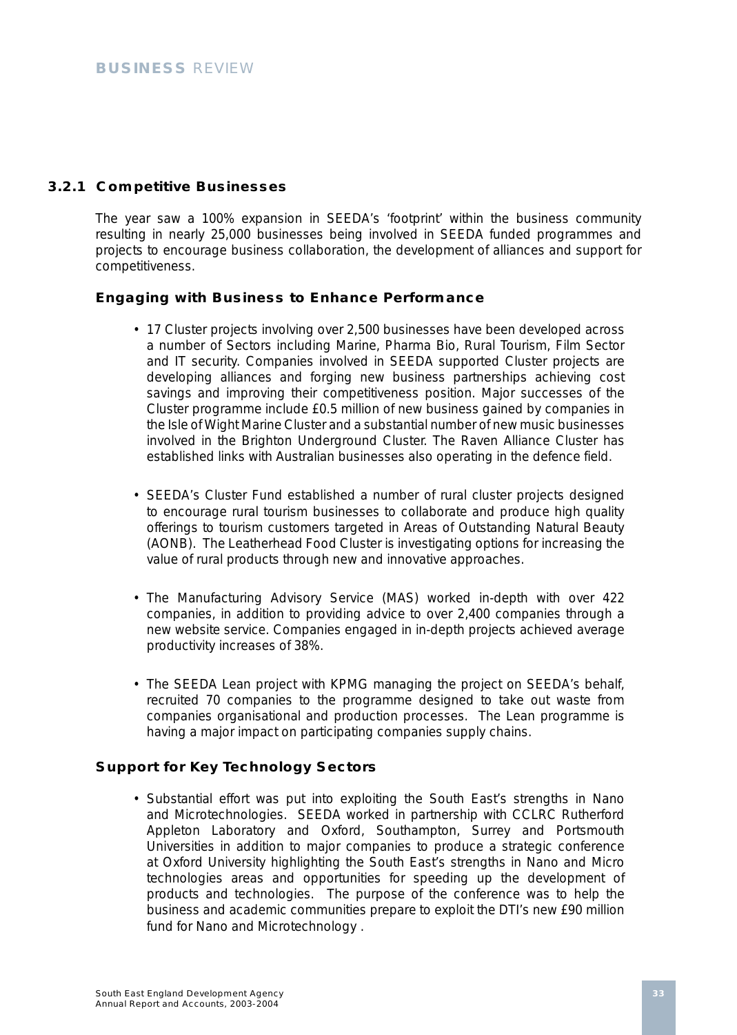### 3.2.1 Competitive Businesses

The year saw a 100% expansion in SEEDA's 'footprint' within the business community resulting in nearly 25,000 businesses being involved in SEEDA funded programmes and projects to encourage business collaboration, the development of alliances and support for competitiveness.

#### Engaging with Business to Enhance Performance

- 17 Cluster projects involving over 2,500 businesses have been developed across a number of Sectors including Marine, Pharma Bio, Rural Tourism, Film Sector and IT security. Companies involved in SEEDA supported Cluster projects are developing alliances and forging new business partnerships achieving cost savings and improving their competitiveness position. Major successes of the Cluster programme include £0.5 million of new business gained by companies in the Isle of Wight Marine Cluster and a substantial number of new music businesses involved in the Brighton Underground Cluster. The Raven Alliance Cluster has established links with Australian businesses also operating in the defence field.

- SEEDA's Cluster Fund established a number of rural cluster projects designed to encourage rural tourism businesses to collaborate and produce high quality offerings to tourism customers targeted in Areas of Outstanding Natural Beauty (AONB). The Leatherhead Food Cluster is investigating options for increasing the value of rural products through new and innovative approaches.

- The Manufacturing Advisory Service (MAS) worked in-depth with over 422 companies, in addition to providing advice to over 2,400 companies through a new website service. Companies engaged in in-depth projects achieved average productivity increases of 38%.

- The SEEDA Lean project with KPMG managing the project on SEEDA's behalf, recruited 70 companies to the programme designed to take out waste from companies organisational and production processes. The Lean programme is having a major impact on participating companies supply chains.

#### Support for Key Technology Sectors

- Substantial effort was put into exploiting the South East's strengths in Nano and Microtechnologies. SEEDA worked in partnership with CCLRC Rutherford Appleton Laboratory and Oxford, Southampton, Surrey and Portsmouth Universities in addition to major companies to produce a strategic conference at Oxford University highlighting the South East's strengths in Nano and Micro technologies areas and opportunities for speeding up the development of products and technologies. The purpose of the conference was to help the business and academic communities prepare to exploit the DTI's new £90 million fund for Nano and Microtechnology .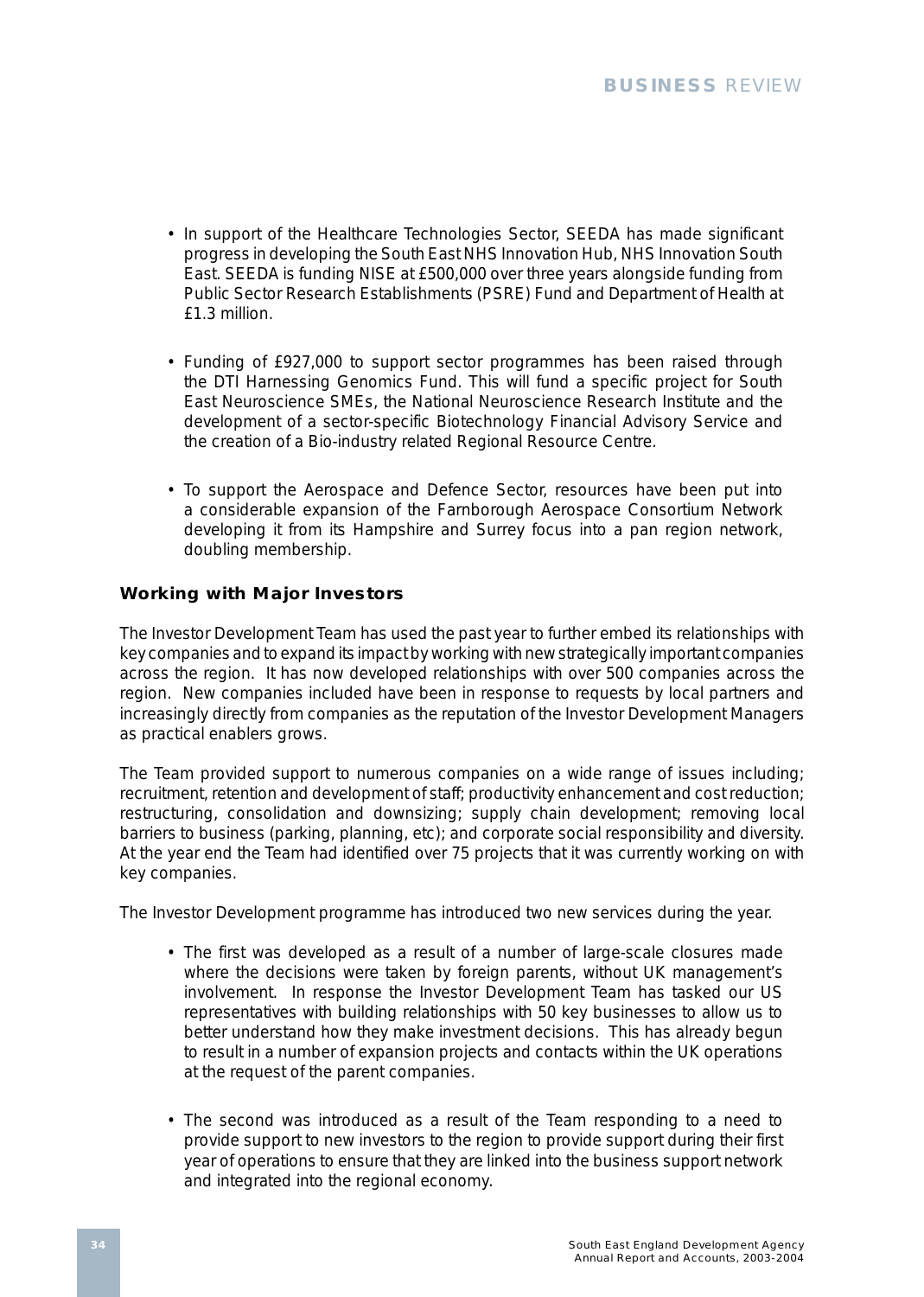- In support of the Healthcare Technologies Sector, SEEDA has made significant progress in developing the South East NHS Innovation Hub, NHS Innovation South East. SEEDA is funding NISE at £500,000 over three years alongside funding from Public Sector Research Establishments (PSRE) Fund and Department of Health at £1.3 million.

- Funding of £927,000 to support sector programmes has been raised through the DTI Harnessing Genomics Fund. This will fund a specific project for South East Neuroscience SMEs, the National Neuroscience Research Institute and the development of a sector-specific Biotechnology Financial Advisory Service and the creation of a Bio-industry related Regional Resource Centre.

- To support the Aerospace and Defence Sector, resources have been put into a considerable expansion of the Farnborough Aerospace Consortium Network developing it from its Hampshire and Surrey focus into a pan region network, doubling membership.

### Working with Major Investors

The Investor Development Team has used the past year to further embed its relationships with key companies and to expand its impact by working with new strategically important companies across the region. It has now developed relationships with over 500 companies across the region. New companies included have been in response to requests by local partners and increasingly directly from companies as the reputation of the Investor Development Managers as practical enablers grows.

The Team provided support to numerous companies on a wide range of issues including; recruitment, retention and development of staff; productivity enhancement and cost reduction; restructuring, consolidation and downsizing; supply chain development; removing local barriers to business (parking, planning, etc); and corporate social responsibility and diversity. At the year end the Team had identified over 75 projects that it was currently working on with key companies.

The Investor Development programme has introduced two new services during the year.

- The first was developed as a result of a number of large-scale closures made where the decisions were taken by foreign parents, without UK management's involvement. In response the Investor Development Team has tasked our US representatives with building relationships with 50 key businesses to allow us to better understand how they make investment decisions. This has already begun to result in a number of expansion projects and contacts within the UK operations at the request of the parent companies.

- The second was introduced as a result of the Team responding to a need to provide support to new investors to the region to provide support during their first year of operations to ensure that they are linked into the business support network and integrated into the regional economy.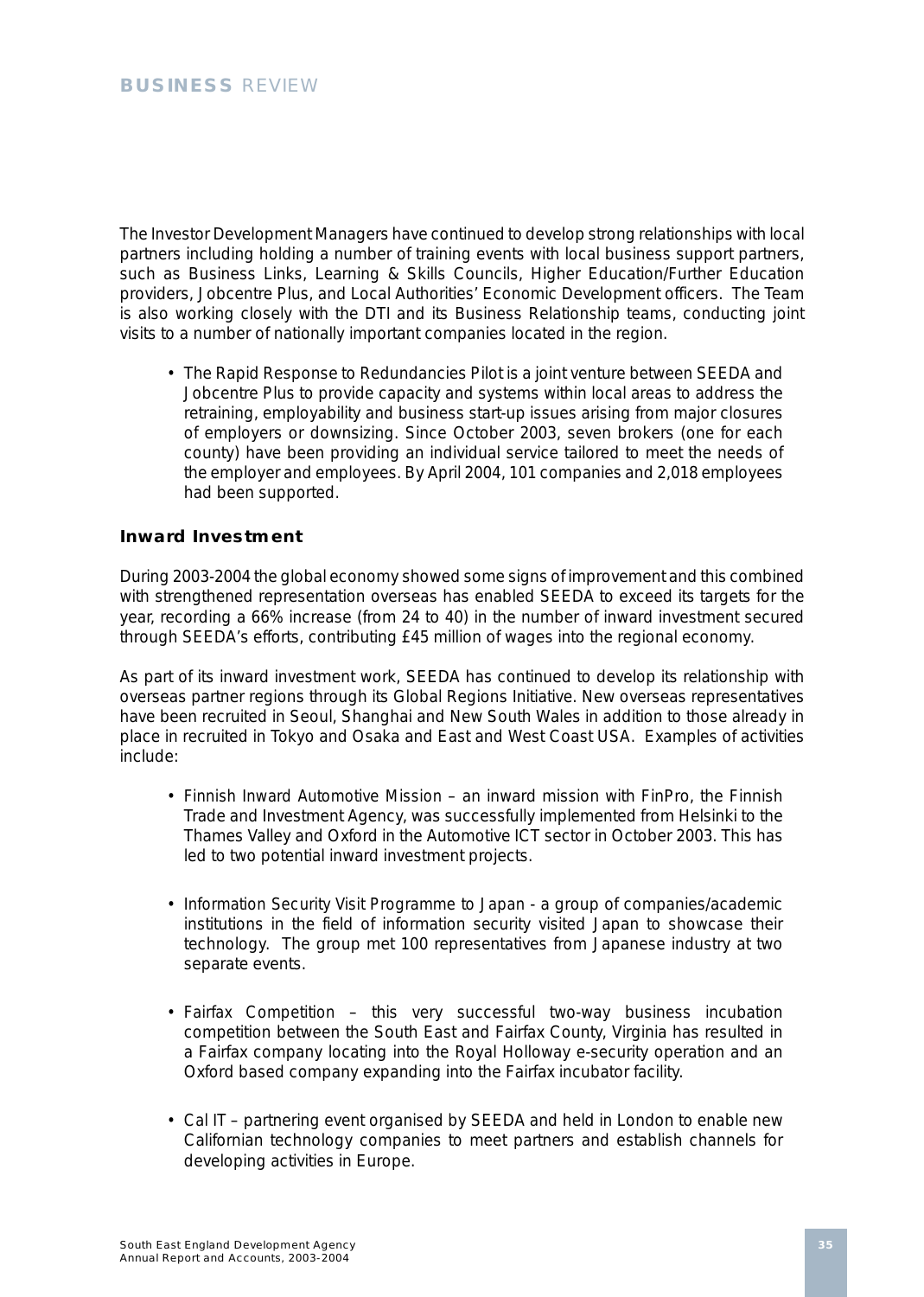The Investor Development Managers have continued to develop strong relationships with local partners including holding a number of training events with local business support partners, such as Business Links, Learning & Skills Councils, Higher Education/Further Education providers, Jobcentre Plus, and Local Authorities' Economic Development officers. The Team is also working closely with the DTI and its Business Relationship teams, conducting joint visits to a number of nationally important companies located in the region.

- The Rapid Response to Redundancies Pilot is a joint venture between SEEDA and Jobcentre Plus to provide capacity and systems within local areas to address the retraining, employability and business start-up issues arising from major closures of employers or downsizing. Since October 2003, seven brokers (one for each county) have been providing an individual service tailored to meet the needs of the employer and employees. By April 2004, 101 companies and 2,018 employees had been supported.

### Inward Investment

During 2003-2004 the global economy showed some signs of improvement and this combined with strengthened representation overseas has enabled SEEDA to exceed its targets for the year, recording a 66% increase (from 24 to 40) in the number of inward investment secured through SEEDA's efforts, contributing £45 million of wages into the regional economy.

As part of its inward investment work, SEEDA has continued to develop its relationship with overseas partner regions through its Global Regions Initiative. New overseas representatives have been recruited in Seoul, Shanghai and New South Wales in addition to those already in place in recruited in Tokyo and Osaka and East and West Coast USA. Examples of activities include:

- Finnish Inward Automotive Mission – an inward mission with FinPro, the Finnish Trade and Investment Agency, was successfully implemented from Helsinki to the Thames Valley and Oxford in the Automotive ICT sector in October 2003. This has led to two potential inward investment projects.

- Information Security Visit Programme to Japan - a group of companies/academic institutions in the field of information security visited Japan to showcase their technology. The group met 100 representatives from Japanese industry at two separate events.

- Fairfax Competition – this very successful two-way business incubation competition between the South East and Fairfax County, Virginia has resulted in a Fairfax company locating into the Royal Holloway e-security operation and an Oxford based company expanding into the Fairfax incubator facility.

- Cal IT – partnering event organised by SEEDA and held in London to enable new Californian technology companies to meet partners and establish channels for developing activities in Europe.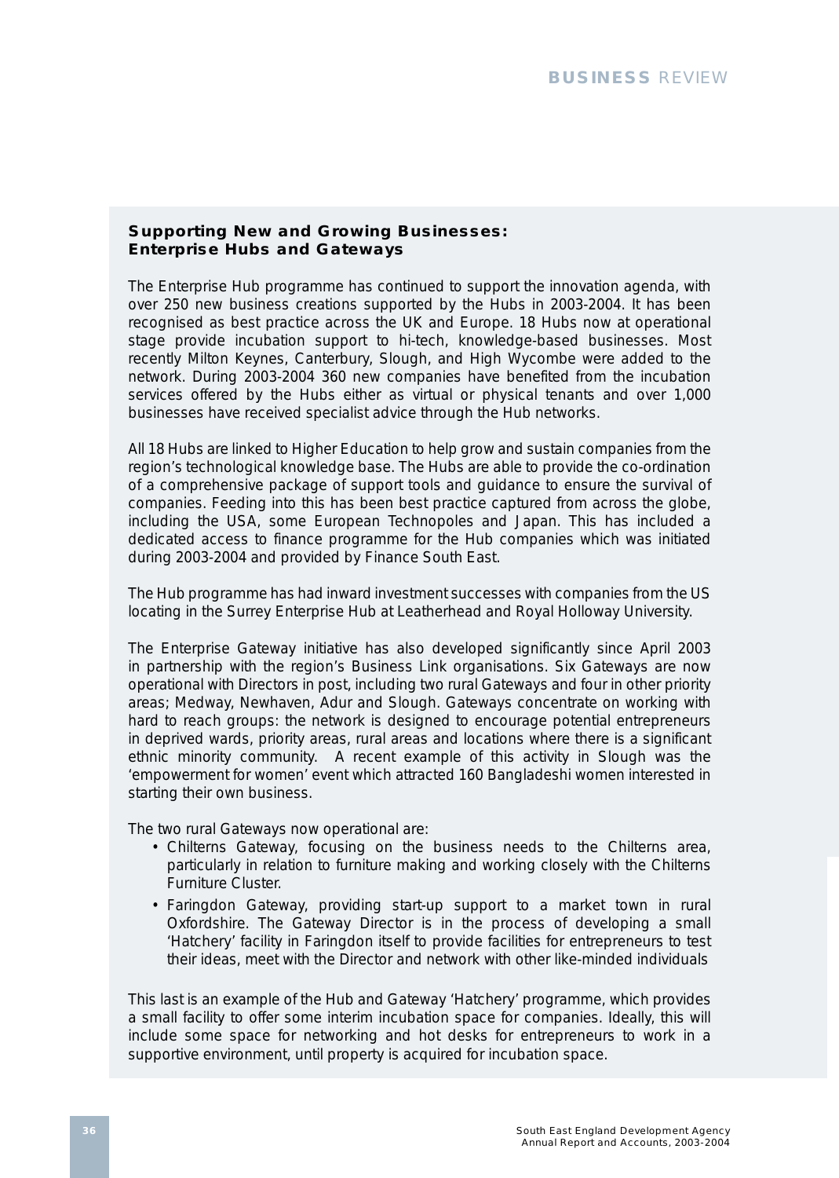## Supporting New and Growing Businesses: Enterprise Hubs and Gateways

The Enterprise Hub programme has continued to support the innovation agenda, with over 250 new business creations supported by the Hubs in 2003-2004. It has been recognised as best practice across the UK and Europe. 18 Hubs now at operational stage provide incubation support to hi-tech, knowledge-based businesses. Most recently Milton Keynes, Canterbury, Slough, and High Wycombe were added to the network. During 2003-2004 360 new companies have benefited from the incubation services offered by the Hubs either as virtual or physical tenants and over 1,000 businesses have received specialist advice through the Hub networks.

All 18 Hubs are linked to Higher Education to help grow and sustain companies from the region's technological knowledge base. The Hubs are able to provide the co-ordination of a comprehensive package of support tools and guidance to ensure the survival of companies. Feeding into this has been best practice captured from across the globe, including the USA, some European Technopoles and Japan. This has included a dedicated access to finance programme for the Hub companies which was initiated during 2003-2004 and provided by Finance South East.

The Hub programme has had inward investment successes with companies from the US locating in the Surrey Enterprise Hub at Leatherhead and Royal Holloway University.

The Enterprise Gateway initiative has also developed significantly since April 2003 in partnership with the region's Business Link organisations. Six Gateways are now operational with Directors in post, including two rural Gateways and four in other priority areas; Medway, Newhaven, Adur and Slough. Gateways concentrate on working with hard to reach groups: the network is designed to encourage potential entrepreneurs in deprived wards, priority areas, rural areas and locations where there is a significant ethnic minority community. A recent example of this activity in Slough was the 'empowerment for women' event which attracted 160 Bangladeshi women interested in starting their own business.

The two rural Gateways now operational are:

- Chilterns Gateway, focusing on the business needs to the Chilterns area, particularly in relation to furniture making and working closely with the Chilterns Furniture Cluster.
- Faringdon Gateway, providing start-up support to a market town in rural Oxfordshire. The Gateway Director is in the process of developing a small 'Hatchery' facility in Faringdon itself to provide facilities for entrepreneurs to test their ideas, meet with the Director and network with other like-minded individuals

This last is an example of the Hub and Gateway 'Hatchery' programme, which provides a small facility to offer some interim incubation space for companies. Ideally, this will include some space for networking and hot desks for entrepreneurs to work in a supportive environment, until property is acquired for incubation space.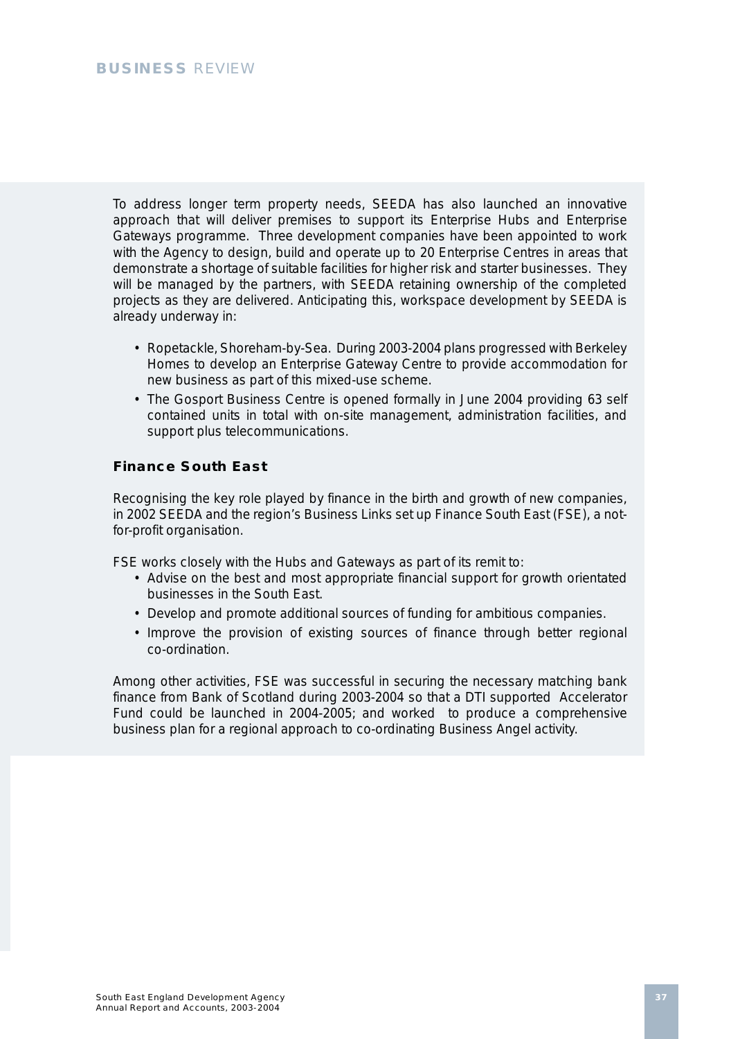To address longer term property needs, SEEDA has also launched an innovative approach that will deliver premises to support its Enterprise Hubs and Enterprise Gateways programme. Three development companies have been appointed to work with the Agency to design, build and operate up to 20 Enterprise Centres in areas that demonstrate a shortage of suitable facilities for higher risk and starter businesses. They will be managed by the partners, with SEEDA retaining ownership of the completed projects as they are delivered. Anticipating this, workspace development by SEEDA is already underway in:

- Ropetackle, Shoreham-by-Sea. During 2003-2004 plans progressed with Berkeley Homes to develop an Enterprise Gateway Centre to provide accommodation for new business as part of this mixed-use scheme.
- The Gosport Business Centre is opened formally in June 2004 providing 63 self contained units in total with on-site management, administration facilities, and support plus telecommunications.

### Finance South East

Recognising the key role played by finance in the birth and growth of new companies, in 2002 SEEDA and the region's Business Links set up Finance South East (FSE), a not-for-profit organisation.

FSE works closely with the Hubs and Gateways as part of its remit to:

- Advise on the best and most appropriate financial support for growth orientated businesses in the South East.
- Develop and promote additional sources of funding for ambitious companies.
- Improve the provision of existing sources of finance through better regional co-ordination.

Among other activities, FSE was successful in securing the necessary matching bank finance from Bank of Scotland during 2003-2004 so that a DTI supported Accelerator Fund could be launched in 2004-2005; and worked to produce a comprehensive business plan for a regional approach to co-ordinating Business Angel activity.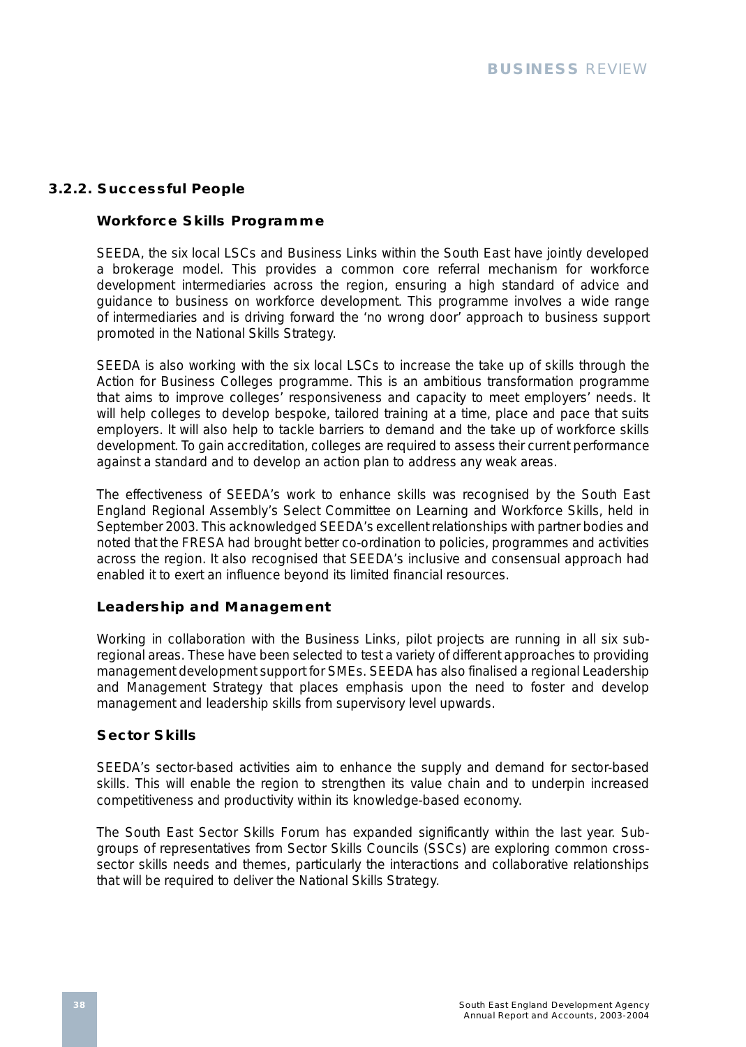### 3.2.2. Successful People

#### Workforce Skills Programme

SEEDA, the six local LSCs and Business Links within the South East have jointly developed a brokerage model. This provides a common core referral mechanism for workforce development intermediaries across the region, ensuring a high standard of advice and guidance to business on workforce development. This programme involves a wide range of intermediaries and is driving forward the 'no wrong door' approach to business support promoted in the National Skills Strategy.

SEEDA is also working with the six local LSCs to increase the take up of skills through the Action for Business Colleges programme. This is an ambitious transformation programme that aims to improve colleges' responsiveness and capacity to meet employers' needs. It will help colleges to develop bespoke, tailored training at a time, place and pace that suits employers. It will also help to tackle barriers to demand and the take up of workforce skills development. To gain accreditation, colleges are required to assess their current performance against a standard and to develop an action plan to address any weak areas.

The effectiveness of SEEDA's work to enhance skills was recognised by the South East England Regional Assembly's Select Committee on Learning and Workforce Skills, held in September 2003. This acknowledged SEEDA's excellent relationships with partner bodies and noted that the FRESA had brought better co-ordination to policies, programmes and activities across the region. It also recognised that SEEDA's inclusive and consensual approach had enabled it to exert an influence beyond its limited financial resources.

#### Leadership and Management

Working in collaboration with the Business Links, pilot projects are running in all six sub-regional areas. These have been selected to test a variety of different approaches to providing management development support for SMEs. SEEDA has also finalised a regional Leadership and Management Strategy that places emphasis upon the need to foster and develop management and leadership skills from supervisory level upwards.

#### Sector Skills

SEEDA's sector-based activities aim to enhance the supply and demand for sector-based skills. This will enable the region to strengthen its value chain and to underpin increased competitiveness and productivity within its knowledge-based economy.

The South East Sector Skills Forum has expanded significantly within the last year. Sub-groups of representatives from Sector Skills Councils (SSCs) are exploring common cross-sector skills needs and themes, particularly the interactions and collaborative relationships that will be required to deliver the National Skills Strategy.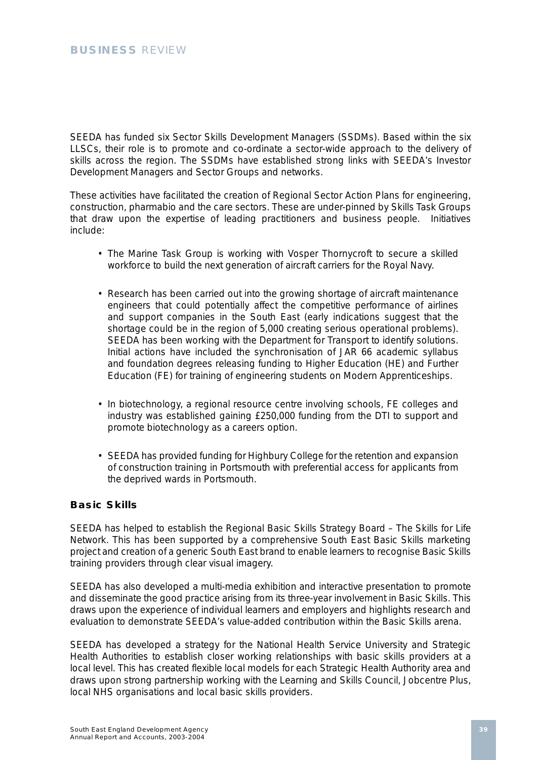SEEDA has funded six Sector Skills Development Managers (SSDMs). Based within the six LLSCs, their role is to promote and co-ordinate a sector-wide approach to the delivery of skills across the region. The SSDMs have established strong links with SEEDA's Investor Development Managers and Sector Groups and networks.

These activities have facilitated the creation of Regional Sector Action Plans for engineering, construction, pharmabio and the care sectors. These are under-pinned by Skills Task Groups that draw upon the expertise of leading practitioners and business people. Initiatives include:

- The Marine Task Group is working with Vosper Thornycroft to secure a skilled workforce to build the next generation of aircraft carriers for the Royal Navy.
- Research has been carried out into the growing shortage of aircraft maintenance engineers that could potentially affect the competitive performance of airlines and support companies in the South East (early indications suggest that the shortage could be in the region of 5,000 creating serious operational problems). SEEDA has been working with the Department for Transport to identify solutions. Initial actions have included the synchronisation of JAR 66 academic syllabus and foundation degrees releasing funding to Higher Education (HE) and Further Education (FE) for training of engineering students on Modern Apprenticeships.
- In biotechnology, a regional resource centre involving schools, FE colleges and industry was established gaining £250,000 funding from the DTI to support and promote biotechnology as a careers option.
- SEEDA has provided funding for Highbury College for the retention and expansion of construction training in Portsmouth with preferential access for applicants from the deprived wards in Portsmouth.

## Basic Skills

SEEDA has helped to establish the Regional Basic Skills Strategy Board – The Skills for Life Network. This has been supported by a comprehensive South East Basic Skills marketing project and creation of a generic South East brand to enable learners to recognise Basic Skills training providers through clear visual imagery.

SEEDA has also developed a multi-media exhibition and interactive presentation to promote and disseminate the good practice arising from its three-year involvement in Basic Skills. This draws upon the experience of individual learners and employers and highlights research and evaluation to demonstrate SEEDA's value-added contribution within the Basic Skills arena.

SEEDA has developed a strategy for the National Health Service University and Strategic Health Authorities to establish closer working relationships with basic skills providers at a local level. This has created flexible local models for each Strategic Health Authority area and draws upon strong partnership working with the Learning and Skills Council, Jobcentre Plus, local NHS organisations and local basic skills providers.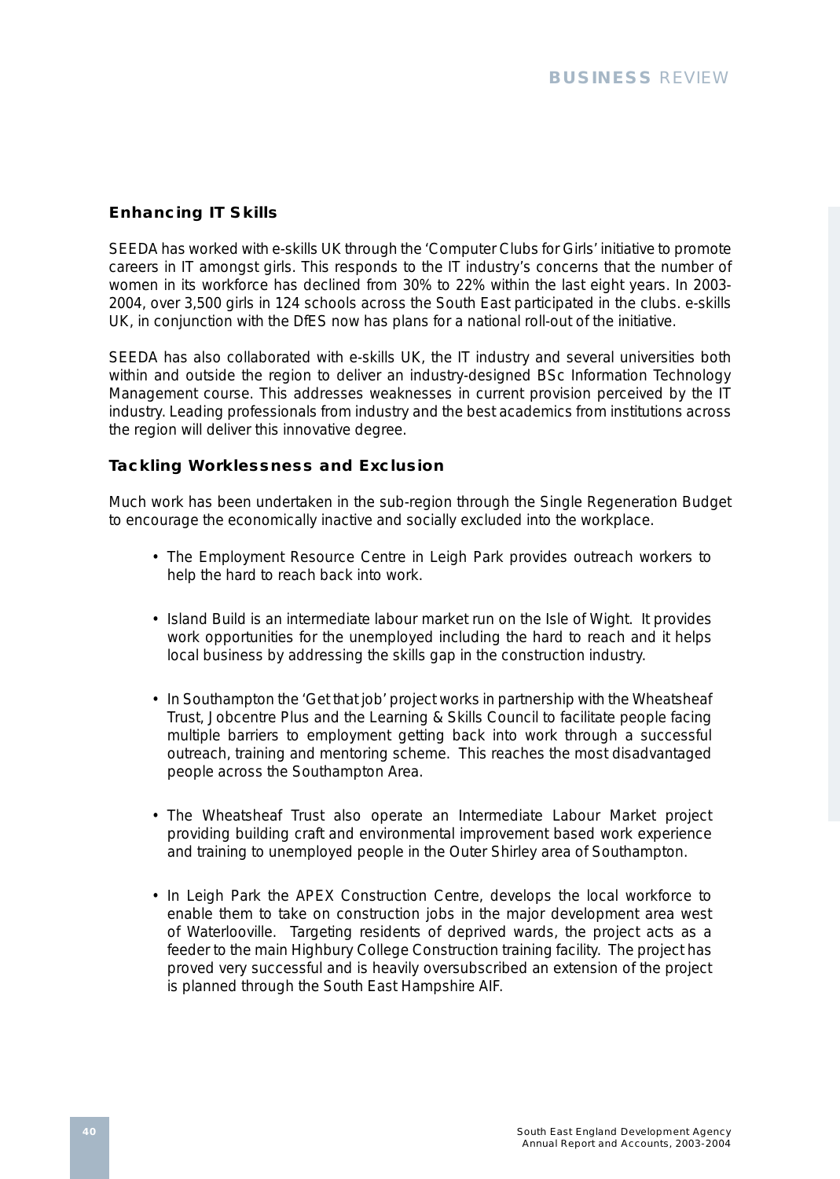## Enhancing IT Skills

SEEDA has worked with e-skills UK through the 'Computer Clubs for Girls' initiative to promote careers in IT amongst girls. This responds to the IT industry's concerns that the number of women in its workforce has declined from 30% to 22% within the last eight years. In 2003-2004, over 3,500 girls in 124 schools across the South East participated in the clubs. e-skills UK, in conjunction with the DfES now has plans for a national roll-out of the initiative.

SEEDA has also collaborated with e-skills UK, the IT industry and several universities both within and outside the region to deliver an industry-designed BSc Information Technology Management course. This addresses weaknesses in current provision perceived by the IT industry. Leading professionals from industry and the best academics from institutions across the region will deliver this innovative degree.

## Tackling Worklessness and Exclusion

Much work has been undertaken in the sub-region through the Single Regeneration Budget to encourage the economically inactive and socially excluded into the workplace.

- The Employment Resource Centre in Leigh Park provides outreach workers to help the hard to reach back into work.

- Island Build is an intermediate labour market run on the Isle of Wight. It provides work opportunities for the unemployed including the hard to reach and it helps local business by addressing the skills gap in the construction industry.

- In Southampton the 'Get that job' project works in partnership with the Wheatsheaf Trust, Jobcentre Plus and the Learning & Skills Council to facilitate people facing multiple barriers to employment getting back into work through a successful outreach, training and mentoring scheme. This reaches the most disadvantaged people across the Southampton Area.

- The Wheatsheaf Trust also operate an Intermediate Labour Market project providing building craft and environmental improvement based work experience and training to unemployed people in the Outer Shirley area of Southampton.

- In Leigh Park the APEX Construction Centre, develops the local workforce to enable them to take on construction jobs in the major development area west of Waterlooville. Targeting residents of deprived wards, the project acts as a feeder to the main Highbury College Construction training facility. The project has proved very successful and is heavily oversubscribed an extension of the project is planned through the South East Hampshire AIF.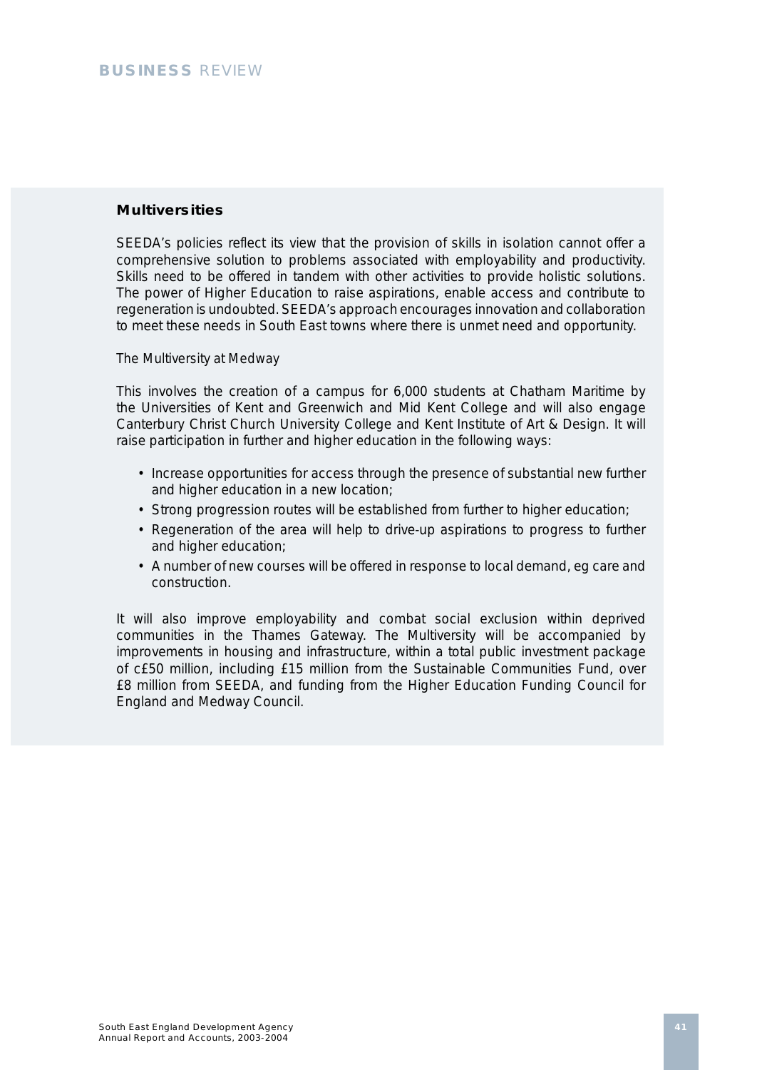## Multiversities

SEEDA's policies reflect its view that the provision of skills in isolation cannot offer a comprehensive solution to problems associated with employability and productivity. Skills need to be offered in tandem with other activities to provide holistic solutions. The power of Higher Education to raise aspirations, enable access and contribute to regeneration is undoubted. SEEDA's approach encourages innovation and collaboration to meet these needs in South East towns where there is unmet need and opportunity.

*The Multiversity at Medway*

This involves the creation of a campus for 6,000 students at Chatham Maritime by the Universities of Kent and Greenwich and Mid Kent College and will also engage Canterbury Christ Church University College and Kent Institute of Art & Design. It will raise participation in further and higher education in the following ways:

- Increase opportunities for access through the presence of substantial new further and higher education in a new location;
- Strong progression routes will be established from further to higher education;
- Regeneration of the area will help to drive-up aspirations to progress to further and higher education;
- A number of new courses will be offered in response to local demand, eg care and construction.

It will also improve employability and combat social exclusion within deprived communities in the Thames Gateway. The Multiversity will be accompanied by improvements in housing and infrastructure, within a total public investment package of c£50 million, including £15 million from the Sustainable Communities Fund, over £8 million from SEEDA, and funding from the Higher Education Funding Council for England and Medway Council.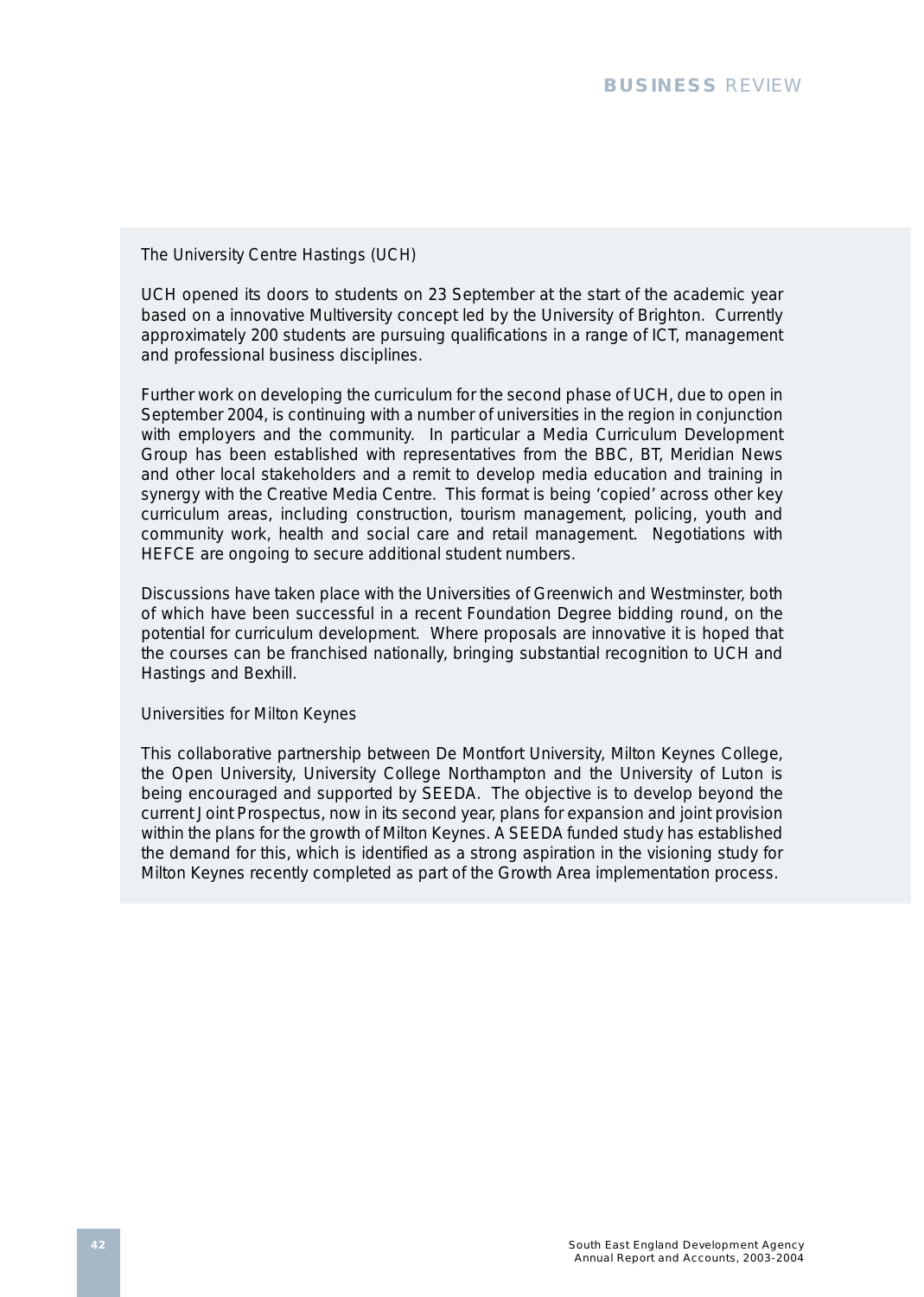### The University Centre Hastings (UCH)

UCH opened its doors to students on 23 September at the start of the academic year based on a innovative Multiversity concept led by the University of Brighton. Currently approximately 200 students are pursuing qualifications in a range of ICT, management and professional business disciplines.

Further work on developing the curriculum for the second phase of UCH, due to open in September 2004, is continuing with a number of universities in the region in conjunction with employers and the community. In particular a Media Curriculum Development Group has been established with representatives from the BBC, BT, Meridian News and other local stakeholders and a remit to develop media education and training in synergy with the Creative Media Centre. This format is being 'copied' across other key curriculum areas, including construction, tourism management, policing, youth and community work, health and social care and retail management. Negotiations with HEFCE are ongoing to secure additional student numbers.

Discussions have taken place with the Universities of Greenwich and Westminster, both of which have been successful in a recent Foundation Degree bidding round, on the potential for curriculum development. Where proposals are innovative it is hoped that the courses can be franchised nationally, bringing substantial recognition to UCH and Hastings and Bexhill.

### Universities for Milton Keynes

This collaborative partnership between De Montfort University, Milton Keynes College, the Open University, University College Northampton and the University of Luton is being encouraged and supported by SEEDA. The objective is to develop beyond the current Joint Prospectus, now in its second year, plans for expansion and joint provision within the plans for the growth of Milton Keynes. A SEEDA funded study has established the demand for this, which is identified as a strong aspiration in the visioning study for Milton Keynes recently completed as part of the Growth Area implementation process.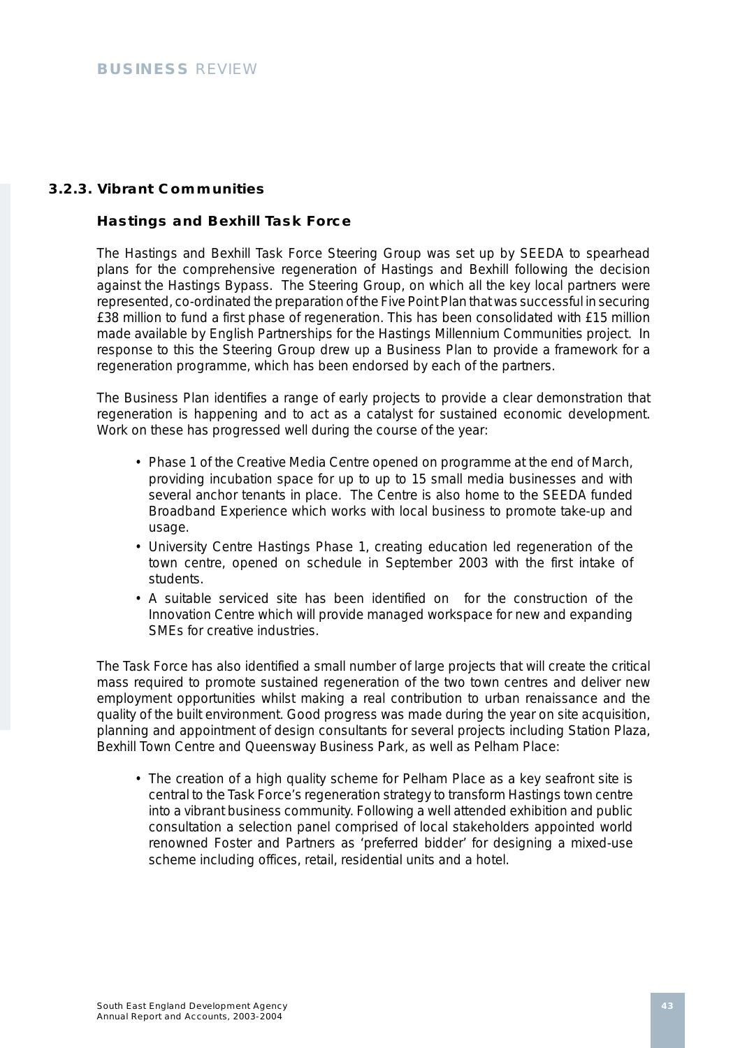### 3.2.3. Vibrant Communities

#### Hastings and Bexhill Task Force

The Hastings and Bexhill Task Force Steering Group was set up by SEEDA to spearhead plans for the comprehensive regeneration of Hastings and Bexhill following the decision against the Hastings Bypass. The Steering Group, on which all the key local partners were represented, co-ordinated the preparation of the Five Point Plan that was successful in securing £38 million to fund a first phase of regeneration. This has been consolidated with £15 million made available by English Partnerships for the Hastings Millennium Communities project. In response to this the Steering Group drew up a Business Plan to provide a framework for a regeneration programme, which has been endorsed by each of the partners.

The Business Plan identifies a range of early projects to provide a clear demonstration that regeneration is happening and to act as a catalyst for sustained economic development. Work on these has progressed well during the course of the year:

- Phase 1 of the Creative Media Centre opened on programme at the end of March, providing incubation space for up to up to 15 small media businesses and with several anchor tenants in place. The Centre is also home to the SEEDA funded Broadband Experience which works with local business to promote take-up and usage.
- University Centre Hastings Phase 1, creating education led regeneration of the town centre, opened on schedule in September 2003 with the first intake of students.
- A suitable serviced site has been identified on for the construction of the Innovation Centre which will provide managed workspace for new and expanding SMEs for creative industries.

The Task Force has also identified a small number of large projects that will create the critical mass required to promote sustained regeneration of the two town centres and deliver new employment opportunities whilst making a real contribution to urban renaissance and the quality of the built environment. Good progress was made during the year on site acquisition, planning and appointment of design consultants for several projects including Station Plaza, Bexhill Town Centre and Queensway Business Park, as well as Pelham Place:

- The creation of a high quality scheme for Pelham Place as a key seafront site is central to the Task Force's regeneration strategy to transform Hastings town centre into a vibrant business community. Following a well attended exhibition and public consultation a selection panel comprised of local stakeholders appointed world renowned Foster and Partners as 'preferred bidder' for designing a mixed-use scheme including offices, retail, residential units and a hotel.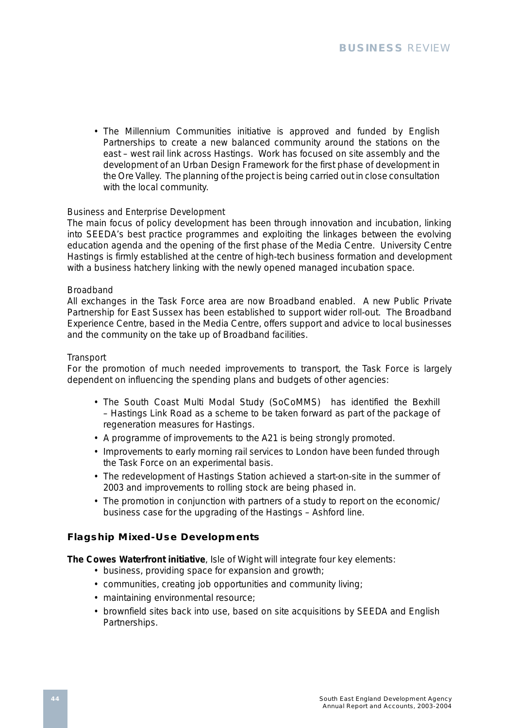- The Millennium Communities initiative is approved and funded by English Partnerships to create a new balanced community around the stations on the east – west rail link across Hastings. Work has focused on site assembly and the development of an Urban Design Framework for the first phase of development in the Ore Valley. The planning of the project is being carried out in close consultation with the local community.

Business and Enterprise Development

The main focus of policy development has been through innovation and incubation, linking into SEEDA's best practice programmes and exploiting the linkages between the evolving education agenda and the opening of the first phase of the Media Centre. University Centre Hastings is firmly established at the centre of high-tech business formation and development with a business hatchery linking with the newly opened managed incubation space.

Broadband

All exchanges in the Task Force area are now Broadband enabled. A new Public Private Partnership for East Sussex has been established to support wider roll-out. The Broadband Experience Centre, based in the Media Centre, offers support and advice to local businesses and the community on the take up of Broadband facilities.

Transport

For the promotion of much needed improvements to transport, the Task Force is largely dependent on influencing the spending plans and budgets of other agencies:

- The South Coast Multi Modal Study (SoCoMMS) has identified the Bexhill – Hastings Link Road as a scheme to be taken forward as part of the package of regeneration measures for Hastings.
- A programme of improvements to the A21 is being strongly promoted.
- Improvements to early morning rail services to London have been funded through the Task Force on an experimental basis.
- The redevelopment of Hastings Station achieved a start-on-site in the summer of 2003 and improvements to rolling stock are being phased in.
- The promotion in conjunction with partners of a study to report on the economic/ business case for the upgrading of the Hastings – Ashford line.

### Flagship Mixed-Use Developments

**The Cowes Waterfront initiative**, Isle of Wight will integrate four key elements:

- business, providing space for expansion and growth;
- communities, creating job opportunities and community living;
- maintaining environmental resource;
- brownfield sites back into use, based on site acquisitions by SEEDA and English Partnerships.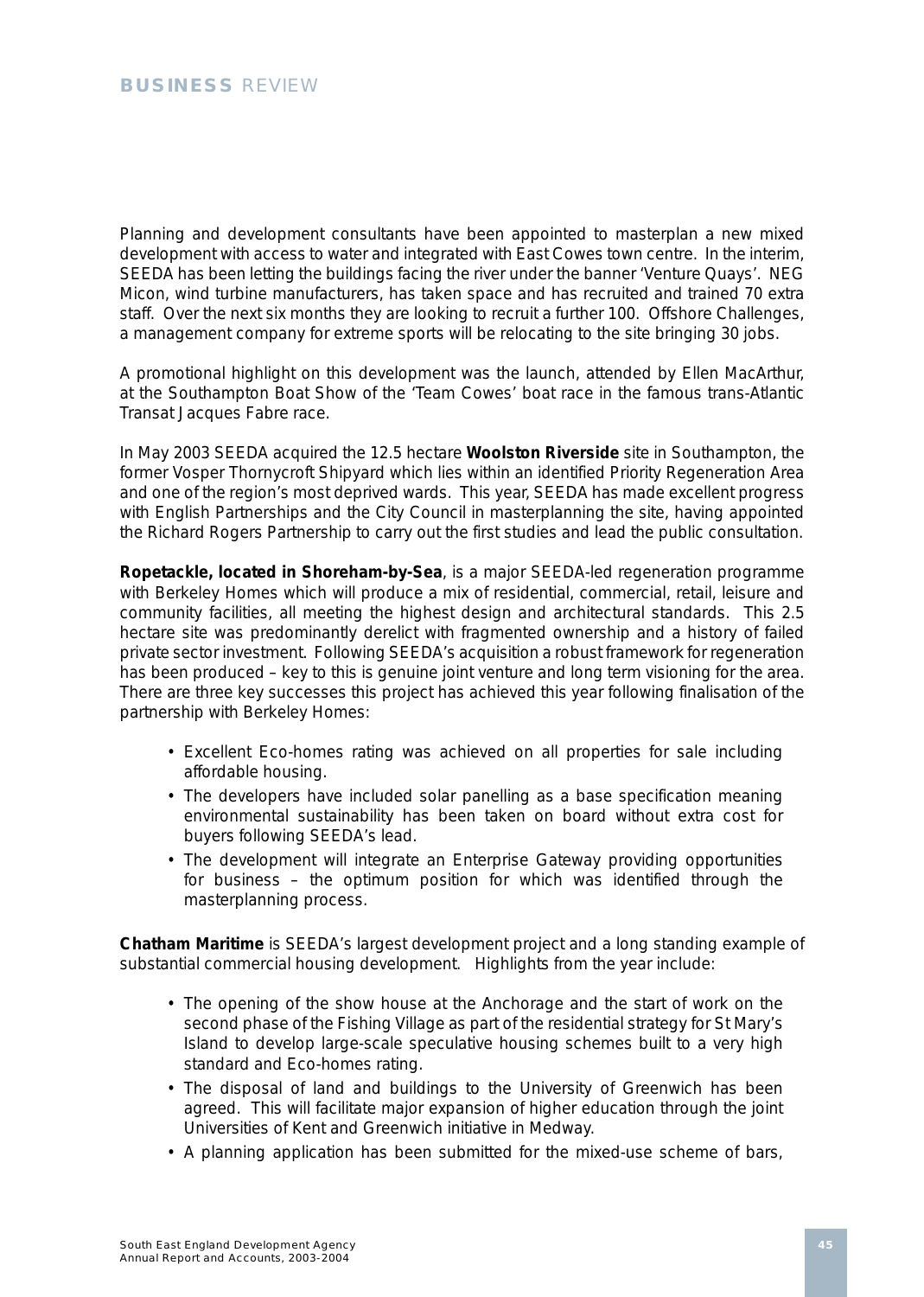Planning and development consultants have been appointed to masterplan a new mixed development with access to water and integrated with East Cowes town centre. In the interim, SEEDA has been letting the buildings facing the river under the banner 'Venture Quays'. NEG Micon, wind turbine manufacturers, has taken space and has recruited and trained 70 extra staff. Over the next six months they are looking to recruit a further 100. Offshore Challenges, a management company for extreme sports will be relocating to the site bringing 30 jobs.

A promotional highlight on this development was the launch, attended by Ellen MacArthur, at the Southampton Boat Show of the 'Team Cowes' boat race in the famous trans-Atlantic Transat Jacques Fabre race.

In May 2003 SEEDA acquired the 12.5 hectare **Woolston Riverside** site in Southampton, the former Vosper Thornycroft Shipyard which lies within an identified Priority Regeneration Area and one of the region's most deprived wards. This year, SEEDA has made excellent progress with English Partnerships and the City Council in masterplanning the site, having appointed the Richard Rogers Partnership to carry out the first studies and lead the public consultation.

**Ropetackle, located in Shoreham-by-Sea**, is a major SEEDA-led regeneration programme with Berkeley Homes which will produce a mix of residential, commercial, retail, leisure and community facilities, all meeting the highest design and architectural standards. This 2.5 hectare site was predominantly derelict with fragmented ownership and a history of failed private sector investment. Following SEEDA's acquisition a robust framework for regeneration has been produced – key to this is genuine joint venture and long term visioning for the area. There are three key successes this project has achieved this year following finalisation of the partnership with Berkeley Homes:

- Excellent Eco-homes rating was achieved on all properties for sale including affordable housing.
- The developers have included solar panelling as a base specification meaning environmental sustainability has been taken on board without extra cost for buyers following SEEDA's lead.
- The development will integrate an Enterprise Gateway providing opportunities for business – the optimum position for which was identified through the masterplanning process.

**Chatham Maritime** is SEEDA's largest development project and a long standing example of substantial commercial housing development. Highlights from the year include:

- The opening of the show house at the Anchorage and the start of work on the second phase of the Fishing Village as part of the residential strategy for St Mary's Island to develop large-scale speculative housing schemes built to a very high standard and Eco-homes rating.
- The disposal of land and buildings to the University of Greenwich has been agreed. This will facilitate major expansion of higher education through the joint Universities of Kent and Greenwich initiative in Medway.
- A planning application has been submitted for the mixed-use scheme of bars,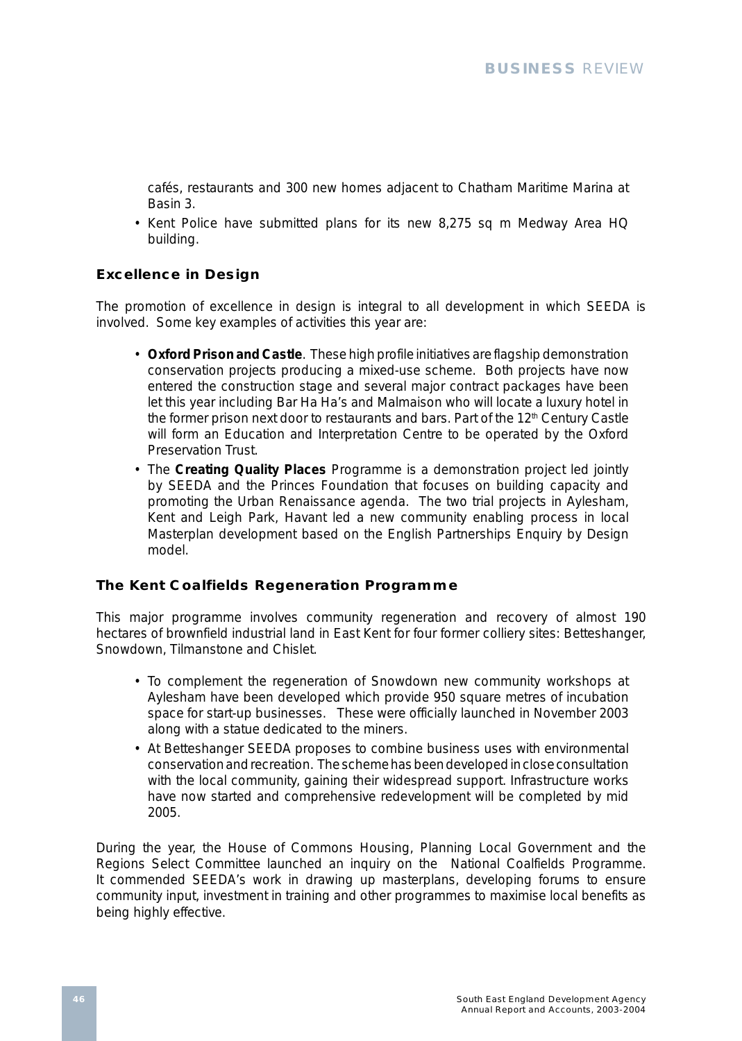cafés, restaurants and 300 new homes adjacent to Chatham Maritime Marina at Basin 3.

- Kent Police have submitted plans for its new 8,275 sq m Medway Area HQ building.

### Excellence in Design

The promotion of excellence in design is integral to all development in which SEEDA is involved. Some key examples of activities this year are:

- **Oxford Prison and Castle**. These high profile initiatives are flagship demonstration conservation projects producing a mixed-use scheme. Both projects have now entered the construction stage and several major contract packages have been let this year including Bar Ha Ha's and Malmaison who will locate a luxury hotel in the former prison next door to restaurants and bars. Part of the 12th Century Castle will form an Education and Interpretation Centre to be operated by the Oxford Preservation Trust.
- The **Creating Quality Places** Programme is a demonstration project led jointly by SEEDA and the Princes Foundation that focuses on building capacity and promoting the Urban Renaissance agenda. The two trial projects in Aylesham, Kent and Leigh Park, Havant led a new community enabling process in local Masterplan development based on the English Partnerships Enquiry by Design model.

### The Kent Coalfields Regeneration Programme

This major programme involves community regeneration and recovery of almost 190 hectares of brownfield industrial land in East Kent for four former colliery sites: Betteshanger, Snowdown, Tilmanstone and Chislet.

- To complement the regeneration of Snowdown new community workshops at Aylesham have been developed which provide 950 square metres of incubation space for start-up businesses. These were officially launched in November 2003 along with a statue dedicated to the miners.
- At Betteshanger SEEDA proposes to combine business uses with environmental conservation and recreation. The scheme has been developed in close consultation with the local community, gaining their widespread support. Infrastructure works have now started and comprehensive redevelopment will be completed by mid 2005.

During the year, the House of Commons Housing, Planning Local Government and the Regions Select Committee launched an inquiry on the National Coalfields Programme. It commended SEEDA's work in drawing up masterplans, developing forums to ensure community input, investment in training and other programmes to maximise local benefits as being highly effective.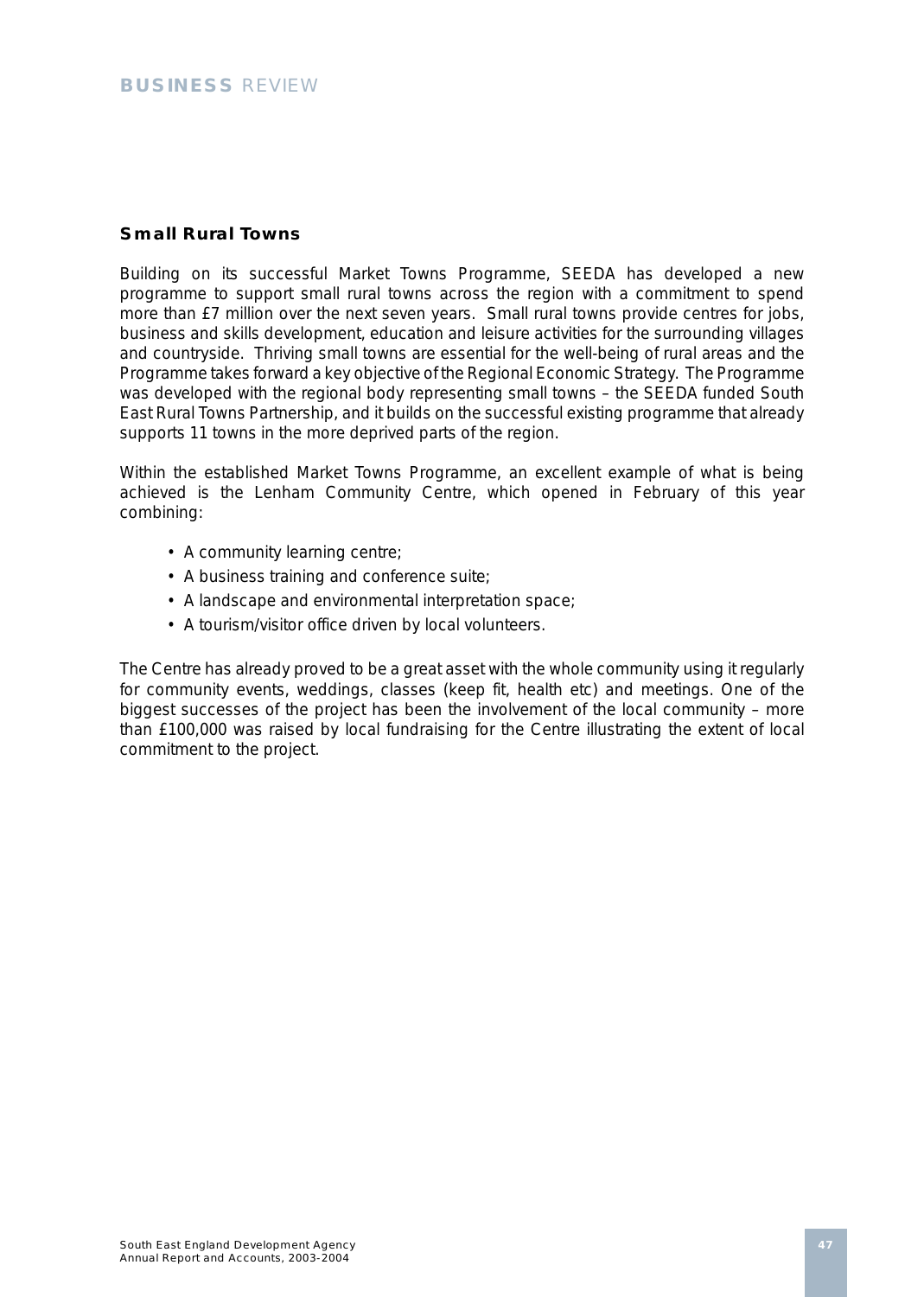### Small Rural Towns

Building on its successful Market Towns Programme, SEEDA has developed a new programme to support small rural towns across the region with a commitment to spend more than £7 million over the next seven years. Small rural towns provide centres for jobs, business and skills development, education and leisure activities for the surrounding villages and countryside. Thriving small towns are essential for the well-being of rural areas and the Programme takes forward a key objective of the Regional Economic Strategy. The Programme was developed with the regional body representing small towns – the SEEDA funded South East Rural Towns Partnership, and it builds on the successful existing programme that already supports 11 towns in the more deprived parts of the region.

Within the established Market Towns Programme, an excellent example of what is being achieved is the Lenham Community Centre, which opened in February of this year combining:

- A community learning centre;
- A business training and conference suite;
- A landscape and environmental interpretation space;
- A tourism/visitor office driven by local volunteers.

The Centre has already proved to be a great asset with the whole community using it regularly for community events, weddings, classes (keep fit, health etc) and meetings. One of the biggest successes of the project has been the involvement of the local community – more than £100,000 was raised by local fundraising for the Centre illustrating the extent of local commitment to the project.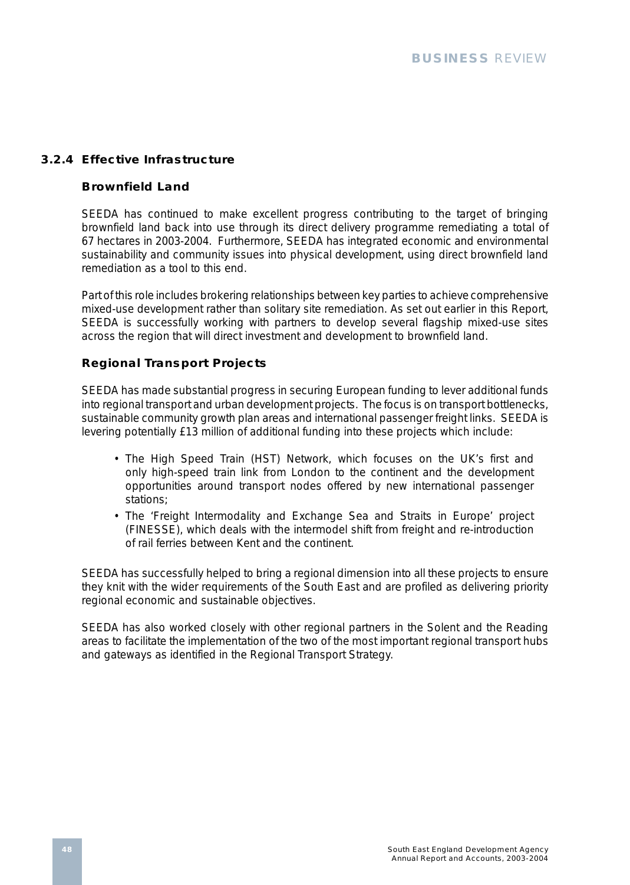### 3.2.4 Effective Infrastructure

#### Brownfield Land

SEEDA has continued to make excellent progress contributing to the target of bringing brownfield land back into use through its direct delivery programme remediating a total of 67 hectares in 2003-2004. Furthermore, SEEDA has integrated economic and environmental sustainability and community issues into physical development, using direct brownfield land remediation as a tool to this end.

Part of this role includes brokering relationships between key parties to achieve comprehensive mixed-use development rather than solitary site remediation. As set out earlier in this Report, SEEDA is successfully working with partners to develop several flagship mixed-use sites across the region that will direct investment and development to brownfield land.

#### Regional Transport Projects

SEEDA has made substantial progress in securing European funding to lever additional funds into regional transport and urban development projects. The focus is on transport bottlenecks, sustainable community growth plan areas and international passenger freight links. SEEDA is levering potentially £13 million of additional funding into these projects which include:

- The High Speed Train (HST) Network, which focuses on the UK's first and only high-speed train link from London to the continent and the development opportunities around transport nodes offered by new international passenger stations;
- The 'Freight Intermodality and Exchange Sea and Straits in Europe' project (FINESSE), which deals with the intermodel shift from freight and re-introduction of rail ferries between Kent and the continent.

SEEDA has successfully helped to bring a regional dimension into all these projects to ensure they knit with the wider requirements of the South East and are profiled as delivering priority regional economic and sustainable objectives.

SEEDA has also worked closely with other regional partners in the Solent and the Reading areas to facilitate the implementation of the two of the most important regional transport hubs and gateways as identified in the Regional Transport Strategy.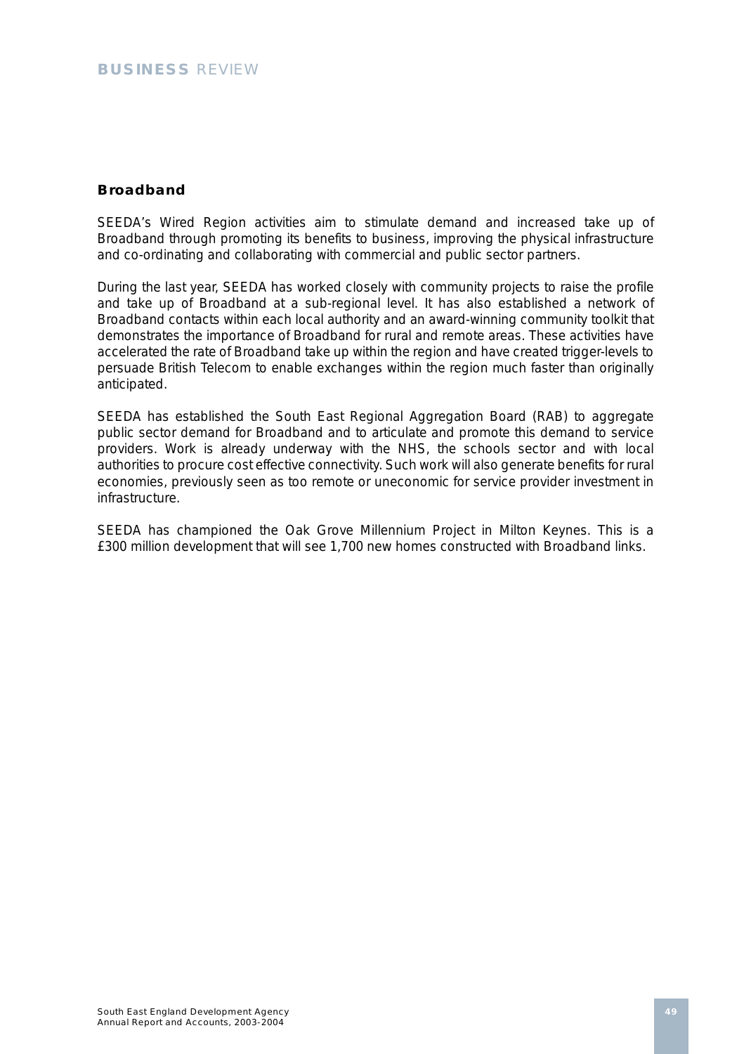## Broadband

SEEDA's Wired Region activities aim to stimulate demand and increased take up of Broadband through promoting its benefits to business, improving the physical infrastructure and co-ordinating and collaborating with commercial and public sector partners.

During the last year, SEEDA has worked closely with community projects to raise the profile and take up of Broadband at a sub-regional level. It has also established a network of Broadband contacts within each local authority and an award-winning community toolkit that demonstrates the importance of Broadband for rural and remote areas. These activities have accelerated the rate of Broadband take up within the region and have created trigger-levels to persuade British Telecom to enable exchanges within the region much faster than originally anticipated.

SEEDA has established the South East Regional Aggregation Board (RAB) to aggregate public sector demand for Broadband and to articulate and promote this demand to service providers. Work is already underway with the NHS, the schools sector and with local authorities to procure cost effective connectivity. Such work will also generate benefits for rural economies, previously seen as too remote or uneconomic for service provider investment in infrastructure.

SEEDA has championed the Oak Grove Millennium Project in Milton Keynes. This is a £300 million development that will see 1,700 new homes constructed with Broadband links.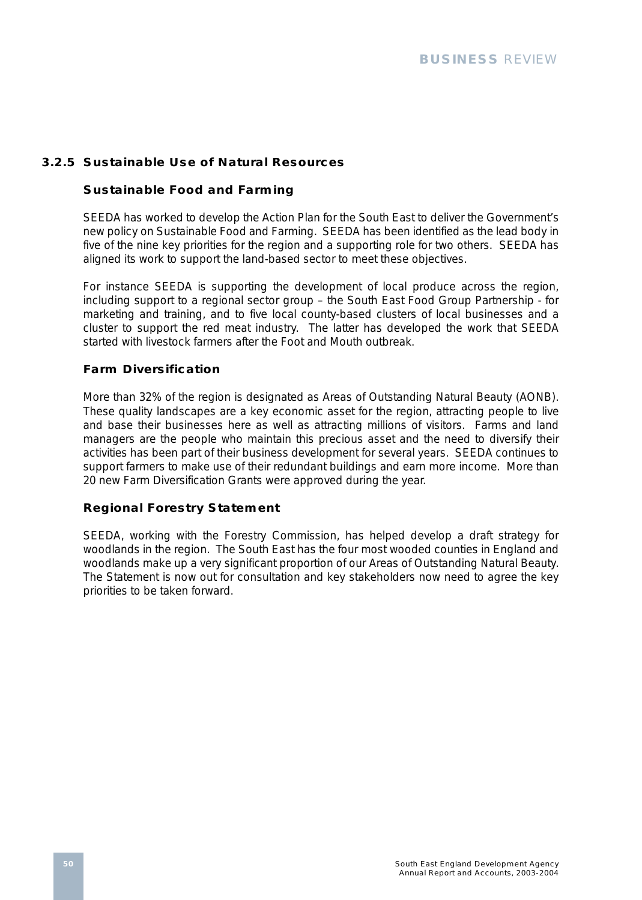### 3.2.5 Sustainable Use of Natural Resources

#### Sustainable Food and Farming

SEEDA has worked to develop the Action Plan for the South East to deliver the Government's new policy on Sustainable Food and Farming. SEEDA has been identified as the lead body in five of the nine key priorities for the region and a supporting role for two others. SEEDA has aligned its work to support the land-based sector to meet these objectives.

For instance SEEDA is supporting the development of local produce across the region, including support to a regional sector group – the South East Food Group Partnership - for marketing and training, and to five local county-based clusters of local businesses and a cluster to support the red meat industry. The latter has developed the work that SEEDA started with livestock farmers after the Foot and Mouth outbreak.

#### Farm Diversification

More than 32% of the region is designated as Areas of Outstanding Natural Beauty (AONB). These quality landscapes are a key economic asset for the region, attracting people to live and base their businesses here as well as attracting millions of visitors. Farms and land managers are the people who maintain this precious asset and the need to diversify their activities has been part of their business development for several years. SEEDA continues to support farmers to make use of their redundant buildings and earn more income. More than 20 new Farm Diversification Grants were approved during the year.

#### Regional Forestry Statement

SEEDA, working with the Forestry Commission, has helped develop a draft strategy for woodlands in the region. The South East has the four most wooded counties in England and woodlands make up a very significant proportion of our Areas of Outstanding Natural Beauty. The Statement is now out for consultation and key stakeholders now need to agree the key priorities to be taken forward.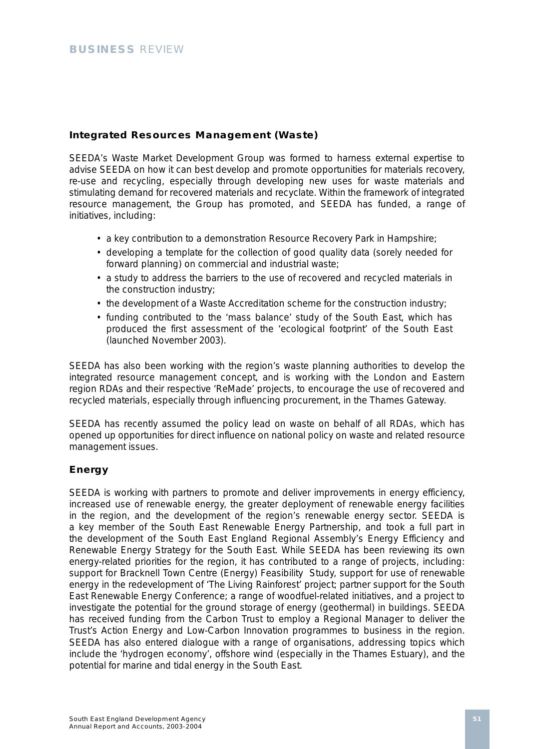## Integrated Resources Management (Waste)

SEEDA's Waste Market Development Group was formed to harness external expertise to advise SEEDA on how it can best develop and promote opportunities for materials recovery, re-use and recycling, especially through developing new uses for waste materials and stimulating demand for recovered materials and recyclate. Within the framework of integrated resource management, the Group has promoted, and SEEDA has funded, a range of initiatives, including:

- a key contribution to a demonstration Resource Recovery Park in Hampshire;
- developing a template for the collection of good quality data (sorely needed for forward planning) on commercial and industrial waste;
- a study to address the barriers to the use of recovered and recycled materials in the construction industry;
- the development of a Waste Accreditation scheme for the construction industry;
- funding contributed to the 'mass balance' study of the South East, which has produced the first assessment of the 'ecological footprint' of the South East (launched November 2003).

SEEDA has also been working with the region's waste planning authorities to develop the integrated resource management concept, and is working with the London and Eastern region RDAs and their respective 'ReMade' projects, to encourage the use of recovered and recycled materials, especially through influencing procurement, in the Thames Gateway.

SEEDA has recently assumed the policy lead on waste on behalf of all RDAs, which has opened up opportunities for direct influence on national policy on waste and related resource management issues.

## Energy

SEEDA is working with partners to promote and deliver improvements in energy efficiency, increased use of renewable energy, the greater deployment of renewable energy facilities in the region, and the development of the region's renewable energy sector. SEEDA is a key member of the South East Renewable Energy Partnership, and took a full part in the development of the South East England Regional Assembly's Energy Efficiency and Renewable Energy Strategy for the South East. While SEEDA has been reviewing its own energy-related priorities for the region, it has contributed to a range of projects, including: support for Bracknell Town Centre (Energy) Feasibility Study, support for use of renewable energy in the redevelopment of 'The Living Rainforest' project; partner support for the South East Renewable Energy Conference; a range of woodfuel-related initiatives, and a project to investigate the potential for the ground storage of energy (geothermal) in buildings. SEEDA has received funding from the Carbon Trust to employ a Regional Manager to deliver the Trust's Action Energy and Low-Carbon Innovation programmes to business in the region. SEEDA has also entered dialogue with a range of organisations, addressing topics which include the 'hydrogen economy', offshore wind (especially in the Thames Estuary), and the potential for marine and tidal energy in the South East.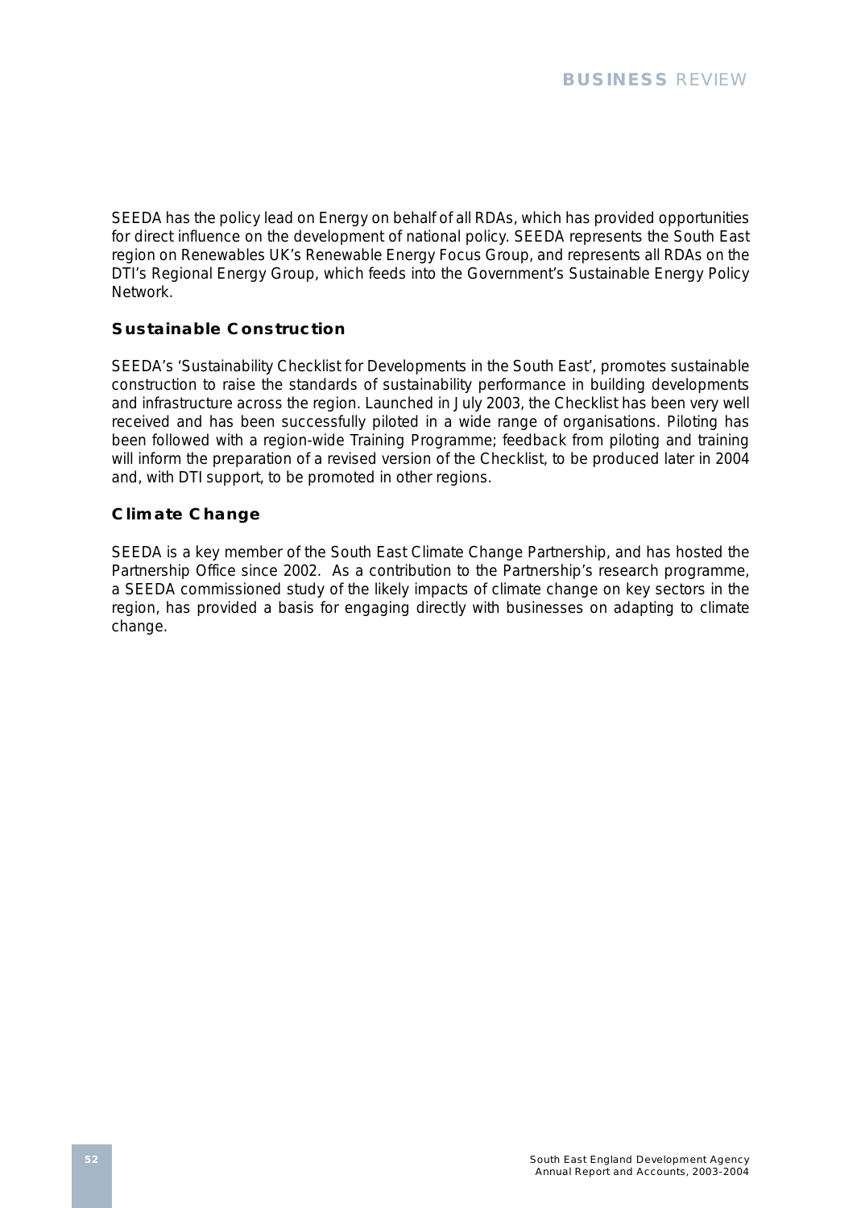SEEDA has the policy lead on Energy on behalf of all RDAs, which has provided opportunities for direct influence on the development of national policy. SEEDA represents the South East region on Renewables UK's Renewable Energy Focus Group, and represents all RDAs on the DTI's Regional Energy Group, which feeds into the Government's Sustainable Energy Policy Network.

### Sustainable Construction

SEEDA's 'Sustainability Checklist for Developments in the South East', promotes sustainable construction to raise the standards of sustainability performance in building developments and infrastructure across the region. Launched in July 2003, the Checklist has been very well received and has been successfully piloted in a wide range of organisations. Piloting has been followed with a region-wide Training Programme; feedback from piloting and training will inform the preparation of a revised version of the Checklist, to be produced later in 2004 and, with DTI support, to be promoted in other regions.

### Climate Change

SEEDA is a key member of the South East Climate Change Partnership, and has hosted the Partnership Office since 2002. As a contribution to the Partnership's research programme, a SEEDA commissioned study of the likely impacts of climate change on key sectors in the region, has provided a basis for engaging directly with businesses on adapting to climate change.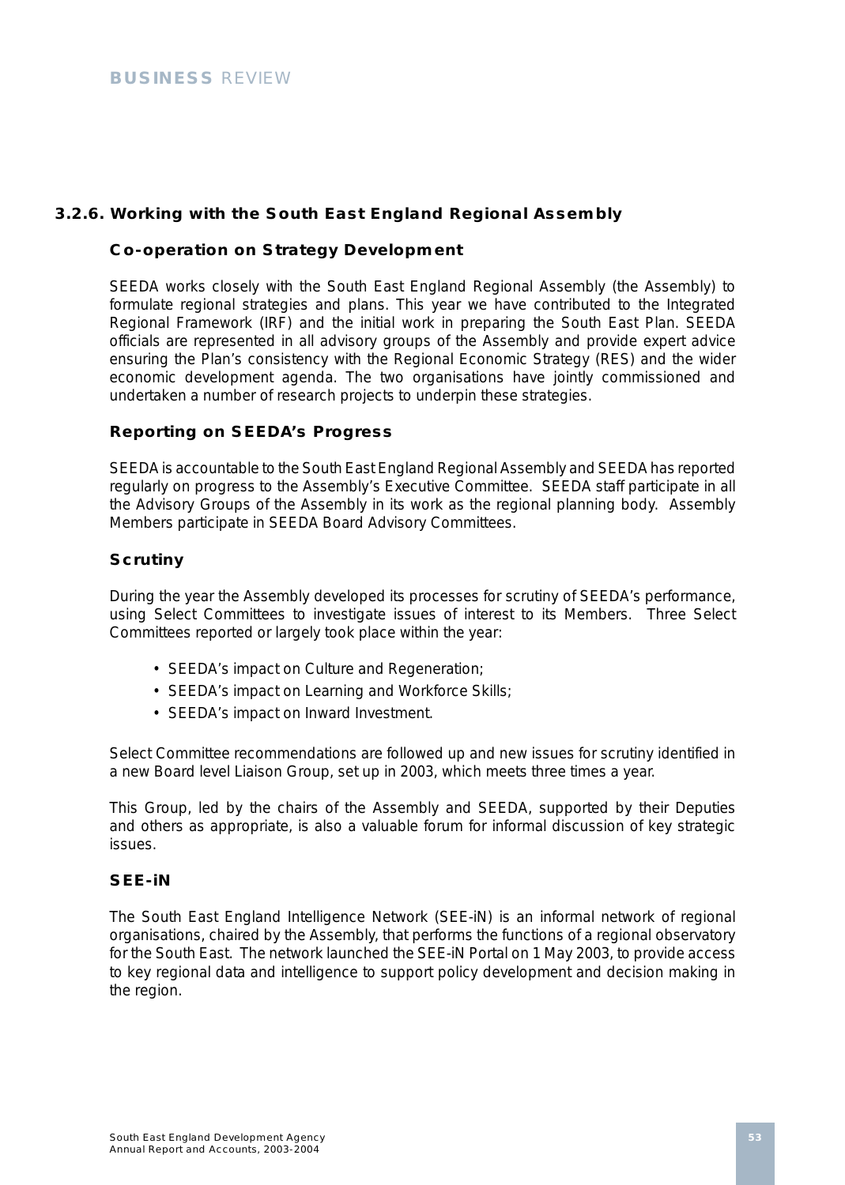### 3.2.6. Working with the South East England Regional Assembly

#### Co-operation on Strategy Development

SEEDA works closely with the South East England Regional Assembly (the Assembly) to formulate regional strategies and plans. This year we have contributed to the Integrated Regional Framework (IRF) and the initial work in preparing the South East Plan. SEEDA officials are represented in all advisory groups of the Assembly and provide expert advice ensuring the Plan's consistency with the Regional Economic Strategy (RES) and the wider economic development agenda. The two organisations have jointly commissioned and undertaken a number of research projects to underpin these strategies.

#### Reporting on SEEDA's Progress

SEEDA is accountable to the South East England Regional Assembly and SEEDA has reported regularly on progress to the Assembly's Executive Committee. SEEDA staff participate in all the Advisory Groups of the Assembly in its work as the regional planning body. Assembly Members participate in SEEDA Board Advisory Committees.

#### Scrutiny

During the year the Assembly developed its processes for scrutiny of SEEDA's performance, using Select Committees to investigate issues of interest to its Members. Three Select Committees reported or largely took place within the year:

- SEEDA's impact on Culture and Regeneration;
- SEEDA's impact on Learning and Workforce Skills;
- SEEDA's impact on Inward Investment.

Select Committee recommendations are followed up and new issues for scrutiny identified in a new Board level Liaison Group, set up in 2003, which meets three times a year.

This Group, led by the chairs of the Assembly and SEEDA, supported by their Deputies and others as appropriate, is also a valuable forum for informal discussion of key strategic issues.

#### SEE-iN

The South East England Intelligence Network (SEE-iN) is an informal network of regional organisations, chaired by the Assembly, that performs the functions of a regional observatory for the South East. The network launched the SEE-iN Portal on 1 May 2003, to provide access to key regional data and intelligence to support policy development and decision making in the region.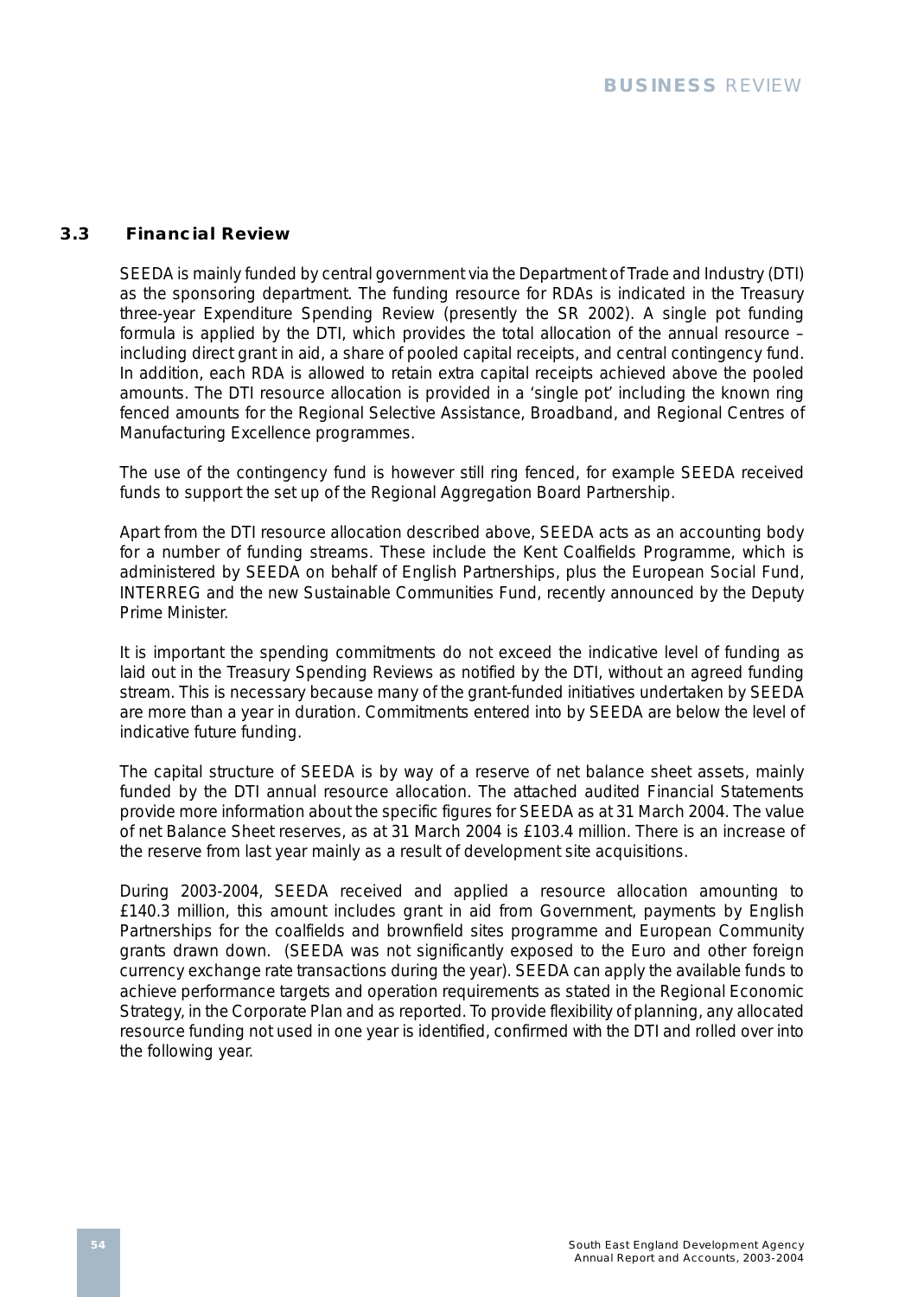## 3.3 Financial Review

SEEDA is mainly funded by central government via the Department of Trade and Industry (DTI) as the sponsoring department. The funding resource for RDAs is indicated in the Treasury three-year Expenditure Spending Review (presently the SR 2002). A single pot funding formula is applied by the DTI, which provides the total allocation of the annual resource – including direct grant in aid, a share of pooled capital receipts, and central contingency fund. In addition, each RDA is allowed to retain extra capital receipts achieved above the pooled amounts. The DTI resource allocation is provided in a 'single pot' including the known ring fenced amounts for the Regional Selective Assistance, Broadband, and Regional Centres of Manufacturing Excellence programmes.

The use of the contingency fund is however still ring fenced, for example SEEDA received funds to support the set up of the Regional Aggregation Board Partnership.

Apart from the DTI resource allocation described above, SEEDA acts as an accounting body for a number of funding streams. These include the Kent Coalfields Programme, which is administered by SEEDA on behalf of English Partnerships, plus the European Social Fund, INTERREG and the new Sustainable Communities Fund, recently announced by the Deputy Prime Minister.

It is important the spending commitments do not exceed the indicative level of funding as laid out in the Treasury Spending Reviews as notified by the DTI, without an agreed funding stream. This is necessary because many of the grant-funded initiatives undertaken by SEEDA are more than a year in duration. Commitments entered into by SEEDA are below the level of indicative future funding.

The capital structure of SEEDA is by way of a reserve of net balance sheet assets, mainly funded by the DTI annual resource allocation. The attached audited Financial Statements provide more information about the specific figures for SEEDA as at 31 March 2004. The value of net Balance Sheet reserves, as at 31 March 2004 is £103.4 million. There is an increase of the reserve from last year mainly as a result of development site acquisitions.

During 2003-2004, SEEDA received and applied a resource allocation amounting to £140.3 million, this amount includes grant in aid from Government, payments by English Partnerships for the coalfields and brownfield sites programme and European Community grants drawn down. (SEEDA was not significantly exposed to the Euro and other foreign currency exchange rate transactions during the year). SEEDA can apply the available funds to achieve performance targets and operation requirements as stated in the Regional Economic Strategy, in the Corporate Plan and as reported. To provide flexibility of planning, any allocated resource funding not used in one year is identified, confirmed with the DTI and rolled over into the following year.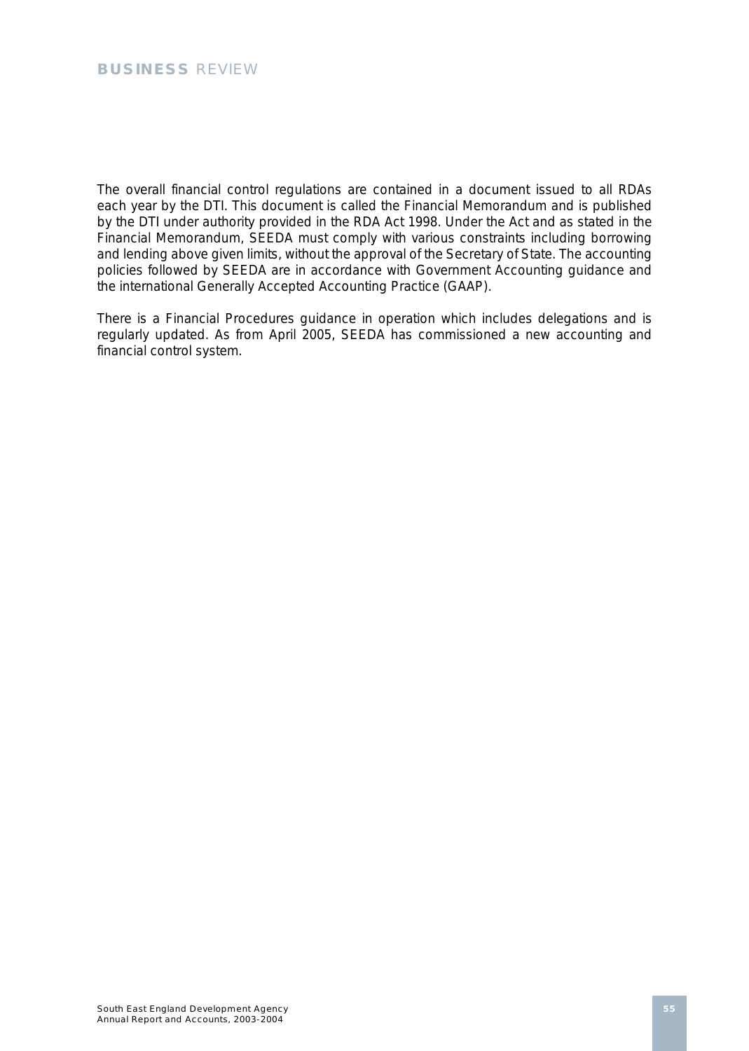The overall financial control regulations are contained in a document issued to all RDAs each year by the DTI. This document is called the Financial Memorandum and is published by the DTI under authority provided in the RDA Act 1998. Under the Act and as stated in the Financial Memorandum, SEEDA must comply with various constraints including borrowing and lending above given limits, without the approval of the Secretary of State. The accounting policies followed by SEEDA are in accordance with Government Accounting guidance and the international Generally Accepted Accounting Practice (GAAP).

There is a Financial Procedures guidance in operation which includes delegations and is regularly updated. As from April 2005, SEEDA has commissioned a new accounting and financial control system.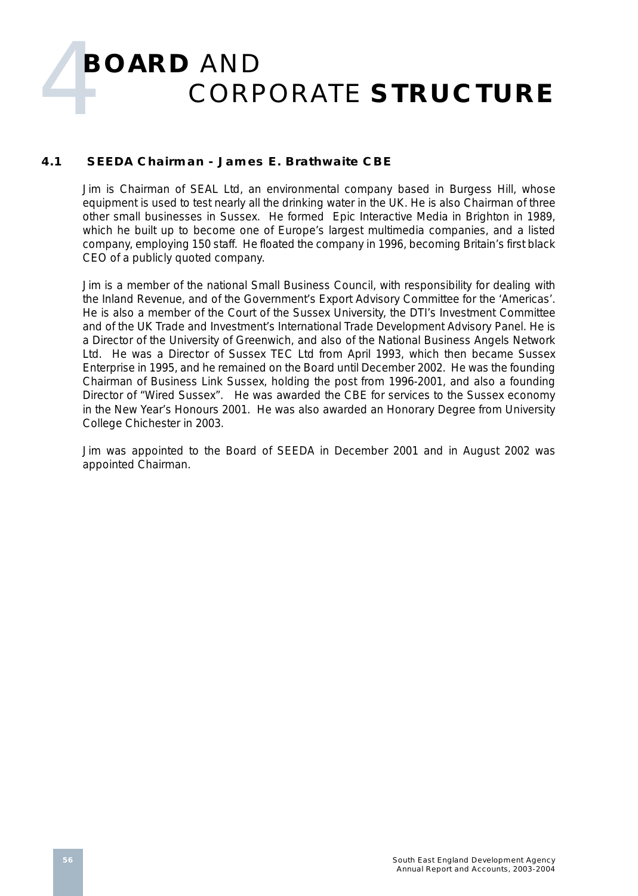# 4 BOARD AND CORPORATE STRUCTURE

### 4.1 SEEDA Chairman - James E. Brathwaite CBE

Jim is Chairman of SEAL Ltd, an environmental company based in Burgess Hill, whose equipment is used to test nearly all the drinking water in the UK. He is also Chairman of three other small businesses in Sussex. He formed Epic Interactive Media in Brighton in 1989, which he built up to become one of Europe's largest multimedia companies, and a listed company, employing 150 staff. He floated the company in 1996, becoming Britain's first black CEO of a publicly quoted company.

Jim is a member of the national Small Business Council, with responsibility for dealing with the Inland Revenue, and of the Government's Export Advisory Committee for the 'Americas'. He is also a member of the Court of the Sussex University, the DTI's Investment Committee and of the UK Trade and Investment's International Trade Development Advisory Panel. He is a Director of the University of Greenwich, and also of the National Business Angels Network Ltd. He was a Director of Sussex TEC Ltd from April 1993, which then became Sussex Enterprise in 1995, and he remained on the Board until December 2002. He was the founding Chairman of Business Link Sussex, holding the post from 1996-2001, and also a founding Director of "Wired Sussex". He was awarded the CBE for services to the Sussex economy in the New Year's Honours 2001. He was also awarded an Honorary Degree from University College Chichester in 2003.

Jim was appointed to the Board of SEEDA in December 2001 and in August 2002 was appointed Chairman.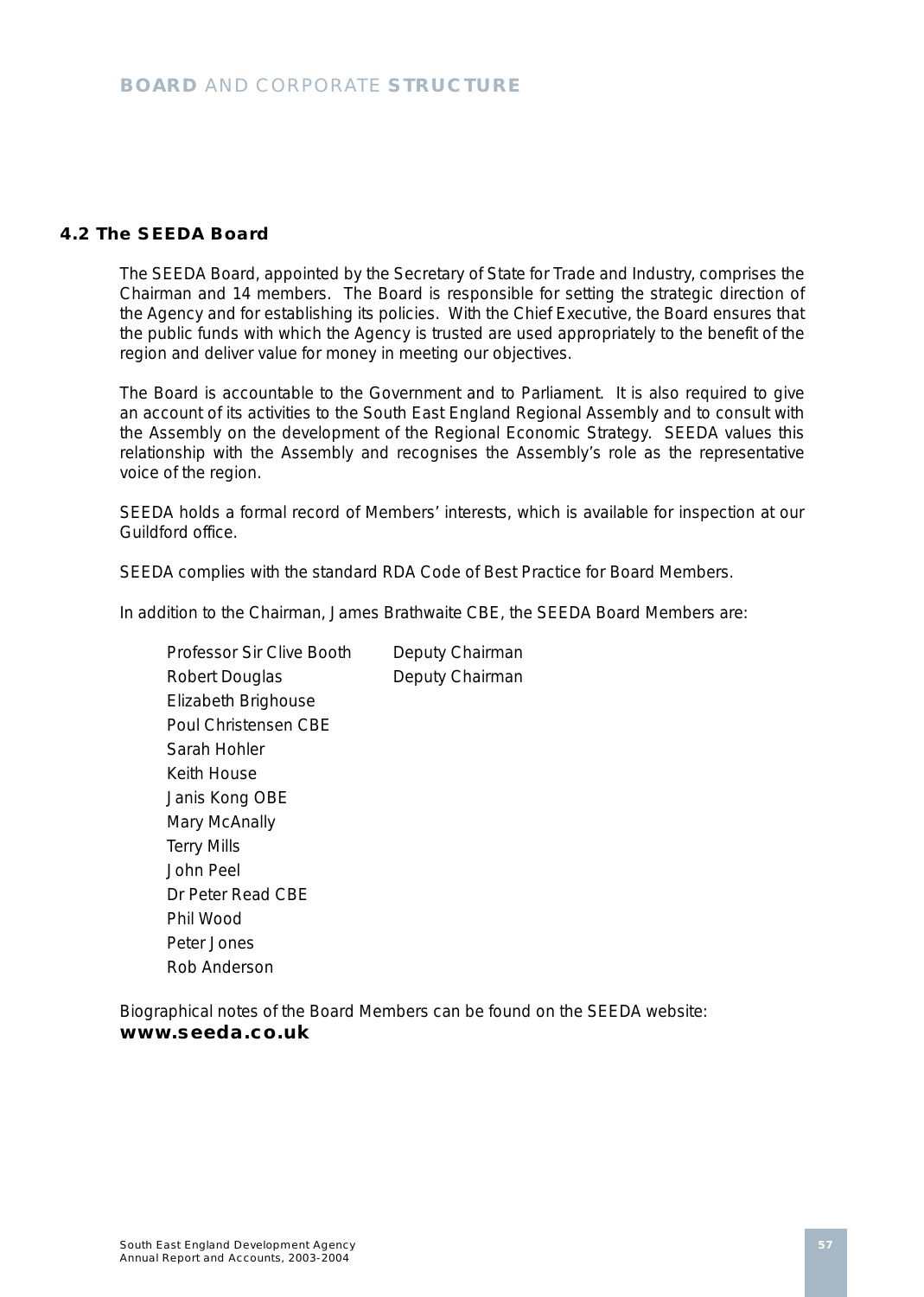# BOARD AND CORPORATE STRUCTURE

## 4.2 The SEEDA Board

The SEEDA Board, appointed by the Secretary of State for Trade and Industry, comprises the Chairman and 14 members. The Board is responsible for setting the strategic direction of the Agency and for establishing its policies. With the Chief Executive, the Board ensures that the public funds with which the Agency is trusted are used appropriately to the benefit of the region and deliver value for money in meeting our objectives.

The Board is accountable to the Government and to Parliament. It is also required to give an account of its activities to the South East England Regional Assembly and to consult with the Assembly on the development of the Regional Economic Strategy. SEEDA values this relationship with the Assembly and recognises the Assembly's role as the representative voice of the region.

SEEDA holds a formal record of Members' interests, which is available for inspection at our Guildford office.

SEEDA complies with the standard RDA Code of Best Practice for Board Members.

In addition to the Chairman, James Brathwaite CBE, the SEEDA Board Members are:

| | |
|---|---|
| Professor Sir Clive Booth | Deputy Chairman |
| Robert Douglas | Deputy Chairman |
| Elizabeth Brighouse | |
| Poul Christensen CBE | |
| Sarah Hohler | |
| Keith House | |
| Janis Kong OBE | |
| Mary McAnally | |
| Terry Mills | |
| John Peel | |
| Dr Peter Read CBE | |
| Phil Wood | |
| Peter Jones | |
| Rob Anderson | |

Biographical notes of the Board Members can be found on the SEEDA website:
**www.seeda.co.uk**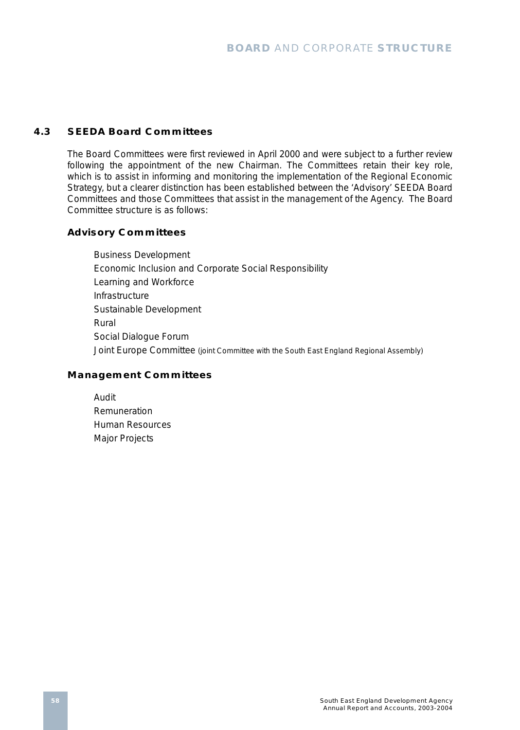## 4.3 SEEDA Board Committees

The Board Committees were first reviewed in April 2000 and were subject to a further review following the appointment of the new Chairman. The Committees retain their key role, which is to assist in informing and monitoring the implementation of the Regional Economic Strategy, but a clearer distinction has been established between the 'Advisory' SEEDA Board Committees and those Committees that assist in the management of the Agency. The Board Committee structure is as follows:

### Advisory Committees

- Business Development
- Economic Inclusion and Corporate Social Responsibility
- Learning and Workforce
- Infrastructure
- Sustainable Development
- Rural
- Social Dialogue Forum
- Joint Europe Committee (joint Committee with the South East England Regional Assembly)

### Management Committees

- Audit
- Remuneration
- Human Resources
- Major Projects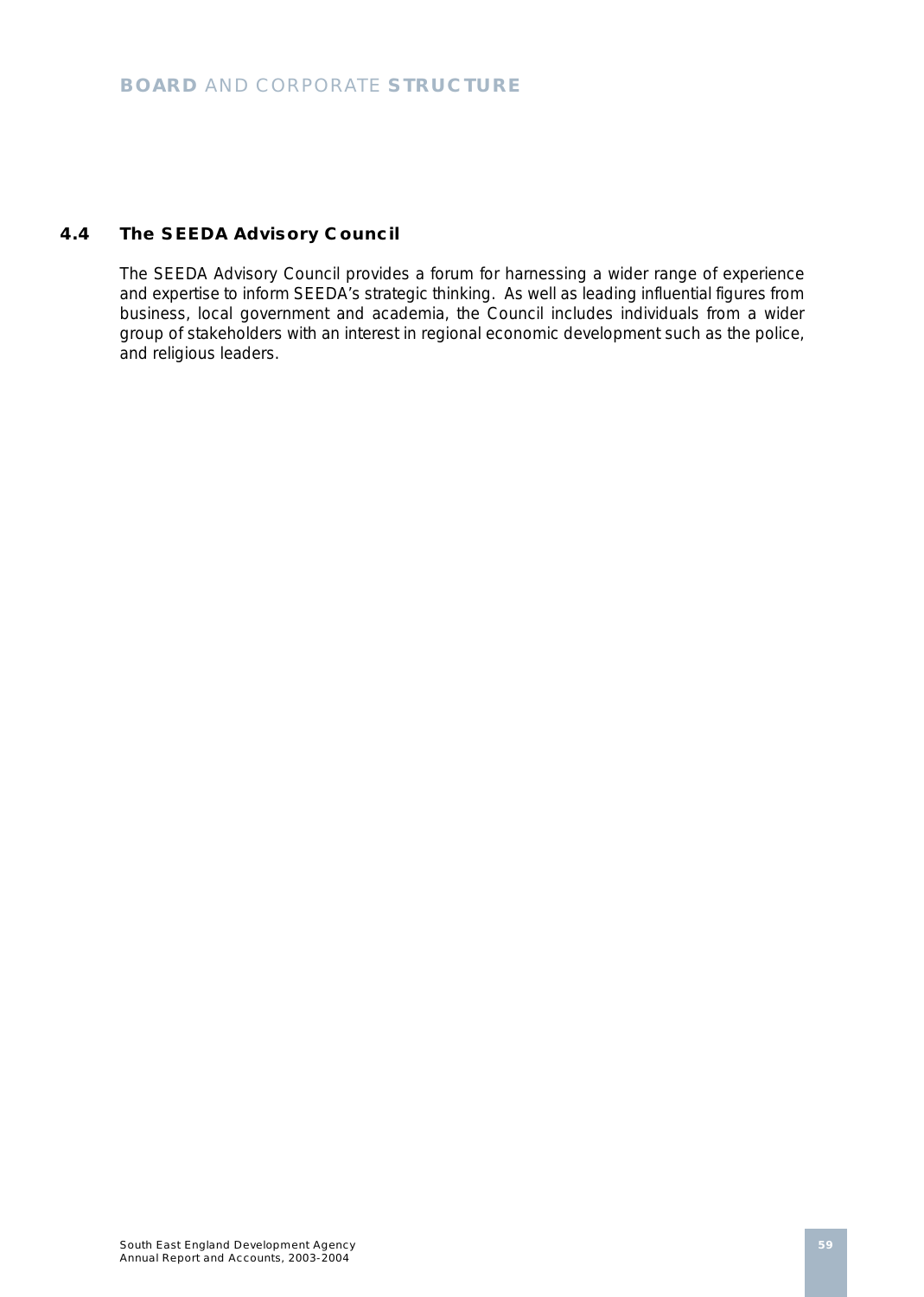### 4.4 The SEEDA Advisory Council

The SEEDA Advisory Council provides a forum for harnessing a wider range of experience and expertise to inform SEEDA's strategic thinking. As well as leading influential figures from business, local government and academia, the Council includes individuals from a wider group of stakeholders with an interest in regional economic development such as the police, and religious leaders.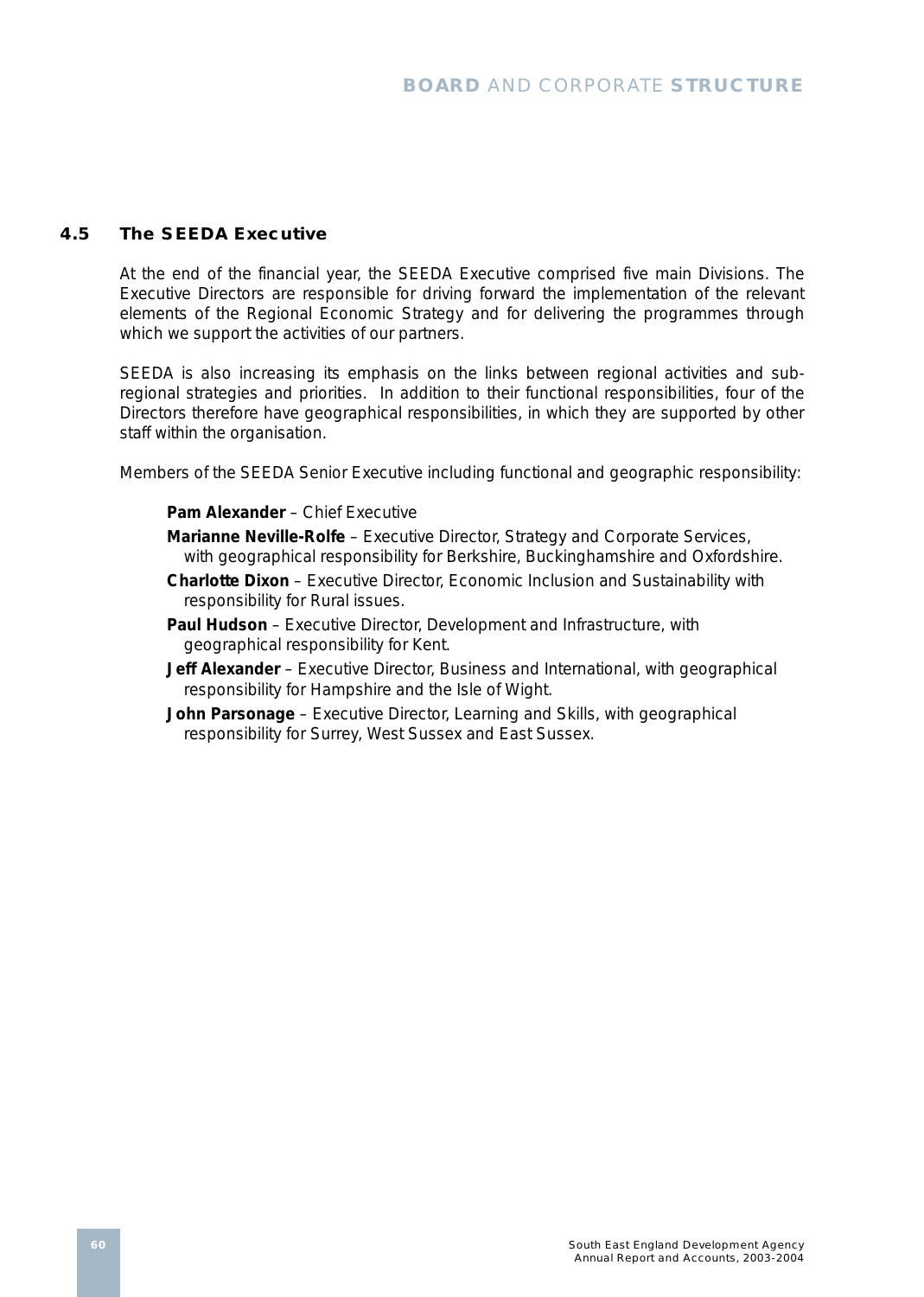## 4.5 The SEEDA Executive

At the end of the financial year, the SEEDA Executive comprised five main Divisions. The Executive Directors are responsible for driving forward the implementation of the relevant elements of the Regional Economic Strategy and for delivering the programmes through which we support the activities of our partners.

SEEDA is also increasing its emphasis on the links between regional activities and sub-regional strategies and priorities. In addition to their functional responsibilities, four of the Directors therefore have geographical responsibilities, in which they are supported by other staff within the organisation.

Members of the SEEDA Senior Executive including functional and geographic responsibility:

**Pam Alexander** – Chief Executive

**Marianne Neville-Rolfe** – Executive Director, Strategy and Corporate Services, with geographical responsibility for Berkshire, Buckinghamshire and Oxfordshire.

**Charlotte Dixon** – Executive Director, Economic Inclusion and Sustainability with responsibility for Rural issues.

**Paul Hudson** – Executive Director, Development and Infrastructure, with geographical responsibility for Kent.

**Jeff Alexander** – Executive Director, Business and International, with geographical responsibility for Hampshire and the Isle of Wight.

**John Parsonage** – Executive Director, Learning and Skills, with geographical responsibility for Surrey, West Sussex and East Sussex.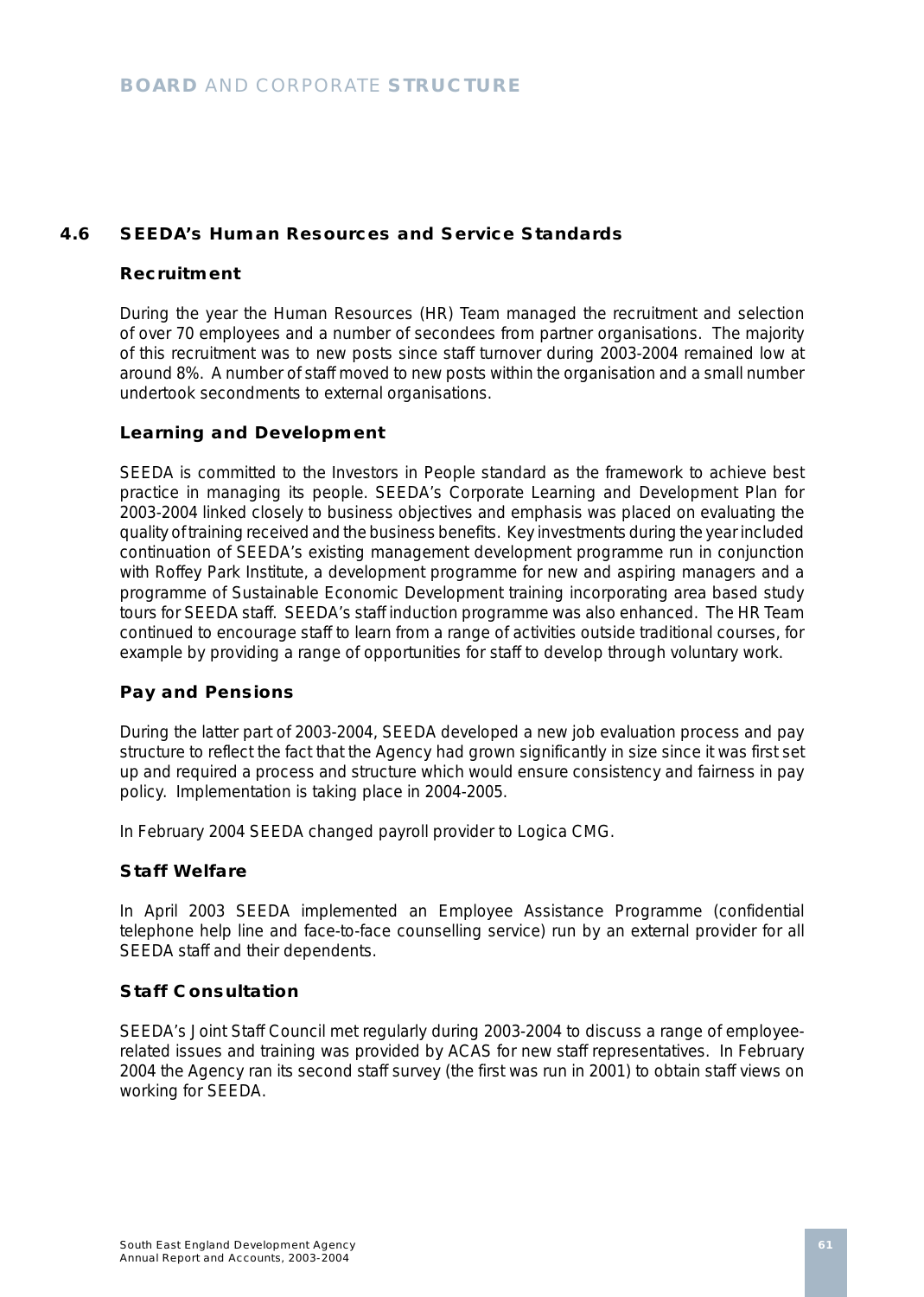## 4.6 SEEDA's Human Resources and Service Standards

### Recruitment

During the year the Human Resources (HR) Team managed the recruitment and selection of over 70 employees and a number of secondees from partner organisations. The majority of this recruitment was to new posts since staff turnover during 2003-2004 remained low at around 8%. A number of staff moved to new posts within the organisation and a small number undertook secondments to external organisations.

### Learning and Development

SEEDA is committed to the Investors in People standard as the framework to achieve best practice in managing its people. SEEDA's Corporate Learning and Development Plan for 2003-2004 linked closely to business objectives and emphasis was placed on evaluating the quality of training received and the business benefits. Key investments during the year included continuation of SEEDA's existing management development programme run in conjunction with Roffey Park Institute, a development programme for new and aspiring managers and a programme of Sustainable Economic Development training incorporating area based study tours for SEEDA staff. SEEDA's staff induction programme was also enhanced. The HR Team continued to encourage staff to learn from a range of activities outside traditional courses, for example by providing a range of opportunities for staff to develop through voluntary work.

### Pay and Pensions

During the latter part of 2003-2004, SEEDA developed a new job evaluation process and pay structure to reflect the fact that the Agency had grown significantly in size since it was first set up and required a process and structure which would ensure consistency and fairness in pay policy. Implementation is taking place in 2004-2005.

In February 2004 SEEDA changed payroll provider to Logica CMG.

### Staff Welfare

In April 2003 SEEDA implemented an Employee Assistance Programme (confidential telephone help line and face-to-face counselling service) run by an external provider for all SEEDA staff and their dependents.

### Staff Consultation

SEEDA's Joint Staff Council met regularly during 2003-2004 to discuss a range of employee-related issues and training was provided by ACAS for new staff representatives. In February 2004 the Agency ran its second staff survey (the first was run in 2001) to obtain staff views on working for SEEDA.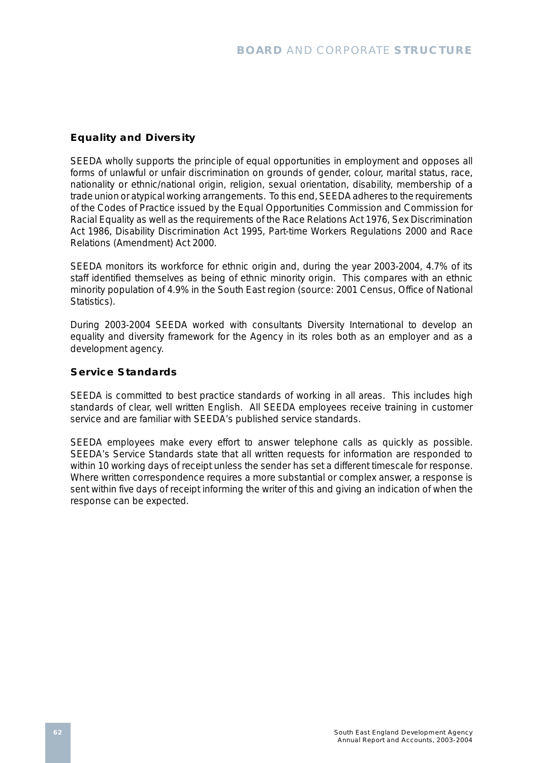## Equality and Diversity

SEEDA wholly supports the principle of equal opportunities in employment and opposes all forms of unlawful or unfair discrimination on grounds of gender, colour, marital status, race, nationality or ethnic/national origin, religion, sexual orientation, disability, membership of a trade union or atypical working arrangements. To this end, SEEDA adheres to the requirements of the Codes of Practice issued by the Equal Opportunities Commission and Commission for Racial Equality as well as the requirements of the Race Relations Act 1976, Sex Discrimination Act 1986, Disability Discrimination Act 1995, Part-time Workers Regulations 2000 and Race Relations (Amendment) Act 2000.

SEEDA monitors its workforce for ethnic origin and, during the year 2003-2004, 4.7% of its staff identified themselves as being of ethnic minority origin. This compares with an ethnic minority population of 4.9% in the South East region (source: 2001 Census, Office of National Statistics).

During 2003-2004 SEEDA worked with consultants Diversity International to develop an equality and diversity framework for the Agency in its roles both as an employer and as a development agency.

## Service Standards

SEEDA is committed to best practice standards of working in all areas. This includes high standards of clear, well written English. All SEEDA employees receive training in customer service and are familiar with SEEDA's published service standards.

SEEDA employees make every effort to answer telephone calls as quickly as possible. SEEDA's Service Standards state that all written requests for information are responded to within 10 working days of receipt unless the sender has set a different timescale for response. Where written correspondence requires a more substantial or complex answer, a response is sent within five days of receipt informing the writer of this and giving an indication of when the response can be expected.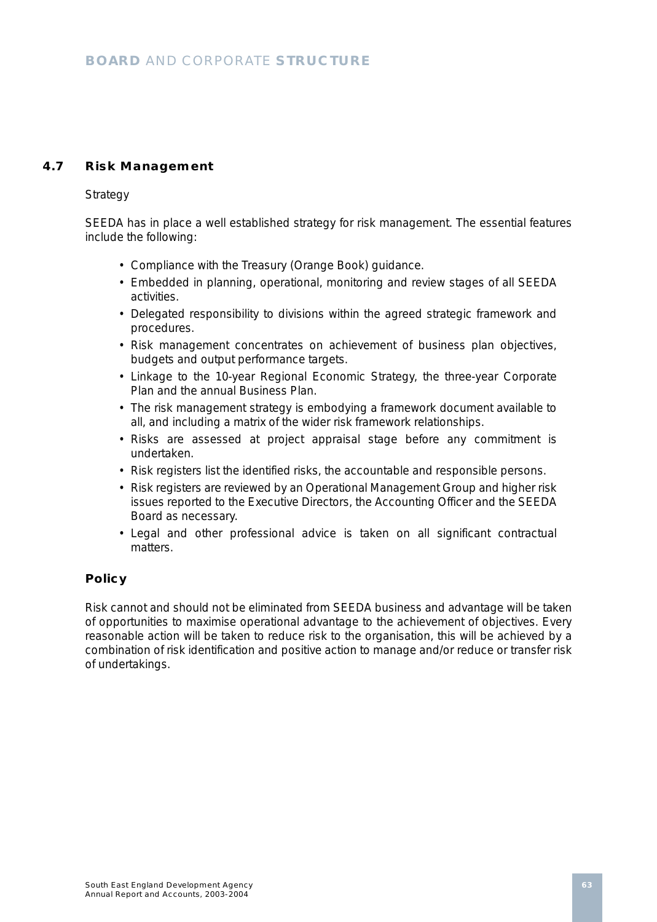## 4.7 Risk Management

Strategy

SEEDA has in place a well established strategy for risk management. The essential features include the following:

- Compliance with the Treasury (Orange Book) guidance.
- Embedded in planning, operational, monitoring and review stages of all SEEDA activities.
- Delegated responsibility to divisions within the agreed strategic framework and procedures.
- Risk management concentrates on achievement of business plan objectives, budgets and output performance targets.
- Linkage to the 10-year Regional Economic Strategy, the three-year Corporate Plan and the annual Business Plan.
- The risk management strategy is embodying a framework document available to all, and including a matrix of the wider risk framework relationships.
- Risks are assessed at project appraisal stage before any commitment is undertaken.
- Risk registers list the identified risks, the accountable and responsible persons.
- Risk registers are reviewed by an Operational Management Group and higher risk issues reported to the Executive Directors, the Accounting Officer and the SEEDA Board as necessary.
- Legal and other professional advice is taken on all significant contractual matters.

### Policy

Risk cannot and should not be eliminated from SEEDA business and advantage will be taken of opportunities to maximise operational advantage to the achievement of objectives. Every reasonable action will be taken to reduce risk to the organisation, this will be achieved by a combination of risk identification and positive action to manage and/or reduce or transfer risk of undertakings.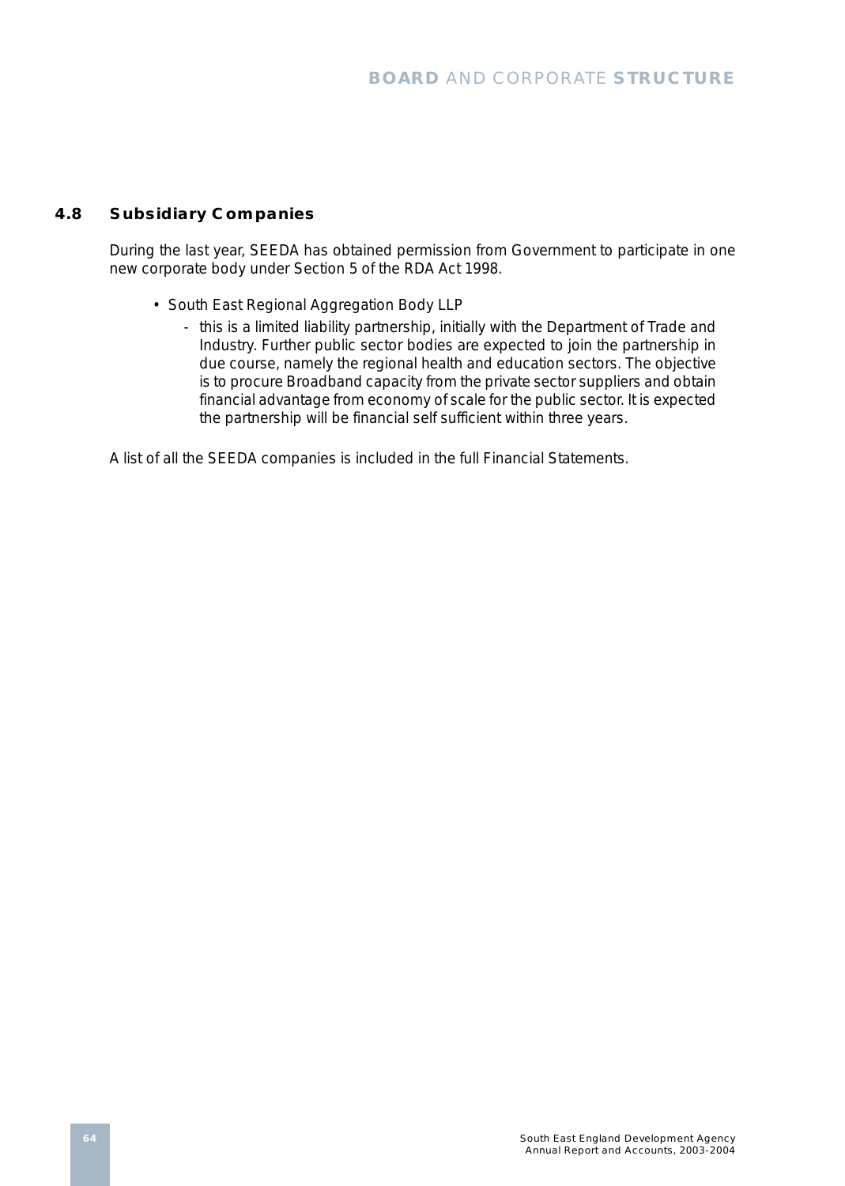## 4.8 Subsidiary Companies

During the last year, SEEDA has obtained permission from Government to participate in one new corporate body under Section 5 of the RDA Act 1998.

- South East Regional Aggregation Body LLP
  - this is a limited liability partnership, initially with the Department of Trade and Industry. Further public sector bodies are expected to join the partnership in due course, namely the regional health and education sectors. The objective is to procure Broadband capacity from the private sector suppliers and obtain financial advantage from economy of scale for the public sector. It is expected the partnership will be financial self sufficient within three years.

A list of all the SEEDA companies is included in the full Financial Statements.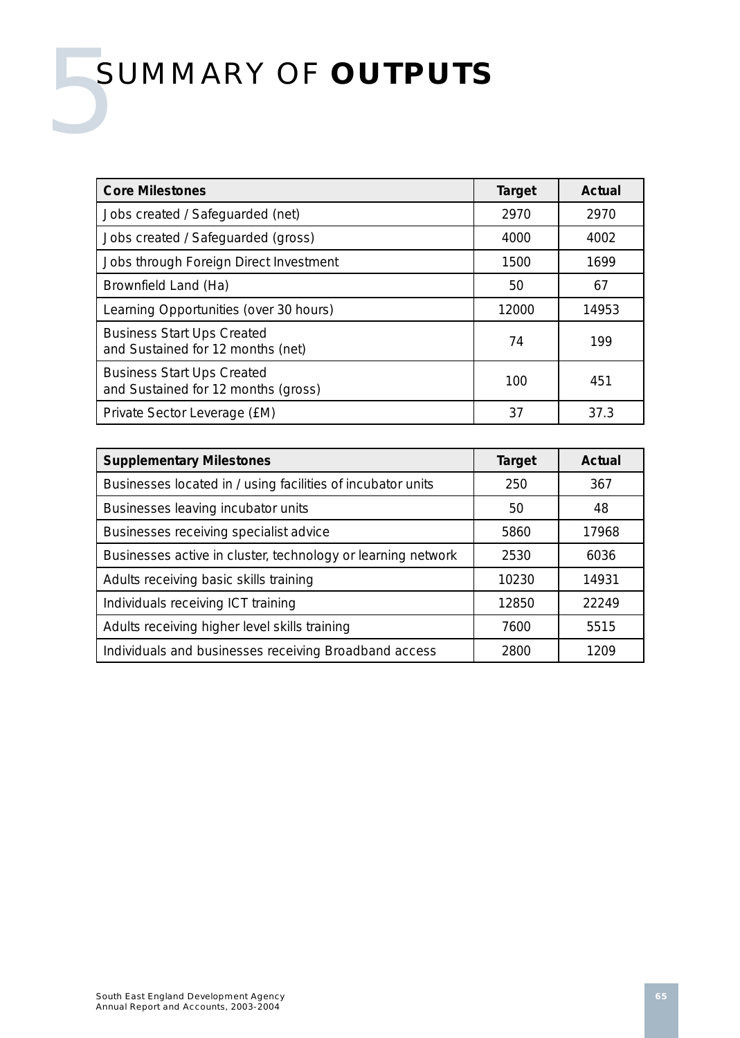# 5 SUMMARY OF **OUTPUTS**

| Core Milestones | Target | Actual |
| --- | --- | --- |
| Jobs created / Safeguarded (net) | 2970 | 2970 |
| Jobs created / Safeguarded (gross) | 4000 | 4002 |
| Jobs through Foreign Direct Investment | 1500 | 1699 |
| Brownfield Land (Ha) | 50 | 67 |
| Learning Opportunities (over 30 hours) | 12000 | 14953 |
| Business Start Ups Created and Sustained for 12 months (net) | 74 | 199 |
| Business Start Ups Created and Sustained for 12 months (gross) | 100 | 451 |
| Private Sector Leverage (£M) | 37 | 37.3 |

| Supplementary Milestones | Target | Actual |
| --- | --- | --- |
| Businesses located in / using facilities of incubator units | 250 | 367 |
| Businesses leaving incubator units | 50 | 48 |
| Businesses receiving specialist advice | 5860 | 17968 |
| Businesses active in cluster, technology or learning network | 2530 | 6036 |
| Adults receiving basic skills training | 10230 | 14931 |
| Individuals receiving ICT training | 12850 | 22249 |
| Adults receiving higher level skills training | 7600 | 5515 |
| Individuals and businesses receiving Broadband access | 2800 | 1209 |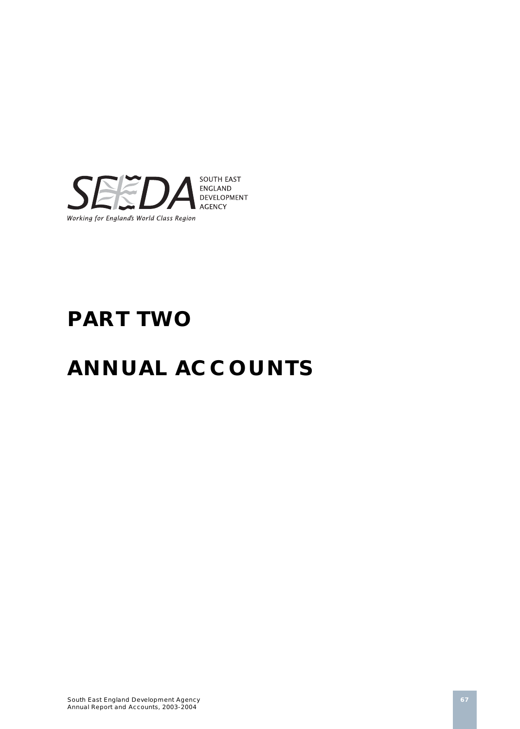SOUTH EAST ENGLAND DEVELOPMENT AGENCY

*Working for England's World Class Region*

# PART TWO

# ANNUAL ACCOUNTS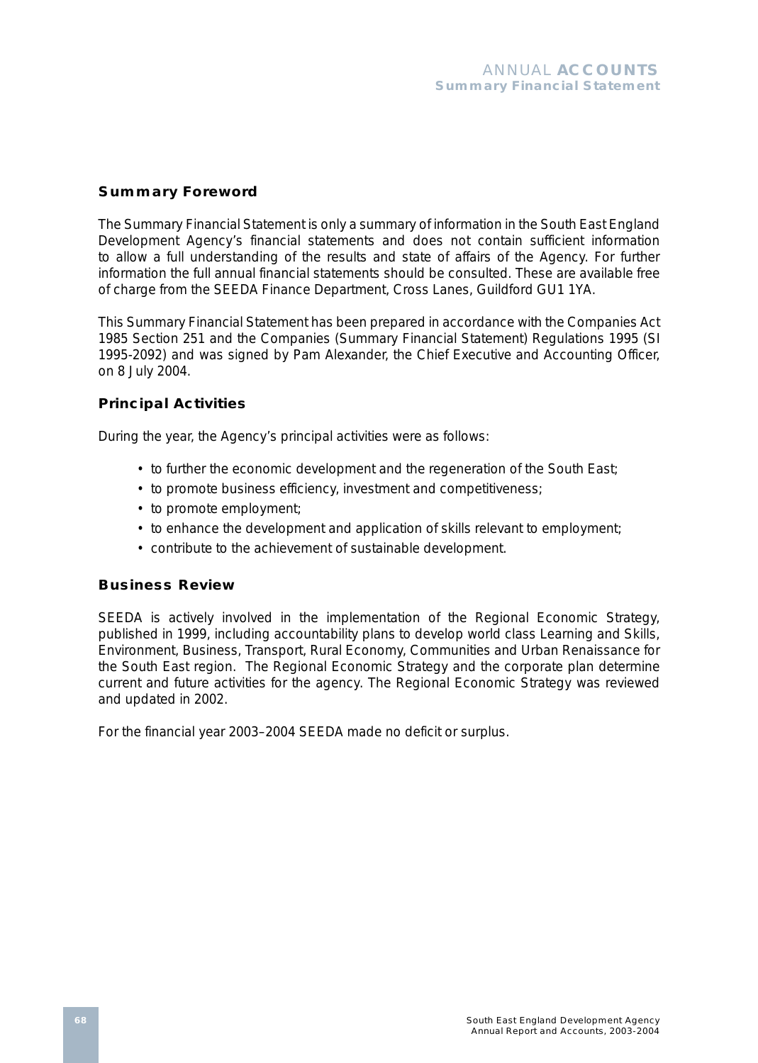## Summary Foreword

The Summary Financial Statement is only a summary of information in the South East England Development Agency's financial statements and does not contain sufficient information to allow a full understanding of the results and state of affairs of the Agency. For further information the full annual financial statements should be consulted. These are available free of charge from the SEEDA Finance Department, Cross Lanes, Guildford GU1 1YA.

This Summary Financial Statement has been prepared in accordance with the Companies Act 1985 Section 251 and the Companies (Summary Financial Statement) Regulations 1995 (SI 1995-2092) and was signed by Pam Alexander, the Chief Executive and Accounting Officer, on 8 July 2004.

## Principal Activities

During the year, the Agency's principal activities were as follows:

- to further the economic development and the regeneration of the South East;
- to promote business efficiency, investment and competitiveness;
- to promote employment;
- to enhance the development and application of skills relevant to employment;
- contribute to the achievement of sustainable development.

## Business Review

SEEDA is actively involved in the implementation of the Regional Economic Strategy, published in 1999, including accountability plans to develop world class Learning and Skills, Environment, Business, Transport, Rural Economy, Communities and Urban Renaissance for the South East region. The Regional Economic Strategy and the corporate plan determine current and future activities for the agency. The Regional Economic Strategy was reviewed and updated in 2002.

For the financial year 2003–2004 SEEDA made no deficit or surplus.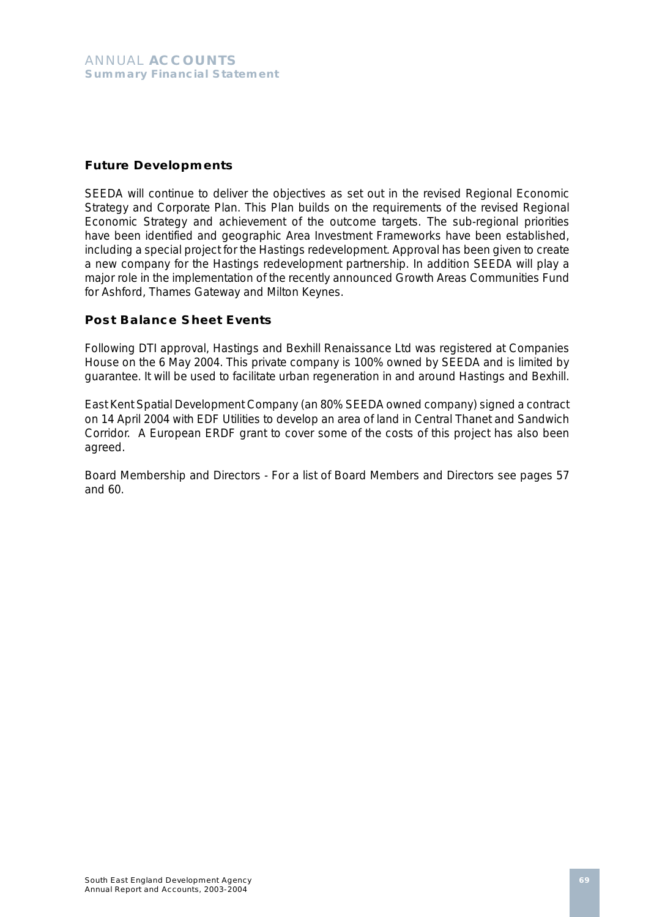## Future Developments

SEEDA will continue to deliver the objectives as set out in the revised Regional Economic Strategy and Corporate Plan. This Plan builds on the requirements of the revised Regional Economic Strategy and achievement of the outcome targets. The sub-regional priorities have been identified and geographic Area Investment Frameworks have been established, including a special project for the Hastings redevelopment. Approval has been given to create a new company for the Hastings redevelopment partnership. In addition SEEDA will play a major role in the implementation of the recently announced Growth Areas Communities Fund for Ashford, Thames Gateway and Milton Keynes.

## Post Balance Sheet Events

Following DTI approval, Hastings and Bexhill Renaissance Ltd was registered at Companies House on the 6 May 2004. This private company is 100% owned by SEEDA and is limited by guarantee. It will be used to facilitate urban regeneration in and around Hastings and Bexhill.

East Kent Spatial Development Company (an 80% SEEDA owned company) signed a contract on 14 April 2004 with EDF Utilities to develop an area of land in Central Thanet and Sandwich Corridor. A European ERDF grant to cover some of the costs of this project has also been agreed.

Board Membership and Directors - For a list of Board Members and Directors see pages 57 and 60.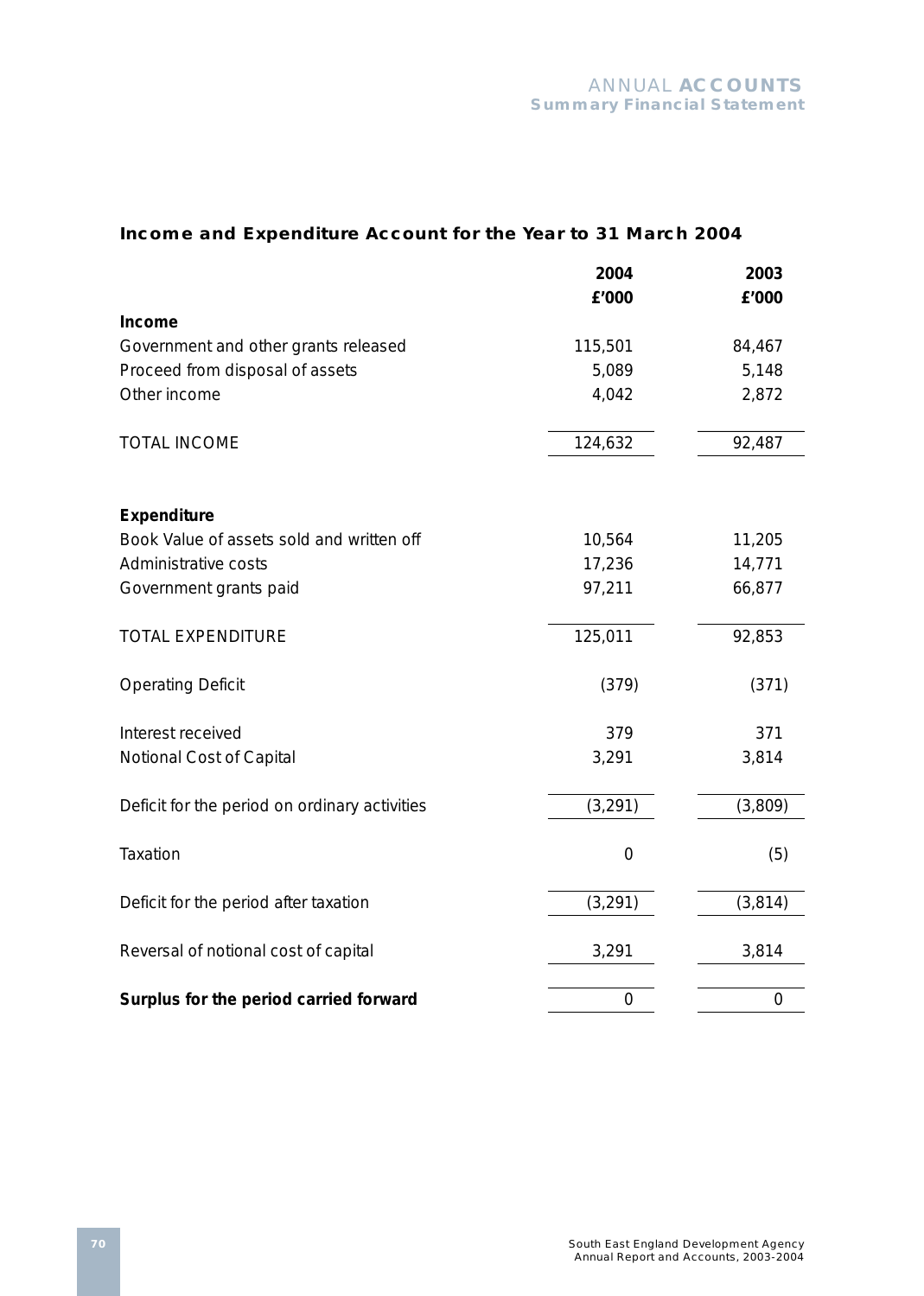## Income and Expenditure Account for the Year to 31 March 2004

| | 2004 £'000 | 2003 £'000 |
|---|---|---|
| **Income** | | |
| Government and other grants released | 115,501 | 84,467 |
| Proceed from disposal of assets | 5,089 | 5,148 |
| Other income | 4,042 | 2,872 |
| TOTAL INCOME | 124,632 | 92,487 |
| **Expenditure** | | |
| Book Value of assets sold and written off | 10,564 | 11,205 |
| Administrative costs | 17,236 | 14,771 |
| Government grants paid | 97,211 | 66,877 |
| TOTAL EXPENDITURE | 125,011 | 92,853 |
| Operating Deficit | (379) | (371) |
| Interest received | 379 | 371 |
| Notional Cost of Capital | 3,291 | 3,814 |
| Deficit for the period on ordinary activities | (3,291) | (3,809) |
| Taxation | 0 | (5) |
| Deficit for the period after taxation | (3,291) | (3,814) |
| Reversal of notional cost of capital | 3,291 | 3,814 |
| **Surplus for the period carried forward** | 0 | 0 |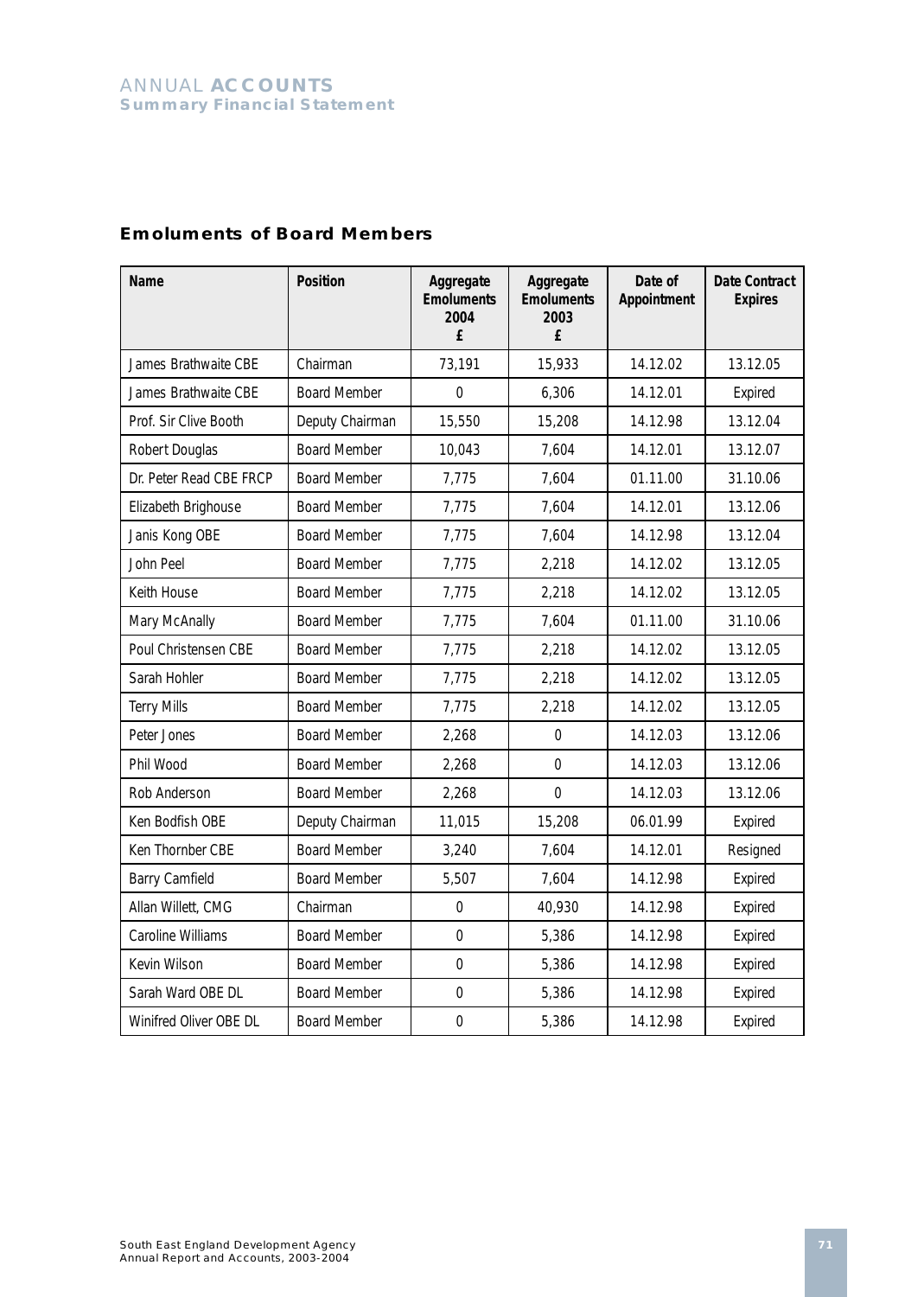## Emoluments of Board Members

| Name | Position | Aggregate Emoluments 2004 £ | Aggregate Emoluments 2003 £ | Date of Appointment | Date Contract Expires |
|---|---|---|---|---|---|
| James Brathwaite CBE | Chairman | 73,191 | 15,933 | 14.12.02 | 13.12.05 |
| James Brathwaite CBE | Board Member | 0 | 6,306 | 14.12.01 | Expired |
| Prof. Sir Clive Booth | Deputy Chairman | 15,550 | 15,208 | 14.12.98 | 13.12.04 |
| Robert Douglas | Board Member | 10,043 | 7,604 | 14.12.01 | 13.12.07 |
| Dr. Peter Read CBE FRCP | Board Member | 7,775 | 7,604 | 01.11.00 | 31.10.06 |
| Elizabeth Brighouse | Board Member | 7,775 | 7,604 | 14.12.01 | 13.12.06 |
| Janis Kong OBE | Board Member | 7,775 | 7,604 | 14.12.98 | 13.12.04 |
| John Peel | Board Member | 7,775 | 2,218 | 14.12.02 | 13.12.05 |
| Keith House | Board Member | 7,775 | 2,218 | 14.12.02 | 13.12.05 |
| Mary McAnally | Board Member | 7,775 | 7,604 | 01.11.00 | 31.10.06 |
| Poul Christensen CBE | Board Member | 7,775 | 2,218 | 14.12.02 | 13.12.05 |
| Sarah Hohler | Board Member | 7,775 | 2,218 | 14.12.02 | 13.12.05 |
| Terry Mills | Board Member | 7,775 | 2,218 | 14.12.02 | 13.12.05 |
| Peter Jones | Board Member | 2,268 | 0 | 14.12.03 | 13.12.06 |
| Phil Wood | Board Member | 2,268 | 0 | 14.12.03 | 13.12.06 |
| Rob Anderson | Board Member | 2,268 | 0 | 14.12.03 | 13.12.06 |
| Ken Bodfish OBE | Deputy Chairman | 11,015 | 15,208 | 06.01.99 | Expired |
| Ken Thornber CBE | Board Member | 3,240 | 7,604 | 14.12.01 | Resigned |
| Barry Camfield | Board Member | 5,507 | 7,604 | 14.12.98 | Expired |
| Allan Willett, CMG | Chairman | 0 | 40,930 | 14.12.98 | Expired |
| Caroline Williams | Board Member | 0 | 5,386 | 14.12.98 | Expired |
| Kevin Wilson | Board Member | 0 | 5,386 | 14.12.98 | Expired |
| Sarah Ward OBE DL | Board Member | 0 | 5,386 | 14.12.98 | Expired |
| Winifred Oliver OBE DL | Board Member | 0 | 5,386 | 14.12.98 | Expired |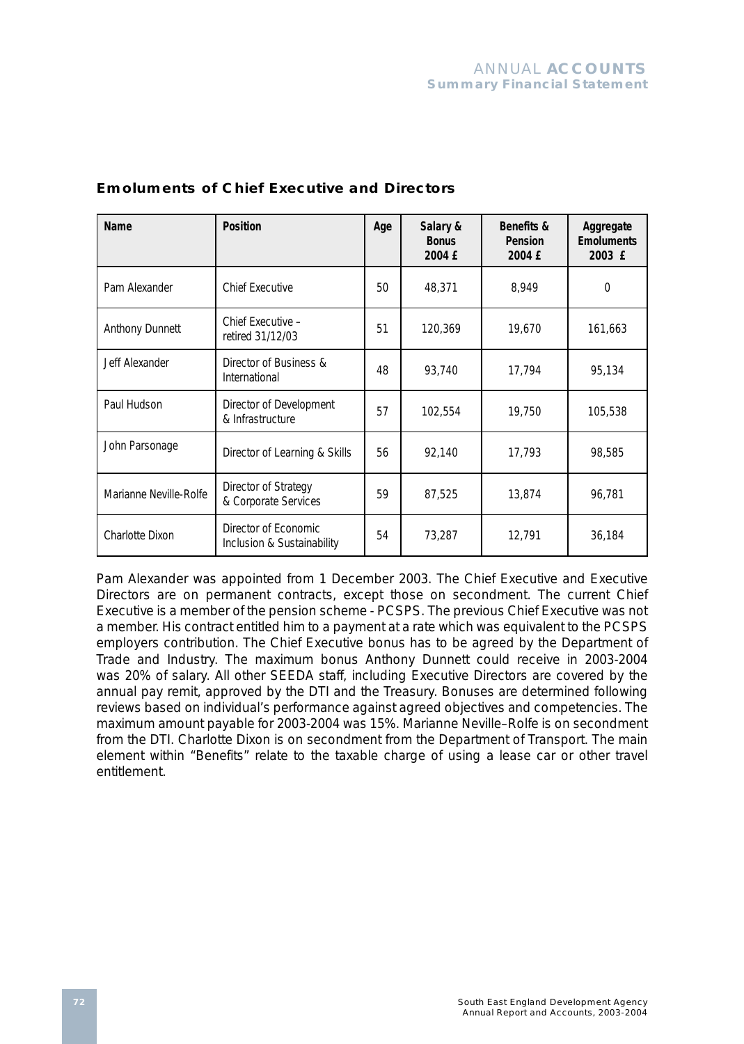### Emoluments of Chief Executive and Directors

| Name | Position | Age | Salary & Bonus 2004 £ | Benefits & Pension 2004 £ | Aggregate Emoluments 2003 £ |
|---|---|---|---|---|---|
| Pam Alexander | Chief Executive | 50 | 48,371 | 8,949 | 0 |
| Anthony Dunnett | Chief Executive – retired 31/12/03 | 51 | 120,369 | 19,670 | 161,663 |
| Jeff Alexander | Director of Business & International | 48 | 93,740 | 17,794 | 95,134 |
| Paul Hudson | Director of Development & Infrastructure | 57 | 102,554 | 19,750 | 105,538 |
| John Parsonage | Director of Learning & Skills | 56 | 92,140 | 17,793 | 98,585 |
| Marianne Neville-Rolfe | Director of Strategy & Corporate Services | 59 | 87,525 | 13,874 | 96,781 |
| Charlotte Dixon | Director of Economic Inclusion & Sustainability | 54 | 73,287 | 12,791 | 36,184 |

Pam Alexander was appointed from 1 December 2003. The Chief Executive and Executive Directors are on permanent contracts, except those on secondment. The current Chief Executive is a member of the pension scheme - PCSPS. The previous Chief Executive was not a member. His contract entitled him to a payment at a rate which was equivalent to the PCSPS employers contribution. The Chief Executive bonus has to be agreed by the Department of Trade and Industry. The maximum bonus Anthony Dunnett could receive in 2003-2004 was 20% of salary. All other SEEDA staff, including Executive Directors are covered by the annual pay remit, approved by the DTI and the Treasury. Bonuses are determined following reviews based on individual's performance against agreed objectives and competencies. The maximum amount payable for 2003-2004 was 15%. Marianne Neville–Rolfe is on secondment from the DTI. Charlotte Dixon is on secondment from the Department of Transport. The main element within "Benefits" relate to the taxable charge of using a lease car or other travel entitlement.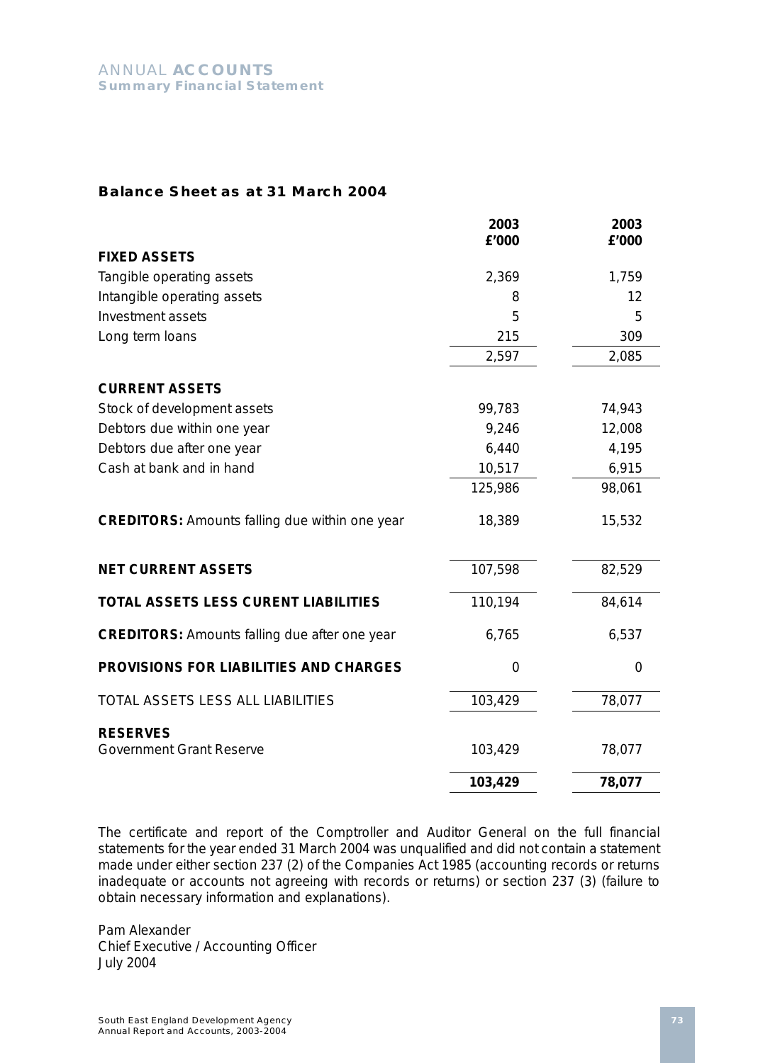# ANNUAL **ACCOUNTS**
## Summary Financial Statement

### Balance Sheet as at 31 March 2004

| | 2003<br>£'000 | 2003<br>£'000 |
|---|---|---|
| **FIXED ASSETS** | | |
| Tangible operating assets | 2,369 | 1,759 |
| Intangible operating assets | 8 | 12 |
| Investment assets | 5 | 5 |
| Long term loans | 215 | 309 |
| | 2,597 | 2,085 |
| **CURRENT ASSETS** | | |
| Stock of development assets | 99,783 | 74,943 |
| Debtors due within one year | 9,246 | 12,008 |
| Debtors due after one year | 6,440 | 4,195 |
| Cash at bank and in hand | 10,517 | 6,915 |
| | 125,986 | 98,061 |
| **CREDITORS:** Amounts falling due within one year | 18,389 | 15,532 |
| **NET CURRENT ASSETS** | 107,598 | 82,529 |
| **TOTAL ASSETS LESS CURENT LIABILITIES** | 110,194 | 84,614 |
| **CREDITORS:** Amounts falling due after one year | 6,765 | 6,537 |
| **PROVISIONS FOR LIABILITIES AND CHARGES** | 0 | 0 |
| TOTAL ASSETS LESS ALL LIABILITIES | 103,429 | 78,077 |
| **RESERVES** | | |
| Government Grant Reserve | 103,429 | 78,077 |
| | **103,429** | **78,077** |

The certificate and report of the Comptroller and Auditor General on the full financial statements for the year ended 31 March 2004 was unqualified and did not contain a statement made under either section 237 (2) of the Companies Act 1985 (accounting records or returns inadequate or accounts not agreeing with records or returns) or section 237 (3) (failure to obtain necessary information and explanations).

Pam Alexander
Chief Executive / Accounting Officer
July 2004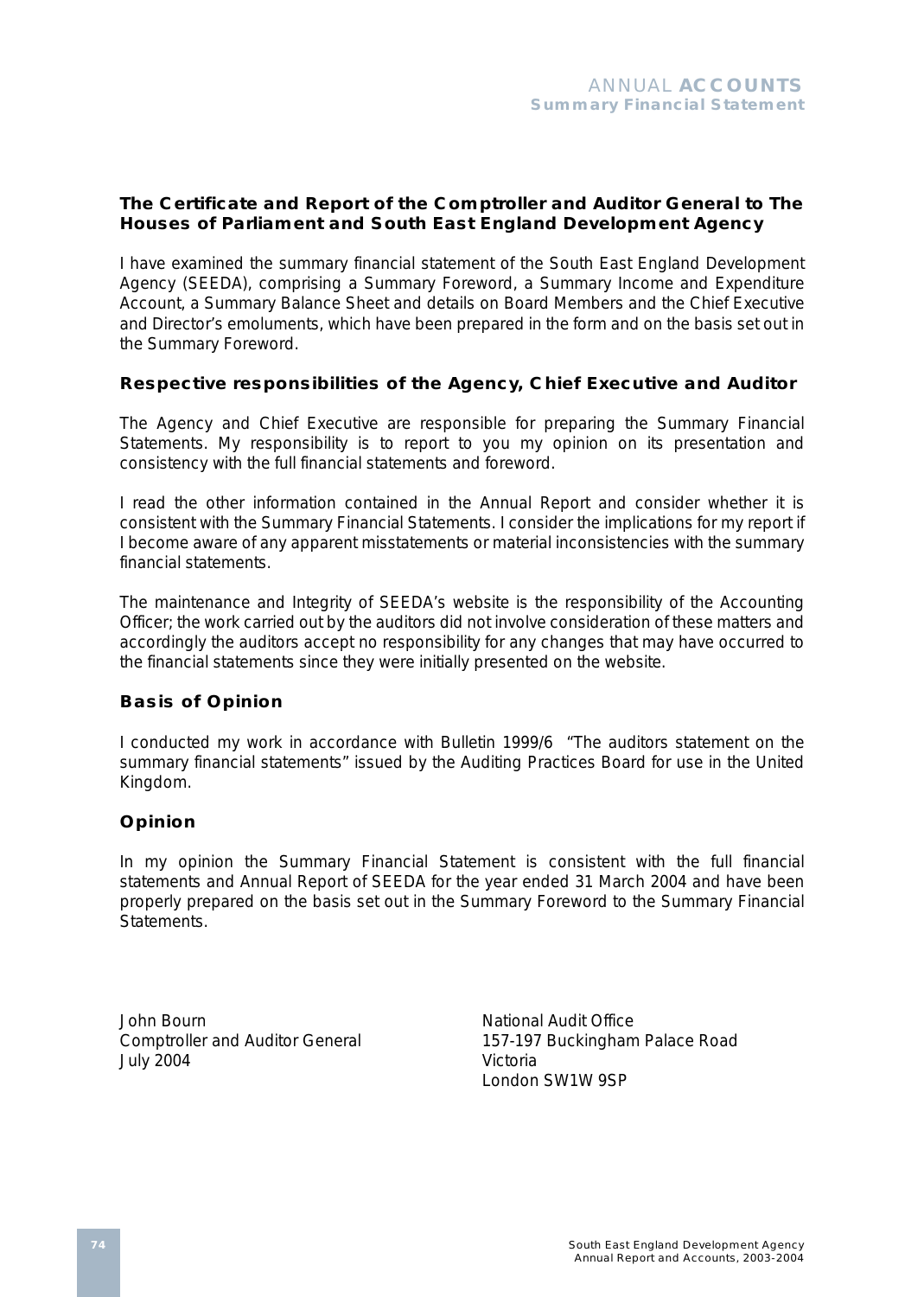## The Certificate and Report of the Comptroller and Auditor General to The Houses of Parliament and South East England Development Agency

I have examined the summary financial statement of the South East England Development Agency (SEEDA), comprising a Summary Foreword, a Summary Income and Expenditure Account, a Summary Balance Sheet and details on Board Members and the Chief Executive and Director's emoluments, which have been prepared in the form and on the basis set out in the Summary Foreword.

### Respective responsibilities of the Agency, Chief Executive and Auditor

The Agency and Chief Executive are responsible for preparing the Summary Financial Statements. My responsibility is to report to you my opinion on its presentation and consistency with the full financial statements and foreword.

I read the other information contained in the Annual Report and consider whether it is consistent with the Summary Financial Statements. I consider the implications for my report if I become aware of any apparent misstatements or material inconsistencies with the summary financial statements.

The maintenance and Integrity of SEEDA's website is the responsibility of the Accounting Officer; the work carried out by the auditors did not involve consideration of these matters and accordingly the auditors accept no responsibility for any changes that may have occurred to the financial statements since they were initially presented on the website.

### Basis of Opinion

I conducted my work in accordance with Bulletin 1999/6 "The auditors statement on the summary financial statements" issued by the Auditing Practices Board for use in the United Kingdom.

### Opinion

In my opinion the Summary Financial Statement is consistent with the full financial statements and Annual Report of SEEDA for the year ended 31 March 2004 and have been properly prepared on the basis set out in the Summary Foreword to the Summary Financial Statements.

John Bourn
Comptroller and Auditor General
July 2004

National Audit Office
157-197 Buckingham Palace Road
Victoria
London SW1W 9SP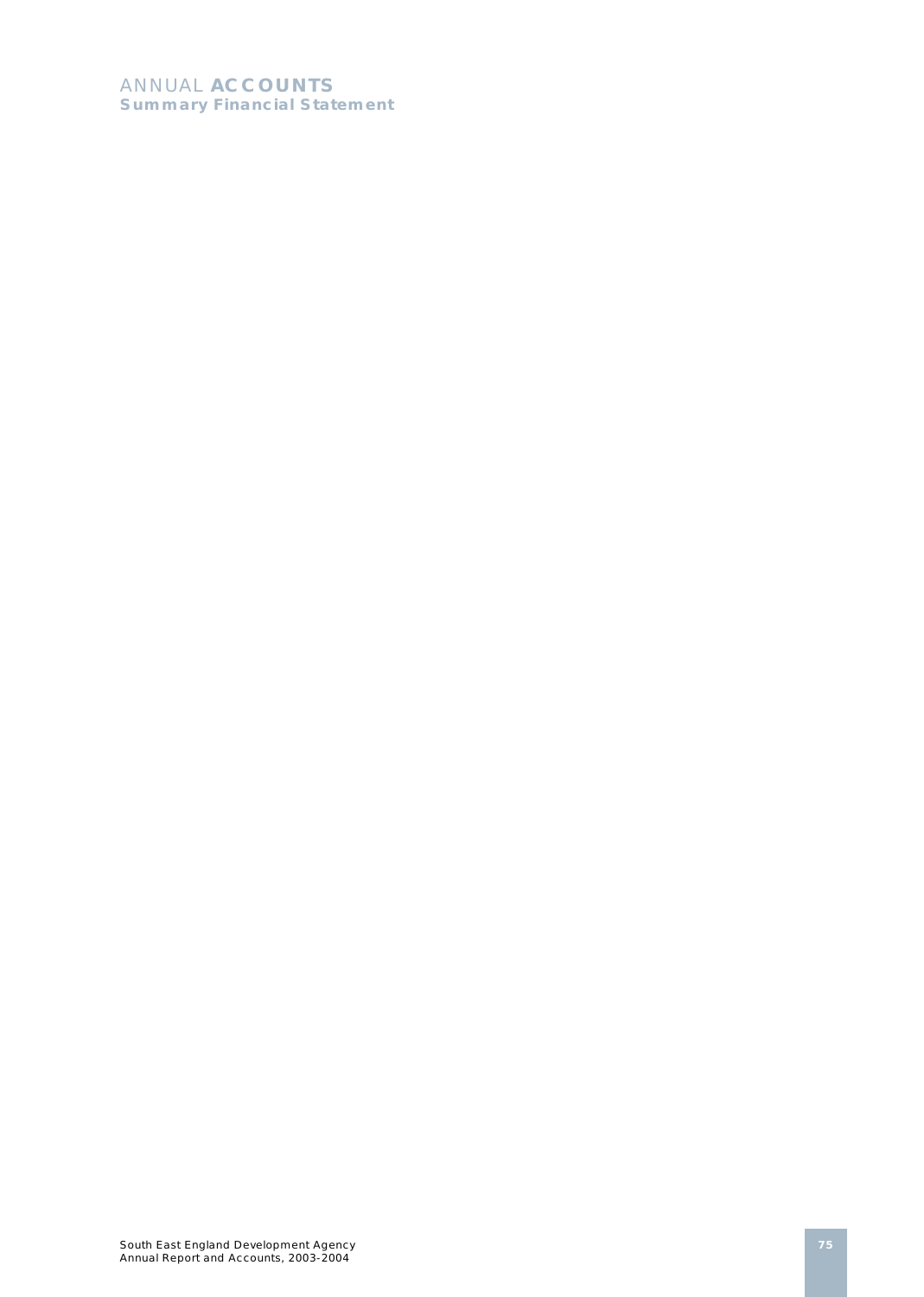ANNUAL **ACCOUNTS**
**Summary Financial Statement**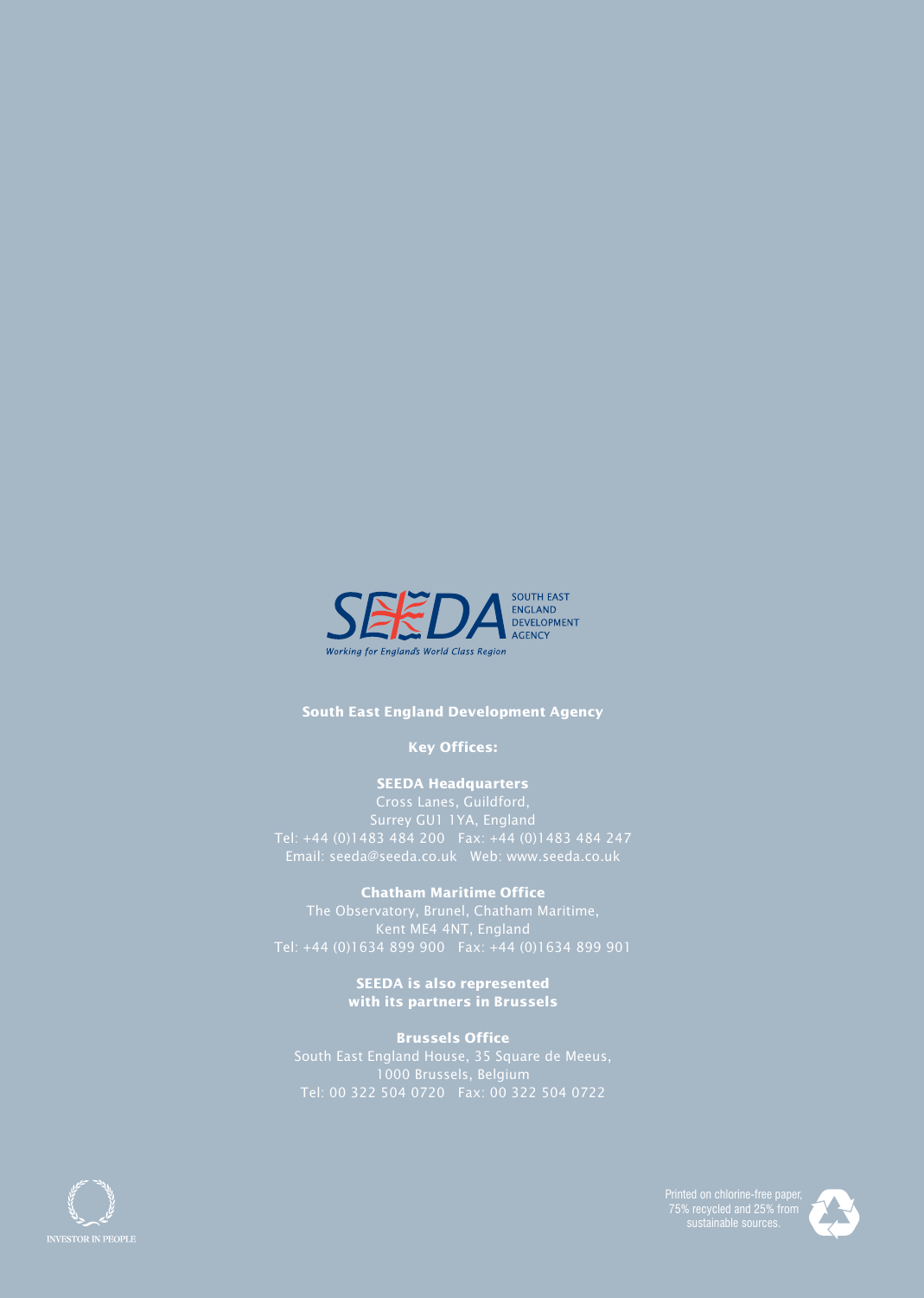SEEDA SOUTH EAST ENGLAND DEVELOPMENT AGENCY

*Working for England's World Class Region*

**South East England Development Agency**

**Key Offices:**

**SEEDA Headquarters**

Cross Lanes, Guildford,
Surrey GU1 1YA, England
Tel: +44 (0)1483 484 200   Fax: +44 (0)1483 484 247
Email: seeda@seeda.co.uk   Web: www.seeda.co.uk

**Chatham Maritime Office**

The Observatory, Brunel, Chatham Maritime,
Kent ME4 4NT, England
Tel: +44 (0)1634 899 900   Fax: +44 (0)1634 899 901

**SEEDA is also represented with its partners in Brussels**

**Brussels Office**

South East England House, 35 Square de Meeus,
1000 Brussels, Belgium
Tel: 00 322 504 0720   Fax: 00 322 504 0722

INVESTOR IN PEOPLE

Printed on chlorine-free paper, 75% recycled and 25% from sustainable sources.